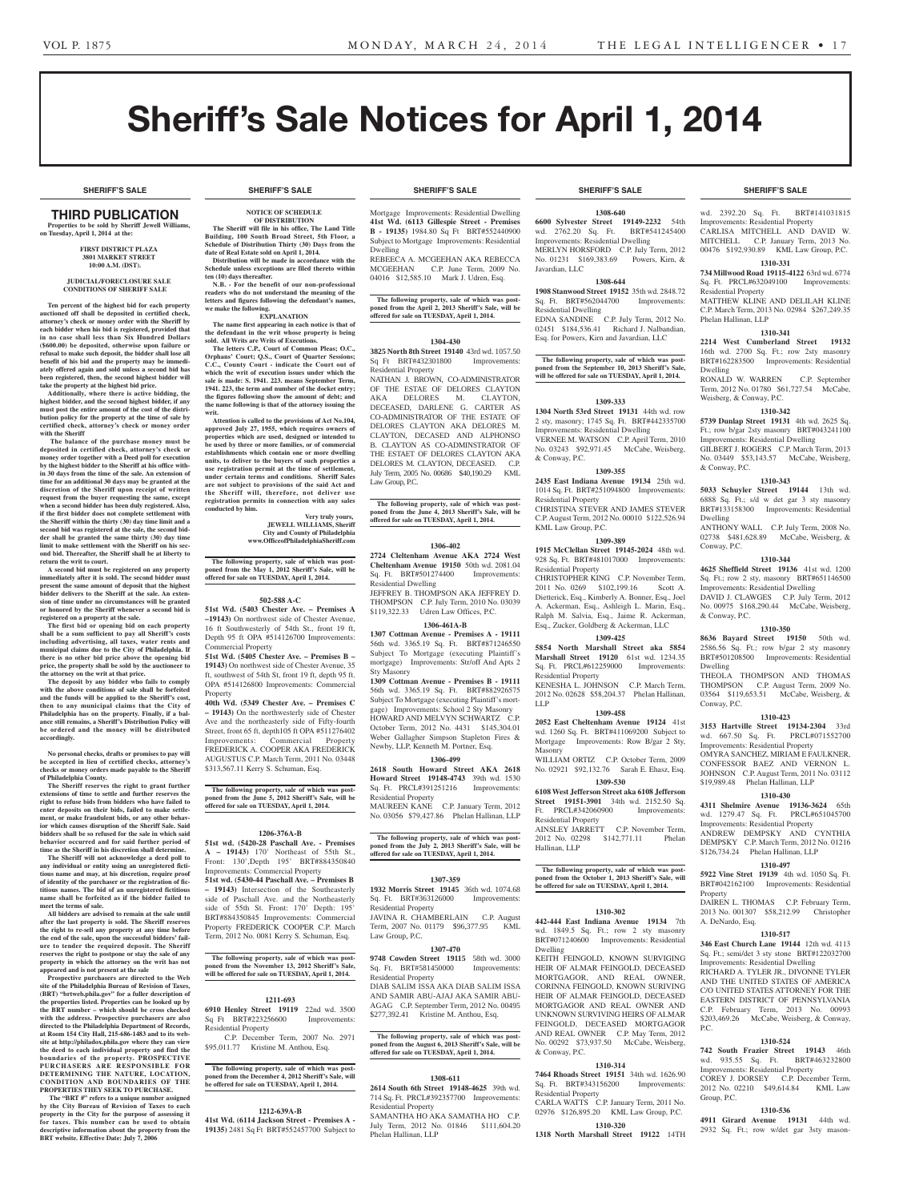# Sheriff's Sale Notices for April 1, 2014

SHERIFF'S SALE

## THIRD PUBLICATION

**Properties to be sold by Sheriff Jewell Williams, on Tuesday, April 1, 2014 at the:**

**FIRST DISTRICT PLAZA**
**3801 MARKET STREET**
**10:00 A.M. (DST).**

**JUDICIAL/FORECLOSURE SALE CONDITIONS OF SHERIFF SALE**

**Ten percent of the highest bid for each property auctioned off shall be deposited in certified check, attorney's check or money order with the Sheriff by each bidder when his bid is registered, provided that in no case shall less than Six Hundred Dollars ($600.00) be deposited, otherwise upon failure or refusal to make such deposit, the bidder shall lose all benefit of his bid and the property may be immediately offered again and sold unless a second bid has been registered, then, the second highest bidder will take the property at the highest bid price.**

**Additionally, where there is active bidding, the highest bidder, and the second highest bidder, if any must post the entire amount of the cost of the distribution policy for the property at the time of sale by certified check, attorney's check or money order with the Sheriff**

**The balance of the purchase money must be deposited in certified check, attorney's check or money order together with a Deed poll for execution by the highest bidder to the Sheriff at his office within 30 days from the time of the sale. An extension of time for an additional 30 days may be granted at the discretion of the Sheriff upon receipt of written request from the buyer requesting the same, except when a second bidder has been duly registered. Also, if the first bidder does not complete settlement with the Sheriff within the thirty (30) day time limit and a second bid was registered at the sale, the second bidder shall be granted the same thirty (30) day time limit to make settlement with the Sheriff on his second bid. Thereafter, the Sheriff shall be at liberty to return the writ to court.**

**A second bid must be registered on any property immediately after it is sold. The second bidder must present the same amount of deposit that the highest bidder delivers to the Sheriff at the sale. An extension of time under no circumstances will be granted or honored by the Sheriff whenever a second bid is registered on a property at the sale.**

**The first bid or opening bid on each property shall be a sum sufficient to pay all Sheriff's costs including advertising, all taxes, water rents and municipal claims due to the City of Philadelphia. If there is no other bid price above the opening bid price, the property shall be sold by the auctioneer to the attorney on the writ at that price.**

**The deposit by any bidder who fails to comply with the above conditions of sale shall be forfeited and the funds will be applied to the Sheriff's cost, then to any municipal claims that the City of Philadelphia has on the property. Finally, if a balance still remains, a Sheriff's Distribution Policy will be ordered and the money will be distributed accordingly.**

**No personal checks, drafts or promises to pay will be accepted in lieu of certified checks, attorney's checks or money orders made payable to the Sheriff of Philadelphia County.**

**The Sheriff reserves the right to grant further extensions of time to settle and further reserves the right to refuse bids from bidders who have failed to enter deposits on their bids, failed to make settlement, or make fraudulent bids, or any other behavior which causes disruption of the Sheriff Sale. Said bidders shall be so refused for the sale in which said behavior occurred and for said further period of time as the Sheriff in his discretion shall determine.**

**The Sheriff will not acknowledge a deed poll to any individual or entity using an unregistered fictitious name and may, at his discretion, require proof of identity of the purchaser or the registration of fictitious names. The bid of an unregistered fictitious name shall be forfeited as if the bidder failed to meet the terms of sale.**

**All bidders are advised to remain at the sale until after the last property is sold. The Sheriff reserves the right to re-sell any property at any time before the end of the sale, upon the successful bidders' failure to tender the required deposit. The Sheriff reserves the right to postpone or stay the sale of any property in which the attorney on the writ has not appeared and is not present at the sale**

**Prospective purchasers are directed to the Web site of the Philadelphia Bureau of Revision of Taxes, (BRT) "brtweb.phila.gov" for a fuller description of the properties listed. Properties can be looked up by the BRT number – which should be cross checked with the address. Prospective purchasers are also directed to the Philadelphia Department of Records, at Room 154 City Hall, 215-686-1483 and to its website at http://philadox.phila.gov where they can view the deed to each individual property and find the boundaries of the property. PROSPECTIVE PURCHASERS ARE RESPONSIBLE FOR DETERMINING THE NATURE, LOCATION, CONDITION AND BOUNDARIES OF THE PROPERTIES THEY SEEK TO PURCHASE.**

**The "BRT #" refers to a unique number assigned by the City Bureau of Revision of Taxes to each property in the City for the purpose of assessing it for taxes. This number can be used to obtain descriptive information about the property from the BRT website. Effective Date: July 7, 2006**

**NOTICE OF SCHEDULE OF DISTRIBUTION**

**The Sheriff will file in his office, The Land Title Building, 100 South Broad Street, 5th Floor, a Schedule of Distribution Thirty (30) Days from the date of Real Estate sold on April 1, 2014.**

**Distribution will be made in accordance with the Schedule unless exceptions are filed thereto within ten (10) days thereafter.**

**N.B. - For the benefit of our non-professional readers who do not understand the meaning of the letters and figures following the defendant's names, we make the following.**

**EXPLANATION**

**The name first appearing in each notice is that of the defendant in the writ whose property is being sold. All Writs are Writs of Executions.**

**The letters C.P., Court of Common Pleas; O.C., Orphans' Court; Q.S., Court of Quarter Sessions; C.C., County Court - indicate the Court out of which the writ of execution issues under which the sale is made: S. 1941. 223. means September Term, 1941. 223, the term and number of the docket entry; the figures following show the amount of debt; and the name following is that of the attorney issuing the writ.**

**Attention is called to the provisions of Act No.104, approved July 27, 1955, which requires owners of properties which are used, designed or intended to be used by three or more families, or of commercial establishments which contain one or more dwelling units, to deliver to the buyers of such properties a use registration permit at the time of settlement, under certain terms and conditions. Sheriff Sales are not subject to provisions of the said Act and the Sheriff will, therefore, not deliver use registration permits in connection with any sales conducted by him.**

**Very truly yours,**
**JEWELL WILLIAMS, Sheriff**
**City and County of Philadelphia**
**www.OfficeofPhiladelphiaSheriff.com**

**The following property, sale of which was postponed from the May 1, 2012 Sheriff's Sale, will be offered for sale on TUESDAY, April 1, 2014.**

**502-588 A-C**

**51st Wd. (5403 Chester Ave. – Premises A –19143)** On northwest side of Chester Avenue, 16 ft Southwesterly of 54th St., front 19 ft, Depth 95 ft OPA #514126700 Improvements: Commercial Property

**51st Wd. (5405 Chester Ave. – Premises B – 19143)** On northwest side of Chester Avenue, 35 ft, southwest of 54th St, front 19 ft, depth 95 ft. OPA #514126800 Improvements: Commercial Property

**40th Wd. (5349 Chester Ave. – Premises C – 19143)** On the northwesterly side of Chester Ave and the northeasterly side of Fifty-fourth Street, front 65 ft, depth105 ft OPA #511276402 Improvements: Commercial Property FREDERICK A. COOPER AKA FREDERICK AUGUSTUS C.P. March Term, 2011 No. 03448 $313,567.11 Kerry S. Schuman, Esq.

**The following property, sale of which was postponed from the June 5, 2012 Sheriff's Sale, will be offered for sale on TUESDAY, April 1, 2014.**

**1206-376A-B**

**51st wd. (5420-28 Paschall Ave. - Premises A – 19143)** 170' Northeast of 55th St., Front: 130',Depth 195' BRT#884350840 Improvements: Commercial Property

**51st wd. (5430-44 Paschall Ave. – Premises B – 19143)** Intersection of the Southeasterly side of Paschall Ave. and the Northeasterly side of 55th St. Front: 170' Depth: 195' BRT#884350845 Improvements: Commercial Property FREDERICK COOPER C.P. March Term, 2012 No. 0081 Kerry S. Schuman, Esq.

**The following property, sale of which was postponed from the November 13, 2012 Sheriff's Sale, will be offered for sale on TUESDAY, April 1, 2014.**

**1211-693**

**6910 Henley Street 19119** 22nd wd. 3500 Sq Ft BRT#223256600 Improvements: Residential Property

C.P. December Term, 2007 No. 2971 $95,011.77 Kristine M. Anthou, Esq.

**The following property, sale of which was postponed from the December 4, 2012 Sheriff's Sale, will be offered for sale on TUESDAY, April 1, 2014.**

**1212-639A-B**

**41st Wd. (6114 Jackson Street - Premises A - 19135)** 2481 Sq Ft BRT#552457700 Subject to Mortgage Improvements: Residential Dwelling **41st Wd. (6113 Gillespie Street - Premises B - 19135)** 1984.80 Sq Ft BRT#552440900 Subject to Mortgage Improvements: Residential Dwelling

REBEECA A. MCGEEHAN AKA REBECCA MCGEEHAN C.P. June Term, 2009 No. 04016 $12,585.10 Mark J. Udren, Esq.

**The following property, sale of which was postponed from the April 2, 2013 Sheriff's Sale, will be offered for sale on TUESDAY, April 1, 2014.**

**1304-430**

**3825 North 8th Street 19140** 43rd wd. 1057.50 Sq Ft BRT#432301800 Improvements: Residential Property

NATHAN J. BROWN, CO-ADMINISTRATOR OF THE ESTAE OF DELORES CLAYTON AKA DELORES M. CLAYTON, DECEASED, DARLENE G. CARTER AS CO-ADMINISTRATOR OF THE ESTATE OF DELORES CLAYTON AKA DELORES M. CLAYTON, DECASED AND ALPHONSO B. CLAYTON AS CO-ADMINSTRATOR OF THE ESTAET OF DELORES CLAYTON AKA DELORES M. CLAYTON, DECEASED. C.P. July Term, 2005 No. 00686 $40,190.29 KML Law Group, P.C.

**The following property, sale of which was postponed from the June 4, 2013 Sheriff's Sale, will be offered for sale on TUESDAY, April 1, 2014.**

**1306-402**

**2724 Cleltenham Avenue AKA 2724 West Cheltenham Avenue 19150** 50th wd. 2081.04 Sq. Ft. BRT#501274400 Improvements: Residential Dwelling

JEFFREY B. THOMPSON AKA JEFFREY D. THOMPSON C.P. July Term, 2010 No. 03039 $119,322.33 Udren Law Offices, P.C.

**1306-461A-B**

**1307 Cottman Avenue - Premises A - 19111** 56th wd. 3365.19 Sq. Ft. BRT#871246550 Subject To Mortgage (executing Plaintiff's mortgage) Improvements: Str/off And Apts 2 Sty Masonry

**1309 Cottman Avenue - Premises B - 19111** 56th wd. 3365.19 Sq. Ft. BRT#882926575 Subject To Mortgage (executing Plaintiff's mortgage) Improvements: School 2 Sty Masonry HOWARD AND MELVYN SCHWARTZ C.P. October Term, 2012 No. 4431 $145,304.01 Weber Gallagher Simpson Stapleton Fires & Newby, LLP, Kenneth M. Portner, Esq.

**1306-499**

**2618 South Howard Street AKA 2618 Howard Street 19148-4743** 39th wd. 1530 Sq. Ft. PRCL#391251216 Improvements: Residential Property

MAUREEN KANE C.P. January Term, 2012 No. 03056 $79,427.86 Phelan Hallinan, LLP

**The following property, sale of which was postponed from the July 2, 2013 Sheriff's Sale, will be offered for sale on TUESDAY, April 1, 2014.**

**1307-359**

**1932 Morris Street 19145** 36th wd. 1074.68 Sq. Ft. BRT#363126000 Improvements: Residential Property

JAVINA R. CHAMBERLAIN C.P. August Term, 2007 No. 01179 $96,377.95 KML Law Group, P.C.

**1307-470**

**9748 Cowden Street 19115** 58th wd. 3000 Sq. Ft. BRT#581450000 Improvements: Residential Property

DIAB SALIM ISSA AKA DIAB SALIM ISSA AND SAMIR ABU-AJAJ AKA SAMIR ABU-AGAG C.P. September Term, 2012 No. 00495 $277,392.41 Kristine M. Anthou, Esq.

**The following property, sale of which was postponed from the August 6, 2013 Sheriff's Sale, will be offered for sale on TUESDAY, April 1, 2014.**

**1308-611**

**2614 South 6th Street 19148-4625** 39th wd. 714 Sq. Ft. PRCL#392357700 Improvements: Residential Property

SAMANTHA HO AKA SAMATHA HO C.P. July Term, 2012 No. 01846 $111,604.20 Phelan Hallinan, LLP

**1308-640**

**6600 Sylvester Street 19149-2232** 54th wd. 2762.20 Sq. Ft. BRT#541245400 Improvements: Residential Dwelling

MERLYN HORSFORD C.P. July Term, 2012 No. 01231 $169,383.69 Powers, Kirn, & Javardian, LLC

**1308-644**

**1908 Stanwood Street 19152** 35th wd. 2848.72 Sq. Ft. BRT#562044700 Improvements: Residential Dwelling

EDNA SANDINE C.P. July Term, 2012 No. 02451 $184,536.41 Richard J. Nalbandian, Esq. for Powers, Kirn and Javardian, LLC

**The following property, sale of which was postponed from the September 10, 2013 Sheriff's Sale, will be offered for sale on TUESDAY, April 1, 2014.**

**1309-333**

**1304 North 53rd Street 19131** 44th wd. row 2 sty, masonry; 1745 Sq. Ft. BRT#442335700 Improvements: Residential Dwelling

VERNEE M. WATSON C.P. April Term, 2010 No. 03243 $92,971.45 McCabe, Weisberg, & Conway, P.C.

**1309-355**

**2435 East Indiana Avenue 19134** 25th wd. 1014 Sq. Ft. BRT#251094800 Improvements: Residential Property

CHRISTINA STEVER AND JAMES STEVER C.P. August Term, 2012 No. 00010 $122,526.94 KML Law Group, P.C.

**1309-389**

**1915 McClellan Street 19145-2024** 48th wd. 928 Sq. Ft. BRT#481017000 Improvements: Residential Property

CHRISTOPHER KING C.P. November Term, 2011 No. 0269 $102,199.16 Scott A. Dietterick, Esq., Kimberly A. Bonner, Esq., Joel A. Ackerman, Esq., Ashleigh L. Marin, Esq., Ralph M. Salvia, Esq., Jaime R. Ackerman, Esq., Zucker, Goldberg & Ackerman, LLC

**1309-425**

**5854 North Marshall Street aka 5854 Marshall Street 19120** 61st wd. 1234.35 Sq. Ft. PRCL#612259000 Improvements: Residential Property

KENESHA L. JOHNSON C.P. March Term, 2012 No. 02628 $58,204.37 Phelan Hallinan, LLP

**1309-458**

**2052 East Cheltenham Avenue 19124** 41st wd. 1260 Sq. Ft. BRT#411069200 Subject to Mortgage Improvements: Row B/gar 2 Sty, Masonry

WILLIAM ORTIZ C.P. October Term, 2009 No. 02921 $92,132.76 Sarah E. Ehasz, Esq.

**1309-530**

**6108 West Jefferson Street aka 6108 Jefferson Street 19151-3901** 34th wd. 2152.50 Sq. Ft. PRCL#342060900 Improvements: Residential Property

AINSLEY JARRETT C.P. November Term, 2012 No. 00298 $142,771.11 Phelan Hallinan, LLP

**The following property, sale of which was postponed from the October 1, 2013 Sheriff's Sale, will be offered for sale on TUESDAY, April 1, 2014.**

**1310-302**

**442-444 East Indiana Avenue 19134** 7th wd. 1849.5 Sq. Ft.; row 2 sty masonry BRT#071240600 Improvements: Residential Dwelling

KEITH FEINGOLD, KNOWN SURVIGING HEIR OF ALMAR FEINGOLD, DECEASED MORTGAGOR, AND REAL OWNER, CORINNA FEINGOLD, KNOWN SURVIVING HEIR OF ALMAR FEINGOLD, DECEASED MORTGAGOR AND REAL OWNER AND UNKNOWN SURVIVING HEIRS OF ALMAR FEINGOLD, DECEASED MORTGAGOR AND REAL OWNER C.P. May Term, 2012 No. 00292 $73,937.50 McCabe, Weisberg, & Conway, P.C.

**1310-314**

**7464 Rhoads Street 19151** 34th wd. 1626.90 Sq. Ft. BRT#343156200 Improvements: Residential Property

CARLA WATTS C.P. January Term, 2011 No. 02976 $126,895.20 KML Law Group, P.C.

**1310-320**

**1318 North Marshall Street 19122** 14TH wd. 2392.20 Sq. Ft. BRT#141031815 Improvements: Residential Property

CARLISA MITCHELL AND DAVID W. MITCHELL C.P. January Term, 2013 No. 00476 $192,930.89 KML Law Group, P.C.

**1310-331**

**734 Millwood Road 19115-4122** 63rd wd. 6774 Sq. Ft. PRCL#632049100 Improvements: Residential Property

MATTHEW KLINE AND DELILAH KLINE C.P. March Term, 2013 No. 02984 $267,249.35 Phelan Hallinan, LLP

**1310-341**

**2214 West Cumberland Street 19132** 16th wd. 2700 Sq. Ft.; row 2sty masonry BRT#162283500 Improvements: Residential Dwelling

RONALD W. WARREN C.P. September Term, 2012 No. 01780 $61,727.54 McCabe, Weisberg, & Conway, P.C.

**1310-342**

**5739 Dunlap Street 19131** 4th wd. 2625 Sq. Ft.; row b/gar 2sty masonry BRT#043241100 Improvements: Residential Dwelling

GILBERT J. ROGERS C.P. March Term, 2013 No. 03449 $53,143.57 McCabe, Weisberg, & Conway, P.C.

**1310-343**

**5033 Schuyler Street 19144** 13th wd. 6888 Sq. Ft.; s/d w det gar 3 sty masonry BRT#133158300 Improvements: Residential Dwelling

ANTHONY WALL C.P. July Term, 2008 No. 02738 $481,628.89 McCabe, Weisberg, & Conway, P.C.

**1310-344**

**4625 Sheffield Street 19136** 41st wd. 1200 Sq. Ft.; row 2 sty, masonry BRT#651146500 Improvements: Residential Dwelling

DAVID J. CLAWGES C.P. July Term, 2012 No. 00975 $168,290.44 McCabe, Weisberg, & Conway, P.C.

**1310-350**

**8636 Bayard Street 19150** 50th wd. 2586.56 Sq. Ft.; row b/gar 2 sty masonry BRT#501208500 Improvements: Residential Dwelling

THEOLA THOMPSON AND THOMAS THOMPSON C.P. August Term, 2009 No. 03564 $119,653.51 McCabe, Weisberg, & Conway, P.C.

**1310-423**

**3153 Hartville Street 19134-2304** 33rd wd. 667.50 Sq. Ft. PRCL#071552700 Improvements: Residential Property

OMYRA SANCHEZ, MIRIAM E FAULKNER, CONFESSOR BAEZ AND VERNON L. JOHNSON C.P. August Term, 2011 No. 03112 $19,989.48 Phelan Hallinan, LLP

**1310-430**

**4311 Shelmire Avenue 19136-3624** 65th wd. 1279.47 Sq. Ft. PRCL#651045700 Improvements: Residential Property

ANDREW DEMPSKY AND CYNTHIA DEMPSKY C.P. March Term, 2012 No. 01216 $126,734.24 Phelan Hallinan, LLP

**1310-497**

**5922 Vine Street 19139** 4th wd. 1050 Sq. Ft. BRT#042162100 Improvements: Residential Property

DAIREN L. THOMAS C.P. February Term, 2013 No. 001307 $58,212.99 Christopher A. DeNardo, Esq.

**1310-517**

**346 East Church Lane 19144** 12th wd. 4113 Sq. Ft.; semi/det 3 sty stone BRT#122032700 Improvements: Residential Dwelling

RICHARD A. TYLER JR., DIVONNE TYLER AND THE UNITED STATES OF AMERICA C/O UNITED STATES ATTORNEY FOR THE EASTERN DISTRICT OF PENNSYLVANIA C.P. February Term, 2013 No. 00993 $203,469.26 McCabe, Weisberg, & Conway, P.C.

**1310-524**

**742 South Frazier Street 19143** 46th wd. 935.55 Sq. Ft. BRT#463232800 Improvements: Residential Property

COREY J. DORSEY C.P. December Term, 2012 No. 02210 $49,614.84 KML Law Group, P.C.

**1310-536**

**4911 Girard Avenue 19131** 44th wd. 2932 Sq. Ft.; row w/det gar 3sty mason-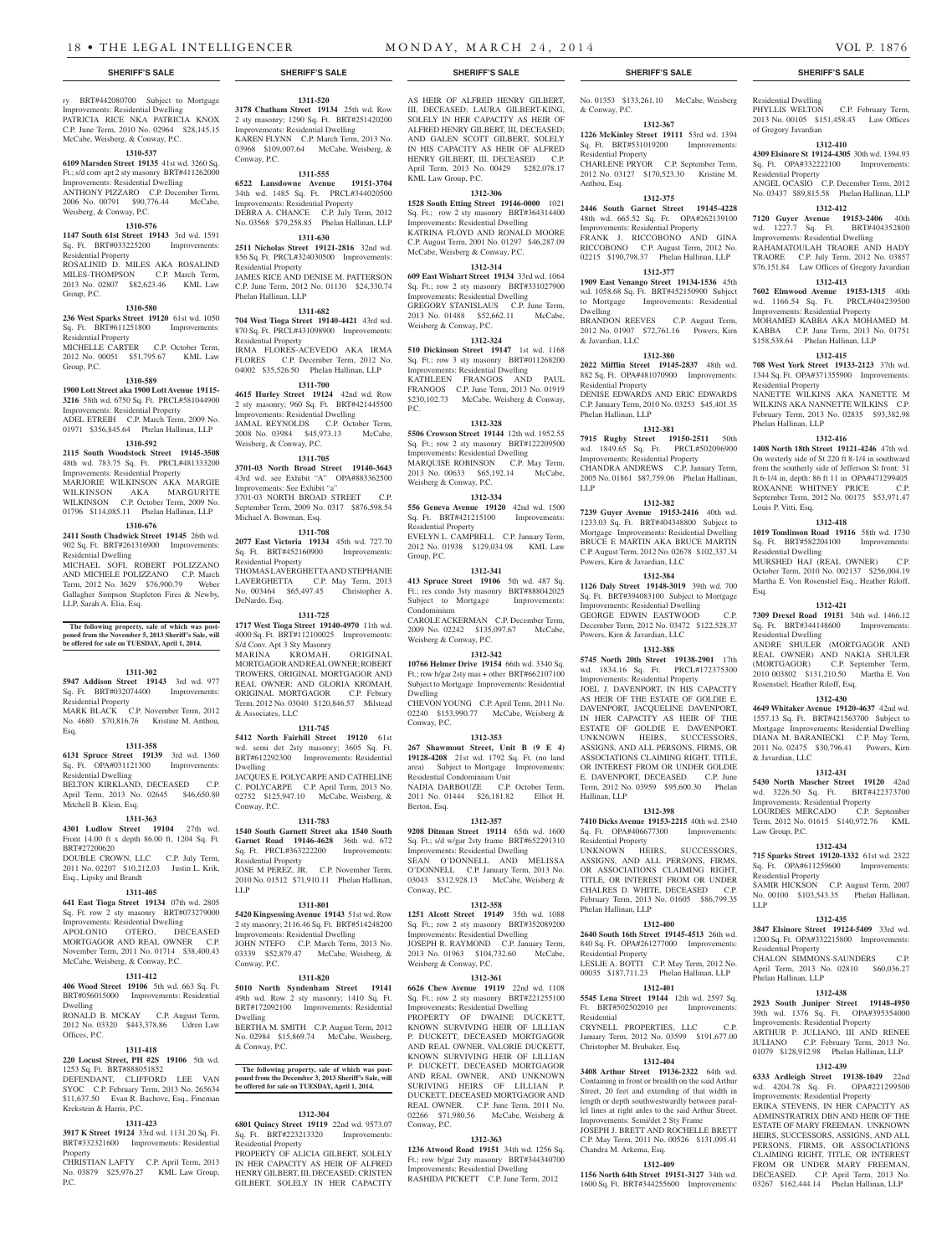ry BRT#442080700 Subject to Mortgage Improvements: Residential Dwelling
PATRICIA RICE NKA PATRICIA KNOX C.P. June Term, 2010 No. 02964 $28,145.15 McCabe, Weisberg & Conway, P.C.

**1310-537**

**6109 Marsden Street 19135** 41st wd. 3260 Sq. Ft.; s/d conv apt 2 sty masonry BRT#411262000 Improvements: Residential Dwelling
ANTHONY PIZZARO C.P. December Term, 2006 No. 00791 $90,776.44 McCabe, Weisberg & Conway, P.C.

**1310-576**

**1147 South 61st Street 19143** 3rd wd. 1591 Sq. Ft. BRT#033225200 Improvements: Residential Property
ROSALINID D. MILES AKA ROSALIND MILES-THOMPSON C.P. March Term, 2013 No. 02807 $82,623.46 KML Law Group, P.C.

**1310-580**

**236 West Sparks Street 19120** 61st wd. 1050 Sq. Ft. BRT#611251800 Improvements: Residential Property
MICHELLE CARTER C.P. October Term, 2012 No. 00051 $51,795.67 KML Law Group, P.C.

**1310-589**

**1900 Lott Street aka 1900 Lott Avenue 19115-3216** 58th wd. 6750 Sq. Ft. PRCL#581044900 Improvements: Residential Property
ADEL ETREIH C.P. March Term, 2009 No. 01971 $356,845.64 Phelan Hallinan, LLP

**1310-592**

**2115 South Woodstock Street 19145-3508** 48th wd. 783.75 Sq. Ft. PRCL#481333200 Improvements: Residential Property
MARJORIE WILKINSON AKA MARGIE WILKINSON AKA MARGURITE WILKINSON C.P. October Term, 2009 No. 01796 $114,085.11 Phelan Hallinan, LLP

**1310-676**

**2411 South Chadwick Street 19145** 26th wd. 902 Sq. Ft. BRT#261316900 Improvements: Residential Dwelling
MICHAEL SOFI, ROBERT POLIZZANO AND MICHELE POLIZZANO C.P. March Term, 2012 No. 3629 $76,900.79 Weber Gallagher Simpson Stapleton Fires & Newby, LLP, Sarah A. Elia, Esq.

**The following property, sale of which was postponed from the November 5, 2013 Sheriff's Sale, will be offered for sale on TUESDAY, April 1, 2014.**

**1311-302**

**5947 Addison Street 19143** 3rd wd. 977 Sq. Ft. BRT#032074400 Improvements: Residential Property
MARK BLACK C.P. November Term, 2012 No. 4680 $70,816.76 Kristine M. Anthou, Esq.

**1311-358**

**6131 Spruce Street 19139** 3rd wd. 1360 Sq. Ft. OPA#031121300 Improvements: Residential Dwelling
BELTON KIRKLAND, DECEASED C.P. April Term, 2013 No. 02645 $46,650.80 Mitchell B. Klein, Esq.

**1311-363**

**4301 Ludlow Street 19104** 27th wd. Front 14.00 ft x depth 86.00 ft, 1204 Sq. Ft. BRT#27200620
DOUBLE CROWN, LLC C.P. July Term, 2011 No. 02207 $10,212.03 Justin L. Krik, Esq., Lipsky and Brandt

**1311-405**

**641 East Tioga Street 19134** 07th wd. 2805 Sq. Ft. row 2 sty masonry BRT#073279000 Improvements: Residential Dwelling
APOLONIO OTERO, DECEASED MORTGAGOR AND REAL OWNER C.P. November Term, 2011 No. 01714 $38,400.43 McCabe, Weisberg & Conway, P.C.

**1311-412**

**406 Wood Street 19106** 5th wd. 663 Sq. Ft. BRT#056015000 Improvements: Residential Dwelling
RONALD B. MCKAY C.P. August Term, 2012 No. 03320 $443,378.86 Udren Law Offices, P.C.

**1311-418**

**220 Locust Street, PH #2S 19106** 5th wd. 1253 Sq. Ft. BRT#888051852
DEFENDANT, CLIFFORD LEE VAN SYOC C.P. February Term, 2013 No. 265634 $11,637.50 Evan R. Bachove, Esq., Fineman Krekstein & Harris, P.C.

**1311-423**

**3917 K Street 19124** 33rd wd. 1131.20 Sq. Ft. BRT#332321600 Improvements: Residential Property
CHRISTIAN LAFTY C.P. April Term, 2013 No. 03879 $25,976.27 KML Law Group, P.C.

**1311-520**

**3178 Chatham Street 19134** 25th wd. Row 2 sty masonry; 1290 Sq. Ft. BRT#251420200 Improvements: Residential Dwelling
KAREN FLYNN C.P. March Term, 2013 No. 03968 $109,007.64 McCabe, Weisberg, & Conway, P.C.

**1311-555**

**6522 Lansdowne Avenue 19151-3704** 34th wd. 1485 Sq. Ft. PRCL#344020500 Improvements: Residential Property
DEBRA A. CHANCE C.P. July Term, 2012 No. 03568 $79,258.85 Phelan Hallinan, LLP

**1311-630**

**2511 Nicholas Street 19121-2816** 32nd wd. 856 Sq. Ft. PRCL#324030500 Improvements: Residential Property
JAMES RICE AND DENISE M. PATTERSON C.P. June Term, 2012 No. 01130 $24,330.74 Phelan Hallinan, LLP

**1311-682**

**704 West Tioga Street 19140-4421** 43rd wd. 870 Sq. Ft. PRCL#431098900 Improvements: Residential Property
IRMA FLORES-ACEVEDO AKA IRMA FLORES C.P. December Term, 2012 No. 04002 $35,526.50 Phelan Hallinan, LLP

**1311-700**

**4615 Hurley Street 19124** 42nd wd. Row 2 sty masonry; 960 Sq. Ft. BRT#421445500 Improvements: Residential Dwelling
JAMAL REYNOLDS C.P. October Term, 2008 No. 03984 $45,973.13 McCabe, Weisberg, & Conway, P.C.

**1311-705**

**3701-03 North Broad Street 19140-3643** 43rd wd. see Exhibit "A" OPA#883362500 Improvements: See Exhibit "a"
3701-03 NORTH BROAD STREET C.P. September Term, 2009 No. 0317 $876,598.54 Michael A. Bowman, Esq.

**1311-708**

**2077 East Victoria 19134** 45th wd. 727.70 Sq. Ft. BRT#452160900 Improvements: Residential Property
THOMAS LAVERGHETTA AND STEPHANIE LAVERGHETTA C.P. May Term, 2013 No. 003464 $65,497.45 Christopher A. DeNardo, Esq.

**1311-725**

**1717 West Tioga Street 19140-4970** 11th wd. 4000 Sq. Ft. BRT#112100025 Improvements: S/d Conv. Apt 3 Sty Masonry
MARINA KROMAH, ORIGINAL MORTGAGOR AND REAL OWNER; ROBERT TROWERS, ORIGINAL MORTGAGOR AND REAL OWNER; AND GLORIA KROMAH, ORIGINAL MORTGAGOR C.P. Febrary Term, 2012 No. 03040 $120,846.57 Milstead & Associates, LLC

**1311-745**

**5412 North Fairhill Street 19120** 61st wd. semi det 2sty masonry; 3605 Sq. Ft. BRT#612292300 Improvements: Residential Dwelling
JACQUES E. POLYCARPE AND CATHELINE C. POLYCARPE C.P. April Term, 2013 No. 02752 $125,947.10 McCabe, Weisberg, & Conway, P.C.

**1311-783**

**1540 South Garnett Street aka 1540 South Garnet Road 19146-4628** 36th wd. 672 Sq. Ft. PRCL#363222200 Improvements: Residential Property
JOSE M PEREZ, JR. C.P. November Term, 2010 No. 01512 $71,910.11 Phelan Hallinan, LLP

**1311-801**

**5420 Kingsessing Avenue 19143** 51st wd. Row 2 sty masonry; 2116.46 Sq. Ft. BRT#514248200 Improvements: Residential Dwelling
JOHN NTEFO C.P. March Term, 2013 No. 03339 $52,879.47 McCabe, Weisberg, & Conway, P.C.

**1311-820**

**5010 North Syndenham Street 19141** 49th wd. Row 2 sty masonry; 1410 Sq. Ft. BRT#172092100 Improvements: Residential Dwelling
BERTHA M. SMITH C.P. August Term, 2012 No. 02984 $15,869.74 McCabe, Weisberg, & Conway, P.C.

**The following property, sale of which was postponed from the December 3, 2013 Sheriff's Sale, will be offered for sale on TUESDAY, April 1, 2014.**

**1312-304**

**6801 Quincy Street 19119** 22nd wd. 9573.07 Sq. Ft. BRT#223213320 Improvements: Residential Property
PROPERTY OF ALICIA GILBERT, SOLELY IN HER CAPACITY AS HEIR OF ALFRED HENRY GILBERT, III, DECEASED; CRISTEN GILBERT, SOLELY IN HER CAPACITY AS HEIR OF ALFRED HENRY GILBERT, III, DECEASED; LAURA GILBERT-KING, SOLELY IN HER CAPACITY AS HEIR OF ALFRED HENRY GILBERT, III, DECEASED; AND GALEN SCOTT GILBERT, SOLELY IN HIS CAPACITY AS HEIR OF ALFRED HENRY GILBERT, III, DECEASED C.P. April Term, 2013 No. 00429 $282,078.17 KML Law Group, P.C.

**1312-306**

**1528 South Etting Street 19146-0000** 1021 Sq. Ft.; row 2 sty masonry BRT#364314400 Improvements: Residential Dwelling
KATRINA FLOYD AND RONALD MOORE C.P. August Term, 2001 No. 01297 $46,287.09 McCabe, Weisberg & Conway, P.C.

**1312-314**

**609 East Wishart Street 19134** 33rd wd. 1064 Sq. Ft.; row 2 sty masonry BRT#331027900 Improvements: Residential Dwelling
GREGORY STANISLAUS C.P. June Term, 2013 No. 01488 $52,662.11 McCabe, Weisberg & Conway, P.C.

**1312-324**

**510 Dickinson Street 19147** 1st wd. 1168 Sq. Ft.; row 3 sty masonry BRT#011268200 Improvements: Residential Dwelling
KATHLEEN FRANGOS AND PAUL FRANGOS C.P. June Term, 2013 No. 01919 $230,102.73 McCabe, Weisberg & Conway, P.C.

**1312-328**

**5506 Crowson Street 19144** 12th wd. 1952.55 Sq. Ft.; row 2 sty masonry BRT#122209500 Improvements: Residential Dwelling
MARQUISE ROBINSON C.P. May Term, 2013 No. 00633 $65,192.14 McCabe, Weisberg & Conway, P.C.

**1312-334**

**556 Geneva Avenue 19120** 42nd wd. 1500 Sq. Ft. BRT#421215100 Improvements: Residential Property
EVELYN L. CAMPBELL C.P. January Term, 2012 No. 01938 $129,034.98 KML Law Group, P.C.

**1312-341**

**413 Spruce Street 19106** 5th wd. 487 Sq. Ft.; res condo 3sty masonry BRT#888042025 Subject to Mortgage Improvements: Condominium
CAROLE ACKERMAN C.P. December Term, 2009 No. 02242 $135,097.67 McCabe, Weisberg & Conway, P.C.

**1312-342**

**10766 Helmer Drive 19154** 66th wd. 3340 Sq. Ft.; row b/gar 2sty mas + other BRT#662107100 Subject to Mortgage Improvements: Residential Dwelling
CHEVON YOUNG C.P. April Term, 2011 No. 02240 $153,990.77 McCabe, Weisberg & Conway, P.C.

**1312-353**

**267 Shawmont Street, Unit B (9 E 4) 19128-4208** 21st wd. 1792 Sq. Ft. (no land area) Subject to Mortgage Improvements: Residential Condominium Unit
NADIA DARBOUZE C.P. October Term, 2011 No. 01444 $26,181.82 Elliot H. Berton, Esq.

**1312-357**

**9208 Ditman Street 19114** 65th wd. 1600 Sq. Ft.; s/d w/gar 2sty frame BRT#652291310 Improvements: Residential Dwelling
SEAN O'DONNELL AND MELISSA O'DONNELL C.P. January Term, 2013 No. 03043 $312,928.13 McCabe, Weisberg & Conway, P.C.

**1312-358**

**1251 Alcott Street 19149** 35th wd. 1088 Sq. Ft.; row 2 sty masonry BRT#352089200 Improvements: Residential Dwelling
JOSEPH R. RAYMOND C.P. January Term, 2013 No. 01963 $104,732.60 McCabe, Weisberg & Conway, P.C.

**1312-361**

**6626 Chew Avenue 19119** 22nd wd. 1108 Sq. Ft.; row 2 sty masonry BRT#221255100 Improvements: Residential Dwelling
PROPERTY OF DWAINE DUCKETT, KNOWN SURVIVING HEIR OF LILLIAN P. DUCKETT, DECEASED MORTGAGOR AND REAL OWNER, VALORIE DUCKETT, KNOWN SURVIVING HEIR OF LILLIAN P. DUCKETT, DECEASED MORTGAGOR AND REAL OWNER, AND UNKNOWN SURIVING HEIRS OF LILLIAN P. DUCKETT, DECEASED MORTGAGOR AND REAL OWNER. C.P. June Term, 2011 No. 02266 $71,980.56 McCabe, Weisberg & Conway, P.C.

**1312-363**

**1236 Atwood Road 19151** 34th wd. 1256 Sq. Ft.; row b/gar 2sty masonry BRT#344340700 Improvements: Residential Dwelling
RASHIDA PICKETT C.P. June Term, 2012 No. 01353 $133,261.10 McCabe, Weisberg & Conway, P.C.

**1312-367**

**1226 McKinley Street 19111** 53rd wd. 1394 Sq. Ft. BRT#531019200 Improvements: Residential Property
CHARLENE PRYOR C.P. September Term, 2012 No. 03127 $170,523.30 Kristine M. Anthou, Esq.

**1312-375**

**2446 South Garnet Street 19145-4228** 48th wd. 665.52 Sq. Ft. OPA#262139100 Improvements: Residential Property
FRANK J. RICCOBONO AND GINA RICCOBONO C.P. August Term, 2012 No. 02215 $190,798.37 Phelan Hallinan, LLP

**1312-377**

**1909 East Venango Street 19134-1536** 45th wd. 1058.68 Sq. Ft. BRT#452150900 Subject to Mortgage Improvements: Residential Dwelling
BRANDON REEVES C.P. August Term, 2012 No. 01907 $72,761.16 Powers, Kirn & Javardian, LLC

**1312-380**

**2022 Mifflin Street 19145-2837** 48th wd. 882 Sq. Ft. OPA#481070900 Improvements: Residential Property
DENISE EDWARDS AND ERIC EDWARDS C.P. January Term, 2010 No. 03253 $45,401.35 Phelan Hallinan, LLP

**1312-381**

**7915 Rugby Street 19150-2511** 50th wd. 1849.65 Sq. Ft. PRCL#502096900 Improvements: Residential Property
CHANDRA ANDREWS C.P. January Term, 2005 No. 01861 $87,759.06 Phelan Hallinan, LLP

**1312-382**

**7239 Guyer Avenue 19153-2416** 40th wd. 1233.03 Sq. Ft. BRT#404348800 Subject to Mortgage Improvements: Residential Dwelling
BRUCE E MARTIN AKA BRUCE MARTIN C.P. August Term, 2012 No. 02678 $102,337.34 Powers, Kirn & Javardian, LLC

**1312-384**

**1126 Daly Street 19148-3019** 39th wd. 700 Sq. Ft. BRT#394083100 Subject to Mortgage Improvements: Residential Dwelling
GEORGE EDWIN EASTWOOD C.P. December Term, 2012 No. 03472 $122,528.37 Powers, Kirn & Javardian, LLC

**1312-388**

**5745 North 20th Street 19138-2901** 17th wd. 1834.16 Sq. Ft. PRCL#172375300 Improvements: Residential Property
JOEL J. DAVENPORT, IN HIS CAPACITY AS HEIR OF THE ESTATE OF GOLDIE E. DAVENPORT, JACQUELINE DAVENPORT, IN HER CAPACITY AS HEIR OF THE ESTATE OF GOLDIE E. DAVENPORT. UNKNOWN HEIRS, SUCCESSORS, ASSIGNS, AND ALL PERSONS, FIRMS, OR ASSOCIATIONS CLAIMING RIGHT, TITLE, OR INTEREST FROM OR UNDER GOLDIE E. DAVENPORT, DECEASED. C.P. June Term, 2012 No. 03959 $95,600.30 Phelan Hallinan, LLP

**1312-398**

**7410 Dicks Avenue 19153-2215** 40th wd. 2340 Sq. Ft. OPA#406677300 Improvements: Residential Property
UNKNOWN HEIRS, SUCCESSORS, ASSIGNS, AND ALL PERSONS, FIRMS, OR ASSOCIATIONS CLAIMING RIGHT, TITLE, OR INTEREST FROM OR UNDER CHALRES D. WHITE, DECEASED C.P. February Term, 2013 No. 01605 $86,799.35 Phelan Hallinan, LLP

**1312-400**

**2640 South 16th Street 19145-4513** 26th wd. 840 Sq. Ft. OPA#261277000 Improvements: Residential Property
LESLIE A. BOTTI C.P. May Term, 2012 No. 00035 $187,711.23 Phelan Hallinan, LLP

**1312-401**

**5545 Lena Street 19144** 12th wd. 2597 Sq. Ft. BRT#502502010 per Improvements: Residential
CRYNELL PROPERTIES, LLC C.P. January Term, 2012 No. 03599 $191,677.00 Christopher M. Brubaker, Esq.

**1312-404**

**3408 Arthur Street 19136-2322** 64th wd. Containing in front or breadth on the said Arthur Street, 20 feet and extending of that width in length or depth southwestwardly between parallel lines at right anles to the said Arthur Street. Improvements: Semi/det 2 Sty Frame
JOSEPH J. BRETT AND ROCHELLE BRETT C.P. May Term, 2011 No. 00526 $131,095.41 Chandra M. Arkema, Esq.

**1312-409**

**1156 North 64th Street 19151-3127** 34th wd. 1600 Sq. Ft. BRT#344255600 Improvements: Residential Dwelling
PHYLLIS WELTON C.P. February Term, 2013 No. 00105 $151,458.43 Law Offices of Gregory Javardian

**1312-410**

**4309 Elsinore St 19124-4305** 30th wd. 1394.93 Sq. Ft. OPA#332222100 Improvements: Residential Property
ANGEL OCASIO C.P. December Term, 2012 No. 03437 $89,815.58 Phelan Hallinan, LLP

**1312-412**

**7120 Guyer Avenue 19153-2406** 40th wd. 1227.7 Sq. Ft. BRT#404352800 Improvements: Residential Dwelling
RAHAMATOULAH TRAORE AND HADY TRAORE C.P. July Term, 2012 No. 03857 $76,151.84 Law Offices of Gregory Javardian

**1312-413**

**7602 Elmwood Avenue 19153-1315** 40th wd. 1166.54 Sq. Ft. PRCL#404239500 Improvements: Residential Property
MOHAMED KABBA AKA MOHAMED M. KABBA C.P. June Term, 2013 No. 01751 $158,538.64 Phelan Hallinan, LLP

**1312-415**

**708 West York Street 19133-2123** 37th wd. 1344 Sq. Ft. OPA#371355900 Improvements: Residential Property
NANETTE WILKINS AKA NANETTE M WILKINS AKA NANNETTE WILKINS C.P. February Term, 2013 No. 02835 $93,382.98 Phelan Hallinan, LLP

**1312-416**

**1408 North 18th Street 19121-4246** 47th wd. On westerly side of St 220 ft 8-1/4 in southward from the southerly side of Jefferson St front: 31 ft 6-1/4 in, depth: 86 ft 11 in OPA#471299405
ROXANNE WHITNEY PRICE C.P. September Term, 2012 No. 00175 $53,971.47 Louis P. Vitti, Esq.

**1312-418**

**1019 Tomlinson Road 19116** 58th wd. 1730 Sq. Ft. BRT#582204100 Improvements: Residential Dwelling
MURSHED HAJ (REAL OWNER) C.P. October Term, 2010 No. 002137 $256,004.19 Martha E. Von Rosenstiel Esq., Heather Riloff, Esq.

**1312-421**

**7309 Drexel Road 19151** 34th wd. 1466.12 Sq. Ft. BRT#344148600 Improvements: Residential Dwelling
ANDRE SHULER (MORTGAGOR AND REAL OWNER) AND NAKIA SHULER (MORTGAGOR) C.P. September Term, 2010 003802 $131,210.50 Martha E. Von Rosenstiel; Heather Riloff, Esq.

**1312-430**

**4649 Whitaker Avenue 19120-4637** 42nd wd. 1557.13 Sq. Ft. BRT#421563700 Subject to Mortgage Improvements: Residential Dwelling
DIANA M. BARANIECKI C.P. May Term, 2011 No. 02475 $30,796.41 Powers, Kirn & Javardian, LLC

**1312-431**

**5430 North Mascher Street 19120** 42nd wd. 3226.50 Sq. Ft. BRT#422373700 Improvements: Residential Property
LOURDES MERCADO C.P. September Term, 2012 No. 01615 $140,972.76 KML Law Group, P.C.

**1312-434**

**715 Sparks Street 19120-1332** 61st wd. 2322 Sq. Ft. OPA#611259600 Improvements: Residential Property
SAMIR HICKSON C.P. August Term, 2007 No. 00100 $103,543.35 Phelan Hallinan, LLP

**1312-435**

**3847 Elsinore Street 19124-5409** 33rd wd. 1200 Sq. Ft. OPA#332215800 Improvements: Residential Property
CHALON SIMMONS-SAUNDERS C.P. April Term, 2013 No. 02810 $60,036.27 Phelan Hallinan, LLP

**1312-438**

**2923 South Juniper Street 19148-4950** 39th wd. 1376 Sq. Ft. OPA#395354000 Improvements: Residential Property
ARTHUR P. JULIANO, III AND RENEE JULIANO C.P. February Term, 2013 No. 01079 $128,912.98 Phelan Hallinan, LLP

**1312-439**

**6333 Ardleigh Street 19138-1049** 22nd wd. 4204.78 Sq. Ft. OPA#221299500 Improvements: Residential Property
ERIKA STEVENS, IN HER CAPACITY AS ADMINSTRATRIX DBN AND HEIR OF THE ESTATE OF MARY FREEMAN. UNKNOWN HEIRS, SUCCESSORS, ASSIGNS, AND ALL PERSONS, FIRMS, OR ASSOCIATIONS CLAIMING RIGHT, TITLE, OR INTEREST FROM OR UNDER MARY FREEMAN, DECEASED. C.P. April Term, 2013 No. 03267 $162,444.14 Phelan Hallinan, LLP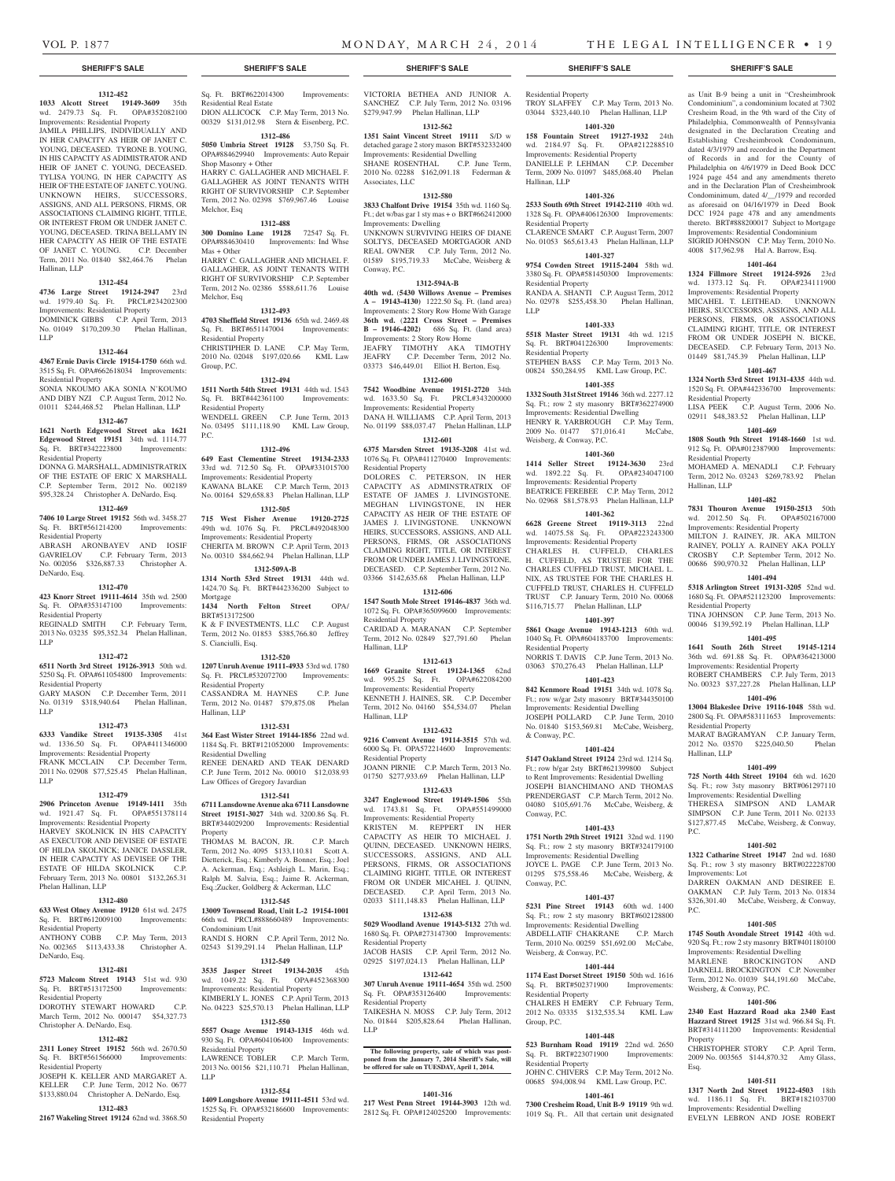## SHERIFF'S SALE

**1312-452**

**1033 Alcott Street 19149-3609** 35th wd. 2479.73 Sq. Ft. OPA#352082100 Improvements: Residential Property
JAMILA PHILLIPS, INDIVIDUALLY AND IN HER CAPACITY AS HEIR OF JANET C. YOUNG, DECEASED. TYRONE B. YOUNG, IN HIS CAPACITY AS ADMINISTRATOR AND HEIR OF JANET C. YOUNG, DECEASED. TYLISA YOUNG, IN HER CAPACITY AS HEIR OF THE ESTATE OF JANET C. YOUNG. UNKNOWN HEIRS, SUCCESSORS, ASSIGNS, AND ALL PERSONS, FIRMS, OR ASSOCIATIONS CLAIMING RIGHT, TITLE, OR INTEREST FROM OR UNDER JANET C. YOUNG, DECEASED. TRINA BELLAMY IN HER CAPACITY AS HEIR OF THE ESTATE OF JANET C. YOUNG. C.P. December Term, 2011 No. 01840 $82,464.76 Phelan Hallinan, LLP

**1312-454**

**4736 Large Street 19124-2947** 23rd wd. 1979.40 Sq. Ft. PRCL#234202300 Improvements: Residential Property
DOMINICK GIBBS C.P. April Term, 2013 No. 01049 $170,209.30 Phelan Hallinan, LLP

**1312-464**

**4367 Ernie Davis Circle 19154-1750** 66th wd. 3515 Sq. Ft. OPA#662618034 Improvements: Residential Property
SONIA NKOUMO AKA SONIA N'KOUMO AND DIBY NZI C.P. August Term, 2012 No. 01011 $244,468.52 Phelan Hallinan, LLP

**1312-467**

**1621 North Edgewood Street aka 1621 Edgewood Street 19151** 34th wd. 1114.77 Sq. Ft. BRT#342223800 Improvements: Residential Property
DONNA G. MARSHALL, ADMINISTRATRIX OF THE ESTATE OF ERIC X MARSHALL C.P. September Term, 2012 No. 002189 $95,328.24 Christopher A. DeNardo, Esq.

**1312-469**

**7406 10 Large Street 19152** 56th wd. 3458.27 Sq. Ft. BRT#561214200 Improvements: Residential Property
ABRASH ARONBAYEV AND IOSIF GAVRIELOV C.P. February Term, 2013 No. 002056 $326,887.33 Christopher A. DeNardo, Esq.

**1312-470**

**423 Knorr Street 19111-4614** 35th wd. 2500 Sq. Ft. OPA#353147100 Improvements: Residential Property
REGINALD SMITH C.P. February Term, 2013 No. 03235 $95,352.34 Phelan Hallinan, LLP

**1312-472**

**6511 North 3rd Street 19126-3913** 50th wd. 5250 Sq. Ft. OPA#611054800 Improvements: Residential Property
GARY MASON C.P. December Term, 2011 No. 01319 $318,940.64 Phelan Hallinan, LLP

**1312-473**

**6333 Vandike Street 19135-3305** 41st wd. 1336.50 Sq. Ft. OPA#411346000 Improvements: Residential Property
FRANK MCCLAIN C.P. December Term, 2011 No. 02908 $77,525.45 Phelan Hallinan, LLP

**1312-479**

**2906 Princeton Avenue 19149-1411** 35th wd. 1921.47 Sq. Ft. OPA#551378114 Improvements: Residential Property
HARVEY SKOLNICK IN HIS CAPACITY AS EXECUTOR AND DEVISEE OF ESTATE OF HILDA SKOLNICK. JANICE DASSLER, IN HEIR CAPACITY AS DEVISEE OF THE ESTATE OF HILDA SKOLNICK C.P. February Term, 2013 No. 00801 $132,265.31 Phelan Hallinan, LLP

**1312-480**

**633 West Olney Avenue 19120** 61st wd. 2475 Sq. Ft. BRT#612009100 Improvements: Residential Property
ANTHONY COBB C.P. May Term, 2013 No. 002365 $113,433.38 Christopher A. DeNardo, Esq.

**1312-481**

**5723 Malcom Street 19143** 51st wd. 930 Sq. Ft. BRT#513172500 Improvements: Residential Property
DOROTHY STEWART HOWARD C.P. March Term, 2012 No. 000147 $54,327.73 Christopher A. DeNardo, Esq.

**1312-482**

**2311 Loney Street 19152** 56th wd. 2670.50 Sq. Ft. BRT#561566000 Improvements: Residential Property
JOSEPH K. KELLER AND MARGARET A. KELLER C.P. June Term, 2012 No. 0677 $133,880.04 Christopher A. DeNardo, Esq.

**1312-483**

**2167 Wakeling Street 19124** 62nd wd. 3868.50 Sq. Ft. BRT#622014300 Improvements: Residential Real Estate
DION ALLICOCK C.P. May Term, 2013 No. 00329 $131,012.98 Stern & Eisenberg, P.C.

**1312-486**

**5050 Umbria Street 19128** 53,750 Sq. Ft. OPA#884629940 Improvements: Auto Repair Shop Masonry + Other
HARRY C. GALLAGHER AND MICHAEL F. GALLAGHER AS JOINT TENANTS WITH RIGHT OF SURVIVORSHIP C.P. September Term, 2012 No. 02398 $769,967.46 Louise Melchor, Esq

**1312-488**

**300 Domino Lane 19128** 72547 Sq. Ft. OPA#884630410 Improvements: Ind Whse Mas + Other
HARRY C. GALLAGHER AND MICHAEL F. GALLAGHER, AS JOINT TENANTS WITH RIGHT OF SURVIVORSHIP C.P. September Term, 2012 No. 02386 $588,611.76 Louise Melchor, Esq

**1312-493**

**4703 Sheffield Street 19136** 65th wd. 2469.48 Sq. Ft. BRT#651147004 Improvements: Residential Property
CHRISTIPHER D. LANE C.P. May Term, 2010 No. 02048 $197,020.66 KML Law Group, P.C.

**1312-494**

**1511 North 54th Street 19131** 44th wd. 1543 Sq. Ft. BRT#442361100 Improvements: Residential Property
WENDELL GREEN C.P. June Term, 2013 No. 03495 $111,118.90 KML Law Group, P.C.

**1312-496**

**649 East Clementine Street 19134-2333** 33rd wd. 712.50 Sq. Ft. OPA#331015700 Improvements: Residential Property
KAWANA BLAKE C.P. March Term, 2013 No. 00164 $29,658.83 Phelan Hallinan, LLP

**1312-505**

**715 West Fisher Avenue 19120-2725** 49th wd. 1076 Sq. Ft. PRCL#492048300 Improvements: Residential Property
CHERITA M. BROWN C.P. April Term, 2013 No. 00310 $84,662.94 Phelan Hallinan, LLP

**1312-509A-B**

**1314 North 53rd Street 19131** 44th wd. 1424.70 Sq. Ft. BRT#442336200 Subject to Mortgage
**1434 North Felton Street** OPA/BRT#513172500
K & F INVESTMENTS, LLC C.P. August Term, 2012 No. 01853 $385,766.80 Jeffrey S. Cianciulli, Esq.

**1312-520**

**1207 Unruh Avenue 19111-4933** 53rd wd. 1780 Sq. Ft. PRCL#532072700 Improvements: Residential Property
CASSANDRA M. HAYNES C.P. June Term, 2012 No. 01487 $79,875.08 Phelan Hallinan, LLP

**1312-531**

**364 East Wister Street 19144-1856** 22nd wd. 1184 Sq. Ft. BRT#121052000 Improvements: Residential Dwelling
RENEE DENARD AND TEAK DENARD C.P. June Term, 2012 No. 00010 $12,038.93 Law Offices of Gregory Javardian

**1312-541**

**6711 Lansdowne Avenue aka 6711 Lansdowne Street 19151-3027** 34th wd. 3200.86 Sq. Ft. BRT#344029200 Improvements: Residential Property
THOMAS M. BACON, JR. C.P. March Term, 2012 No. 4095 $133,110.81 Scott A. Dietterick, Esq.; Kimberly A. Bonner, Esq.; Joel A. Ackerman, Esq.; Ashleigh L. Marin, Esq.; Ralph M. Salvia, Esq.; Jaime R. Ackerman, Esq.;Zucker, Goldberg & Ackerman, LLC

**1312-545**

**13009 Townsend Road, Unit L-2 19154-1001** 66th wd. PRCL#888660489 Improvements: Condominium Unit
RANDI S. HORN C.P. April Term, 2012 No. 02543 $139,291.14 Phelan Hallinan, LLP

**1312-549**

**3535 Jasper Street 19134-2035** 45th wd. 1049.22 Sq. Ft. OPA#452368300 Improvements: Residential Property
KIMBERLY L. JONES C.P. April Term, 2013 No. 04223 $25,570.13 Phelan Hallinan, LLP

**1312-550**

**5557 Osage Avenue 19143-1315** 46th wd. 930 Sq. Ft. OPA#604106400 Improvements: Residential Property
LAWRENCE TOBLER C.P. March Term, 2013 No. 00156 $21,110.71 Phelan Hallinan, LLP

**1312-554**

**1409 Longshore Avenue 19111-4511** 53rd wd. 1525 Sq. Ft. OPA#532186600 Improvements: Residential Property
VICTORIA BETHEA AND JUNIOR A. SANCHEZ C.P. July Term, 2012 No. 03196 $279,947.99 Phelan Hallinan, LLP

**1312-562**

**1351 Saint Vincent Street 19111** S/D w detached garage 2 story mason BRT#532332400 Improvements: Residential Dwelling
SHANE ROSENTHAL C.P. June Term, 2010 No. 02288 $162,091.18 Federman & Associates, LLC

**1312-580**

**3833 Chalfont Drive 19154** 35th wd. 1160 Sq. Ft.; det w/bas gar 1 sty mas + o BRT#662412000 Improvements: Dwelling
UNKNOWN SURVIVING HEIRS OF DIANE SOLTYS, DECEASED MORTGAGOR AND REAL OWNER C.P. July Term, 2012 No. 01589 $195,719.33 McCabe, Weisberg & Conway, P.C.

**1312-594A-B**

**40th wd. (5430 Willows Avenue – Premises A – 19143-4130)** 1222.50 Sq. Ft. (land area) Improvements: 2 Story Row Home With Garage **36th wd. (2221 Cross Street – Premises B – 19146-4202)** 686 Sq. Ft. (land area) Improvements: 2 Story Row Home
JEAFRY TIMOTHY AKA TIMOTHY JEAFRY C.P. December Term, 2012 No. 03373 $46,449.01 Elliot H. Berton, Esq.

**1312-600**

**7542 Woodbine Avenue 19151-2720** 34th wd. 1633.50 Sq. Ft. PRCL#343200000 Improvements: Residential Property
DANA H. WILLIAMS C.P. April Term, 2013 No. 01199 $88,037.47 Phelan Hallinan, LLP

**1312-601**

**6375 Marsden Street 19135-3208** 41st wd. 1076 Sq. Ft. OPA#411270400 Improvements: Residential Property
DOLORES C. PETERSON, IN HER CAPACITY AS ADMINSTRATRIX OF ESTATE OF JAMES J. LIVINGSTONE. MEGHAN LIVINGSTONE, IN HER CAPACITY AS HEIR OF THE ESTATE OF JAMES J. LIVINGSTONE. UNKNOWN HEIRS, SUCCESSORS, ASSIGNS, AND ALL PERSONS, FIRMS, OR ASSOCIATIONS CLAIMING RIGHT, TITLE, OR INTEREST FROM OR UNDER JAMES J. LIVINGSTONE, DECEASED. C.P. September Term, 2012 No. 03366 $142,635.68 Phelan Hallinan, LLP

**1312-606**

**1547 South Mole Street 19146-4837** 36th wd. 1072 Sq. Ft. OPA#365099600 Improvements: Residential Property
CARIDAD A. MARANAN C.P. September Term, 2012 No. 02849 $27,791.60 Phelan Hallinan, LLP

**1312-613**

**1669 Granite Street 19124-1365** 62nd wd. 995.25 Sq. Ft. OPA#622084200 Improvements: Residential Property
KENNETH J. HAINES, SR. C.P. December Term, 2012 No. 04160 $54,534.07 Phelan Hallinan, LLP

**1312-632**

**9216 Convent Avenue 19114-3515** 57th wd. 6000 Sq. Ft. OPA#572214600 Improvements: Residential Property
JOANN PIRNIE C.P. March Term, 2013 No. 01750 $277,933.69 Phelan Hallinan, LLP

**1312-633**

**3247 Englewood Street 19149-1506** 55th wd. 1743.81 Sq. Ft. OPA#551499000 Improvements: Residential Property
KRISTEN M. REPPERT IN HER CAPACITY AS HEIR TO MICHAEL J. QUINN, DECEASED. UNKNOWN HEIRS, SUCCESSORS, ASSIGNS, AND ALL PERSONS, FIRMS, OR ASSOCIATIONS CLAIMING RIGHT, TITLE OR INTEREST FROM OR UNDER MICAHEL J. QUINN, DECEASED. C.P. April Term, 2013 No. 02033 $111,148.83 Phelan Hallinan, LLP

**1312-638**

**5029 Woodland Avenue 19143-5132** 27th wd. 1680 Sq. Ft. OPA#273147300 Improvements: Residential Property
JACOB HASIS C.P. April Term, 2012 No. 02925 $197,024.13 Phelan Hallinan, LLP

**1312-642**

**307 Unruh Avenue 19111-4654** 35th wd. 2500 Sq. Ft. OPA#353126400 Improvements: Residential Property
TAIKESHA N. MOSS C.P. July Term, 2012 No. 01844 $205,828.64 Phelan Hallinan, LLP

**The following property, sale of which was postponed from the January 7, 2014 Sheriff's Sale, will be offered for sale on TUESDAY, April 1, 2014.**

**1401-316**

**217 West Penn Street 19144-3903** 12th wd. 2812 Sq. Ft. OPA#124025200 Improvements: Residential Property
TROY SLAFFEY C.P. May Term, 2013 No. 03044 $323,440.10 Phelan Hallinan, LLP

**1401-320**

**158 Fountain Street 19127-1932** 24th wd. 2184.97 Sq. Ft. OPA#212288510 Improvements: Residential Property
DANIELLE P. LEHMAN C.P. December Term, 2009 No. 01097 $485,068.40 Phelan Hallinan, LLP

**1401-326**

**2533 South 69th Street 19142-2110** 40th wd. 1328 Sq. Ft. OPA#406126300 Improvements: Residential Property
CLARENCE SMART C.P. August Term, 2007 No. 01053 $65,613.43 Phelan Hallinan, LLP

**1401-327**

**9754 Cowden Street 19115-2404** 58th wd. 3380 Sq. Ft. OPA#581450300 Improvements: Residential Property
RANDA A. SHANTI C.P. August Term, 2012 No. 02978 $255,458.30 Phelan Hallinan, LLP

**1401-333**

**5518 Master Street 19131** 4th wd. 1215 Sq. Ft. BRT#041226300 Improvements: Residential Property
STEPHEN BASS C.P. May Term, 2013 No. 00824 $50,284.95 KML Law Group, P.C.

**1401-355**

**1332 South 31st Street 19146** 36th wd. 2277.12 Sq. Ft.; row 2 sty masonry BRT#362274900 Improvements: Residential Dwelling
HENRY R. YARBROUGH C.P. May Term, 2009 No. 01477 $71,016.41 McCabe, Weisberg & Conway, P.C.

**1401-360**

**1414 Seller Street 19124-3630** 23rd wd. 1892.22 Sq. Ft. OPA#234047100 Improvements: Residential Property
BEATRICE FEREBEE C.P. May Term, 2012 No. 02968 $81,578.93 Phelan Hallinan, LLP

**1401-362**

**6628 Greene Street 19119-3113** 22nd wd. 14075.58 Sq. Ft. OPA#223243300 Improvements: Residential Property
CHARLES H. CUFFELD, CHARLES H. CUFFELD, AS TRUSTEE FOR THE CHARLES CUFFELD TRUST, MICHAEL L. NIX, AS TRUSTEE FOR THE CHARLES H. CUFFELD TRUST, CHARLES H. CUFFELD TRUST C.P. January Term, 2010 No. 00068 $116,715.77 Phelan Hallinan, LLP

**1401-397**

**5861 Osage Avenue 19143-1213** 60th wd. 1040 Sq. Ft. OPA#604183700 Improvements: Residential Property
NORRIS T. DAVIS C.P. June Term, 2013 No. 03063 $70,276.43 Phelan Hallinan, LLP

**1401-423**

**842 Kenmore Road 19151** 34th wd. 1078 Sq. Ft.; row w/gar 2sty masonry BRT#344350100 Improvements: Residential Dwelling
JOSEPH POLLARD C.P. June Term, 2010 No. 01840 $153,569.81 McCabe, Weisberg, & Conway, P.C.

**1401-424**

**5147 Oakland Street 19124** 23rd wd. 1214 Sq. Ft.; row b/gar 2sty BRT#621399800 Subject to Rent Improvements: Residential Dwelling
JOSEPH BIANCHIMANO AND THOMAS PRENDERGAST C.P. March Term, 2012 No. 04080 $105,691.76 McCabe, Weisberg, & Conway, P.C.

**1401-433**

**1751 North 29th Street 19121** 32nd wd. 1190 Sq. Ft.; row 2 sty masonry BRT#324179100 Improvements: Residential Dwelling
JOYCE L. PAGE C.P. June Term, 2013 No. 01295 $75,558.46 McCabe, Weisberg, & Conway, P.C.

**1401-437**

**5231 Pine Street 19143** 60th wd. 1400 Sq. Ft.; row 2 sty masonry BRT#602128800 Improvements: Residential Dwelling
ABDELLATIF CHAKRANE C.P. March Term, 2010 No. 00259 $51,692.00 McCabe, Weisberg, & Conway, P.C.

**1401-444**

**1174 East Dorset Street 19150** 50th wd. 1616 Sq. Ft. BRT#502371900 Improvements: Residential Property
CHALRES H EMERY C.P. February Term, 2012 No. 03335 $132,535.34 KML Law Group, P.C.

**1401-448**

**523 Burnham Road 19119** 22nd wd. 2650 Sq. Ft. BRT#223071900 Improvements: Residential Property
JOHN C. CHIVERS C.P. May Term, 2012 No. 00685 $94,008.94 KML Law Group, P.C.

**1401-461**

**7300 Cresheim Road, Unit B-9 19119** 9th wd. 1019 Sq. Ft.. All that certain unit designated as Unit B-9 being a unit in "Cresheimbrook Condominium", a condominium located at 7302 Cresheim Road, in the 9th ward of the City of Philadelphia, Commonwealth of Pennsylvania designated in the Declaration Creating and Establishing Cresheimbrook Condominum, dated 4/3/1979 and recorded in the Department of Records in and for the County of Philadelphia on 4/6/1979 in Deed Book DCC 1924 page 454 and any amendments thereto and in the Declaration Plan of Cresheimbrook Condominimum, dated 4/__/1979 and recorded as aforesaid on 04/16/1979 in Deed Book DCC 1924 page 478 and any amendments thereto. BRT#888200017 Subject to Mortgage Improvements: Residential Condominium
SIGRID JOHNSON C.P. May Term, 2010 No. 4008 $17,962.98 Hal A. Barrow, Esq.

**1401-464**

**1324 Fillmore Street 19124-5926** 23rd wd. 1373.12 Sq. Ft. OPA#234111900 Improvements: Residential Property
MICHAEL T. LEITHEAD. UNKNOWN HEIRS, SUCCESSORS, ASSIGNS, AND ALL PERSONS, FIRMS, OR ASSOCIATIONS CLAIMING RIGHT, TITLE, OR INTEREST FROM OR UNDER JOSEPH N. BICKE, DECEASED. C.P. February Term, 2013 No. 01449 $81,745.39 Phelan Hallinan, LLP

**1401-467**

**1324 North 53rd Street 19131-4335** 44th wd. 1520 Sq. Ft. OPA#442336700 Improvements: Residential Property
LISA PEEK C.P. August Term, 2006 No. 02911 $48,383.52 Phelan Hallinan, LLP

**1401-469**

**1808 South 9th Street 19148-1660** 1st wd. 912 Sq. Ft. OPA#012387900 Improvements: Residential Property
MOHAMED A. MENADLI C.P. February Term, 2012 No. 03243 $269,783.92 Phelan Hallinan, LLP

**1401-482**

**7831 Thouron Avenue 19150-2513** 50th wd. 2012.50 Sq. Ft. OPA#502167000 Improvements: Residential Property
MILTON J. RAINEY, JR. AKA MILTON RAINEY, POLLY A. RAINEY AKA POLLY CROSBY C.P. September Term, 2012 No. 00686 $90,970.32 Phelan Hallinan, LLP

**1401-494**

**5318 Arlington Street 19131-3205** 52nd wd. 1680 Sq. Ft. OPA#521123200 Improvements: Residential Property
TINA JOHNSON C.P. June Term, 2013 No. 00046 $139,592.19 Phelan Hallinan, LLP

**1401-495**

**1641 South 26th Street 19145-1214** 36th wd. 691.88 Sq. Ft. OPA#364213000 Improvements: Residential Property
ROBERT CHAMBERS C.P. July Term, 2013 No. 00323 $37,227.28 Phelan Hallinan, LLP

**1401-496**

**13004 Blakeslee Drive 19116-1048** 58th wd. 2800 Sq. Ft. OPA#583111653 Improvements: Residential Property
MARAT BAGRAMYAN C.P. January Term, 2012 No. 03570 $225,040.50 Phelan Hallinan, LLP

**1401-499**

**725 North 44th Street 19104** 6th wd. 1620 Sq. Ft.; row 3sty masonry BRT#061297110 Improvements: Residential Dwelling
THERESA SIMPSON AND LAMAR SIMPSON C.P. June Term, 2011 No. 02133 $127,877.45 McCabe, Weisberg, & Conway, P.C.

**1401-502**

**1322 Catharine Street 19147** 2nd wd. 1680 Sq. Ft.; row 3 sty masonry BRT#022228700 Improvements: Lot
DARREN OAKMAN AND DESIREE E. OAKMAN C.P. July Term, 2013 No. 01834 $326,301.40 McCabe, Weisberg, & Conway, P.C.

**1401-505**

**1745 South Avondale Street 19142** 40th wd. 920 Sq. Ft.; row 2 sty masonry BRT#401180100 Improvements: Residential Dwelling
MARLENE BROCKINGTON AND DARNELL BROCKINGTON C.P. November Term, 2012 No. 01039 $44,191.60 McCabe, Weisberg, & Conway, P.C.

**1401-506**

**2340 East Hazzard Road aka 2340 East Hazzard Street 19125** 31st wd. 966.84 Sq. Ft. BRT#314111200 Improvements: Residential Property
CHRISTOPHER STORY C.P. April Term, 2009 No. 003565 $144,870.32 Amy Glass, Esq.

**1401-511**

**1317 North 2nd Street 19122-4503** 18th wd. 1186.11 Sq. Ft. BRT#182103700 Improvements: Residential Dwelling
EVELYN LEBRON AND JOSE ROBERT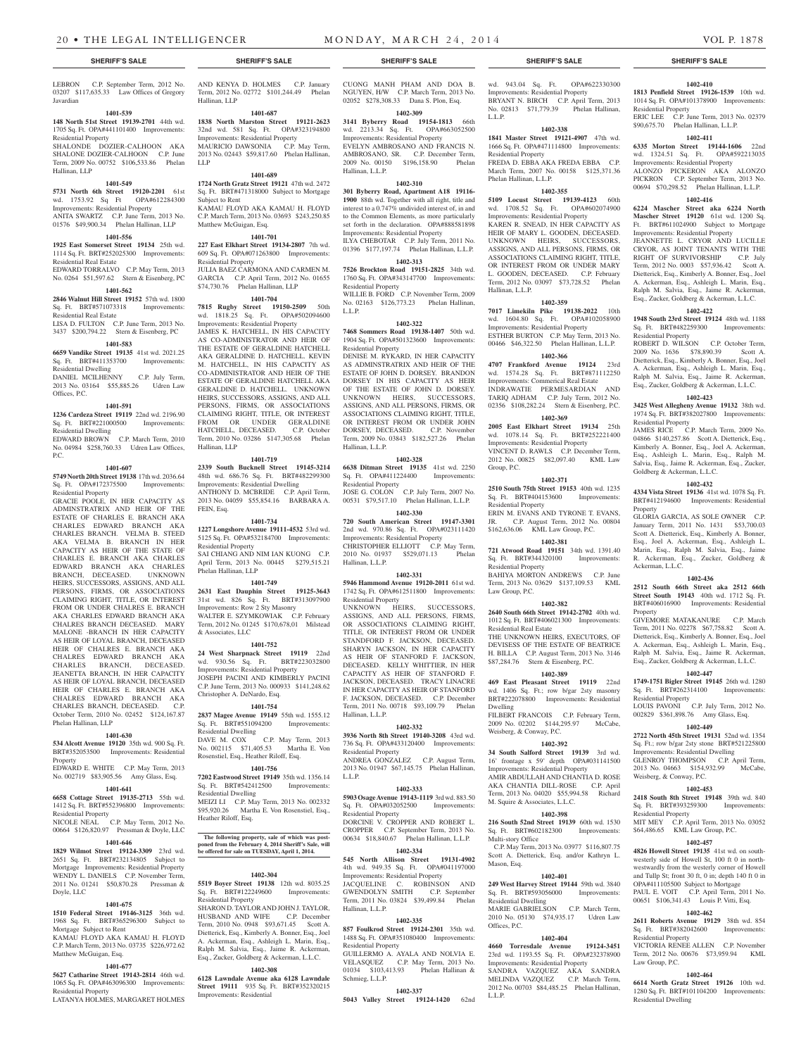LEBRON C.P. September Term, 2012 No. 03207 $117,635.33 Law Offices of Gregory Javardian

**1401-539**

**148 North 51st Street 19139-2701** 44th wd. 1705 Sq. Ft. OPA#441101400 Improvements: Residential Property

SHALONDE DOZIER-CALHOON AKA SHALONE DOZIER-CALHOON C.P. June Term, 2009 No. 00752 $106,533.86 Phelan Hallinan, LLP

**1401-549**

**5731 North 6th Street 19120-2201** 61st wd. 1753.92 Sq Ft OPA#612284300 Improvements: Residential Property

ANITA SWARTZ C.P. June Term, 2013 No. 01576 $49,900.34 Phelan Hallinan, LLP

**1401-556**

**1925 East Somerset Street 19134** 25th wd. 1114 Sq. Ft. BRT#252025300 Improvements: Residential Real Estate

EDWARD TORRALVO C.P. May Term, 2013 No. 0264 $51,597.62 Stern & Eisenberg, PC

**1401-562**

**2846 Walnut Hill Street 19152** 57th wd. 1800 Sq. Ft. BRT#571073318 Improvements: Residential Real Estate

LISA D. FULTON C.P. June Term, 2013 No. 3437 $200,794.22 Stern & Eisenberg, PC

**1401-583**

**6659 Vandike Street 19135** 41st wd. 2021.25 Sq. Ft. BRT#411353700 Improvements: Residential Dwelling

DANIEL MCILHENNY C.P. July Term, 2013 No. 03164 $55,885.26 Udren Law Offices, P.C.

**1401-591**

**1236 Cardeza Street 19119** 22nd wd. 2196.90 Sq. Ft. BRT#221000500 Improvements: Residential Dwelling

EDWARD BROWN C.P. March Term, 2010 No. 04984 $258,760.33 Udren Law Offices, P.C.

**1401-607**

**5749 North 20th Street 19138** 17th wd. 2036.64 Sq. Ft. OPA#172375500 Improvements: Residential Property

GRACIE POOLE, IN HER CAPACITY AS ADMINSTRATRIX AND HEIR OF THE ESTATE OF CHARLES E. BRANCH AKA CHARLES EDWARD BRANCH AKA CHARLES BRANCH. VELMA B. STEED AKA VELMA B. BRANCH IN HER CAPACITY AS HEIR OF THE STATE OF CHARLES E. BRANCH AKA CHARLES EDWARD BRANCH AKA CHARLES BRANCH, DECEASED. UNKNOWN HEIRS, SUCCESSORS, ASSIGNS, AND ALL PERSONS, FIRMS, OR ASSOCIATIONS CLAIMING RIGHT, TITLE, OR INTEREST FROM OR UNDER CHALRES E. BRANCH AKA CHARLES EDWARD BRANCH AKA CHALRES BRANCH DECEASED. MARY MALONE -BRANCH IN HER CAPACITY AS HEIR OF LOYAL BRANCH, DECEASED HEIR OF CHALRES E. BRANCH AKA CHALRES EDWARD BRANCH AKA CHARLES BRANCH, DECEASED. JEANETTA BRANCH, IN HER CAPACITY AS HEIR OF LOYAL BRANCH, DECEASED HEIR OF CHARLES E. BRANCH AKA CHALRES EDWARD BRANCH AKA CHARLES BRANCH, DECEASED. C.P. October Term, 2010 No. 02452 $124,167.87 Phelan Hallinan, LLP

**1401-630**

**534 Alcott Avenue 19120** 35th wd. 900 Sq. Ft. BRT#352053500 Improvements: Residential Property

EDWARD E. WHITE C.P. May Term, 2013 No. 002719 $83,905.56 Amy Glass, Esq.

**1401-641**

**6658 Cottage Street 19135-2713** 55th wd. 1412 Sq. Ft. BRT#552396800 Improvements: Residential Property

NICOLE NEAL C.P. May Term, 2012 No. 00664 $126,820.97 Pressman & Doyle, LLC

**1401-646**

**1829 Wilmot Street 19124-3309** 23rd wd. 2651 Sq. Ft. BRT#232134805 Subject to Mortgage Improvements: Residential Property

WENDY L. DANIELS C.P. November Term, 2011 No. 01241 $50,870.28 Pressman & Doyle, LLC

**1401-675**

**1510 Federal Street 19146-3125** 36th wd. 1968 Sq. Ft. BRT#365296300 Subject to Mortgage Subject to Rent

KAMAU FLOYD AKA KAMAU H. FLOYD C.P. March Term, 2013 No. 03735 $226,972.62 Matthew McGuigan, Esq.

**1401-677**

**5627 Catharine Street 19143-2814** 46th wd. 1065 Sq. Ft. OPA#463096300 Improvements: Residential Property

LATANYA HOLMES, MARGARET HOLMES AND KENYA D. HOLMES C.P. January Term, 2012 No. 02772 $101,244.49 Phelan Hallinan, LLP

**1401-687**

**1838 North Marston Street 19121-2623** 32nd wd. 581 Sq. Ft. OPA#323194800 Improvements: Residential Property

MAURICIO DAWSONIA C.P. May Term, 2013 No. 02443 $59,817.60 Phelan Hallinan, LLP

**1401-689**

**1724 North Gratz Street 19121** 47th wd. 2472 Sq. Ft. BRT#471318000 Subject to Mortgage Subject to Rent

KAMAU FLOYD AKA KAMAU H. FLOYD C.P. March Term, 2013 No. 03693 $243,250.85 Matthew McGuigan, Esq.

**1401-701**

**227 East Elkhart Street 19134-2807** 7th wd. 609 Sq. Ft. OPA#071263800 Improvements: Residential Property

JULIA BAEZ CARMONA AND CARMEN M. GARCIA C.P. April Term, 2012 No. 01655 $74,730.76 Phelan Hallinan, LLP

**1401-704**

**7815 Rugby Street 19150-2509** 50th wd. 1818.25 Sq. Ft. OPA#502094600 Improvements: Residential Property

JAMES K. HATCHELL, IN HIS CAPACITY AS CO-ADMINISTRATOR AND HEIR OF THE ESTATE OF GERALDINE HATCHELL AKA GERALDINE D. HATCHELL. KEVIN M. HATCHELL, IN HIS CAPACITY AS CO-ADMINISTRATOR AND HEIR OF THE ESTATE OF GERALDINE HATCHELL AKA GERALDINE D. HATCHELL. UNKNOWN HEIRS, SUCCESSORS, OR ASSOCIATIONS CLAIMING RIGHT, TITLE, OR INTEREST FROM OR UNDER GERALDINE HATCHELL, DECEASED. C.P. October Term, 2010 No. 03286 $147,305.68 Phelan Hallinan, LLP

**1401-719**

**2339 South Bucknell Street 19145-3214** 48th wd. 686.76 Sq. Ft. BRT#482299300 Improvements: Residential Dwelling

ANTHONY D. MCBRIDE C.P. April Term, 2013 No. 04059 $55,854.16 BARBARA A. FEIN, Esq.

**1401-734**

**1227 Longshore Avenue 19111-4532** 53rd wd. 5125 Sq. Ft. OPA#532184700 Improvements: Residential Property

SAI CHIANG AND NIM IAN KUONG C.P. April Term, 2013 No. 00445 $279,515.21 Phelan Hallinan, LLP

**1401-749**

**2631 East Dauphin Street 19125-3643** 31st wd. 826 Sq. Ft. BRT#313097900 Improvements: Row 2 Sty Masonry

WALTER E. SZYMKOWIAK C.P. February Term, 2012 No. 01245 $170,678.01 Milstead & Associates, LLC

**1401-752**

**24 West Sharpnack Street 19119** 22nd wd. 930.56 Sq. Ft. BRT#223032800 Improvements: Residential Property

JOSEPH PACINI AND KIMBERLY PACINI C.P. June Term, 2013 No. 000933 $141,248.62 Christopher A. DeNardo, Esq.

**1401-754**

**2837 Magee Avenue 19149** 55th wd. 1555.12 Sq. Ft. BRT#551094200 Improvements: Residential Dwelling

DAVE M. COX C.P. May Term, 2013 No. 002115 $71,405.53 Martha E. Von Rosenstiel, Esq., Heather Riloff, Esq.

**1401-756**

**7202 Eastwood Street 19149** 35th wd. 1356.14 Sq. Ft. BRT#542412500 Improvements: Residential Dwelling

MEIZI LI C.P. May Term, 2013 No. 002332 $95,920.26 Martha E. Von Rosenstiel, Esq., Heather Riloff, Esq.

**The following property, sale of which was postponed from the February 4, 2014 Sheriff's Sale, will be offered for sale on TUESDAY, April 1, 2014.**

**1402-304**

**5519 Boyer Street 19138** 12th wd. 8035.25 Sq. Ft. BRT#122249600 Improvements: Residential Property

SHARON D. TAYLOR AND JOHN J. TAYLOR, HUSBAND AND WIFE C.P. December Term, 2010 No. 0948 $93,671.45 Scott A. Dietterick, Esq., Kimberly A. Bonner, Esq., Joel A. Ackerman, Esq., Ashleigh L. Marin, Esq., Ralph M. Salvia, Esq., Jaime R. Ackerman, Esq., Zucker, Goldberg & Ackerman, L.L.C.

**1402-308**

**6128 Lawndale Avenue aka 6128 Lawndale Street 19111** 935 Sq. Ft. BRT#352320215 Improvements: Residential

CUONG MANH PHAM AND DOA B. NGUYEN, H/W C.P. March Term, 2013 No. 02052 $278,308.33 Dana S. Plon, Esq.

**1402-309**

**3141 Byberry Road 19154-1813** 66th wd. 2213.34 Sq. Ft. OPA#663052500 Improvements: Residential Property

EVELYN AMBROSANO AND FRANCIS N. AMBROSANO, SR. C.P. December Term, 2009 No. 00150 $196,158.90 Phelan Hallinan, L.L.P.

**1402-310**

**301 Byberry Road, Apartment A18 19116-1900** 88th wd. Together with all right, title and interest to a 0.747% undivided interest of, in and to the Common Elements, as more particularly set forth in the declaration. OPA#888581898 Improvements: Residential Property

ILYA CHEBOTAR C.P. July Term, 2011 No. 01396 $177,197.74 Phelan Hallinan, L.L.P.

**1402-313**

**7526 Brockton Road 19151-2825** 34th wd. 1760 Sq. Ft. OPA#343147700 Improvements: Residential Property

WILLIE B. FORD C.P. November Term, 2009 No. 02163 $126,773.23 Phelan Hallinan, L.L.P.

**1402-322**

**7468 Sommers Road 19138-1407** 50th wd. 1904 Sq. Ft. OPA#501323600 Improvements: Residential Property

DENISE M. RYKARD, IN HER CAPACITY AS ADMINISTRATRIX AND HEIR OF THE ESTATE OF JOHN D. DORSEY. BRANDON DORSEY IN HIS CAPACITY AS HEIR OF THE ESTATE OF JOHN D. DORSEY. UNKNOWN HEIRS, SUCCESSORS, ASSIGNS, AND ALL PERSONS, FIRMS, OR ASSOCIATIONS CLAIMING RIGHT, TITLE, OR INTEREST FROM OR UNDER JOHN DORSEY, DECEASED. C.P. November Term, 2009 No. 03843 $182,527.26 Phelan Hallinan, L.L.P.

**1402-328**

**6638 Ditman Street 19135** 41st wd. 2250 Sq. Ft. OPA#411224400 Improvements: Residential Property

JOSE G. COLON C.P. July Term, 2007 No. 00531 $79,517.10 Phelan Hallinan, L.L.P.

**1402-330**

**720 South American Street 19147-3301** 2nd wd. 970.86 Sq. Ft. OPA#023111420 Improvements: Residential Property

CHRISTOPHER ELLIOTT C.P. May Term, 2010 No. 01937 $529,071.13 Phelan Hallinan, L.L.P.

**1402-331**

**5946 Hammond Avenue 19120-2011** 61st wd. 1742 Sq. Ft. OPA#612511800 Improvements: Residential Property

UNKNOWN HEIRS, SUCCESSORS, ASSIGNS, AND ALL PERSONS, FIRMS, OR ASSOCIATIONS CLAIMING RIGHT, TITLE, OR INTEREST FROM OR UNDER STANDFORD F. JACKSON, DECEASED. SHARYN JACKSON, IN HER CAPACITY AS HEIR OF STANFORD F. JACKSON, DECEASED. KELLY WHITTIER, IN HER CAPACITY AS HEIR OF STANFORD F. JACKSON, DECEASED. TRACY LINACRE IN HER CAPACITY AS HEIR OF STANFORD F. JACKSON, DECEASED. C.P. December Term, 2011 No. 00718 $93,109.79 Phelan Hallinan, L.L.P.

**1402-332**

**3936 North 8th Street 19140-3208** 43rd wd. 736 Sq. Ft. OPA#433120400 Improvements: Residential Property

ANDREA GONZALEZ C.P. August Term, 2013 No. 01947 $67,145.75 Phelan Hallinan, L.L.P.

**1402-333**

**5903 Osage Avenue 19143-1119** 3rd wd. 883.50 Sq. Ft. OPA#032052500 Improvements: Residential Property

DORCINE V. CROPPER AND ROBERT L. CROPPER C.P. September Term, 2013 No. 00634 $18,840.67 Phelan Hallinan, L.L.P.

**1402-334**

**545 North Allison Street 19131-4902** 4th wd. 949.35 Sq. Ft. OPA#041197000 Improvements: Residential Property

JACQUELINE C. ROBINSON AND GWENDOLYN SMITH C.P. September Term, 2011 No. 03824 $39,499.84 Phelan Hallinan, L.L.P.

**1402-335**

**857 Foulkrod Street 19124-2301** 35th wd. 1488 Sq. Ft. OPA#351080400 Improvements: Residential Property

GUILLERMO A. AYALA AND NOLVIA E. VELASQUEZ C.P. May Term, 2013 No. 01034 $103,413.93 Phelan Hallinan & Schmieg, L.L.P.

**1402-337**

**5043 Valley Street 19124-1420** 62nd wd. 943.04 Sq. Ft. OPA#622330300 Improvements: Residential Property

BRYANT N. BIRCH C.P. April Term, 2013 No. 02813 $71,779.39 Phelan Hallinan, L.L.P.

**1402-338**

**1841 Master Street 19121-4907** 47th wd. 1666 Sq. Ft. OPA#471114800 Improvements: Residential Property

FREDA D. EBBA AKA FREDA EBBA C.P. March Term, 2007 No. 00158 $125,371.36 Phelan Hallinan, L.L.P.

**1402-355**

**5109 Locust Street 19139-4123** 60th wd. 1708.52 Sq. Ft. OPA#602074900 Improvements: Residential Property

KAREN R. SNEAD, IN HER CAPACITY AS HEIR OF MARY L. GOODEN, DECEASED. UNKNOWN HEIRS, SUCCESSORS, ASSIGNS, AND ALL PERSONS, FIRMS, OR ASSOCIATIONS CLAIMING RIGHT, TITLE, OR INTEREST FROM OR UNDER MARY L. GOODEN, DECEASED. C.P. February Term, 2012 No. 03097 $73,728.52 Phelan Hallinan, L.L.P.

**1402-359**

**7017 Limekiln Pike 19138-2022** 10th wd. 1604.80 Sq. Ft. OPA#102058900 Improvements: Residential Property

ESTHER BURTON C.P. May Term, 2013 No. 00466 $46,322.50 Phelan Hallinan, L.L.P.

**1402-366**

**4707 Frankford Avenue 19124** 23rd wd. 1574.28 Sq. Ft. BRT#871112250 Improvements: Commerical Real Estate

INDRAWATIE PERMESARDIAN AND TARIQ ADHAM C.P. July Term, 2012 No. 02356 $108,282.24 Stern & Eisenberg, P.C.

**1402-369**

**2005 East Elkhart Street 19134** 25th wd. 1078.14 Sq. Ft. BRT#252221400 Improvements: Residential Property

VINCENT D. RAWLS C.P. December Term, 2012 No. 00825 $82,097.40 KML Law Group, P.C.

**1402-371**

**2510 South 75th Street 19153** 40th wd. 1235 Sq. Ft. BRT#404153600 Improvements: Residential Property

ERIN M. EVANS AND TYRONE T. EVANS, JR. C.P. August Term, 2012 No. 00804 $162,636.06 KML Law Group, P.C.

**1402-381**

**721 Atwood Road 19151** 34th wd. 1391.40 Sq. Ft. BRT#344320100 Improvements: Residential Property

BAHIYA MORTON ANDREWS C.P. June Term, 2013 No. 03629 $137,109.53 KML Law Group, P.C.

**1402-382**

**2640 South 66th Street 19142-2702** 40th wd. 1012 Sq. Ft. BRT#406021300 Improvements: Residential Real Estate

THE UNKNOWN HEIRS, EXECUTORS, OF DEVISESS OF THE ESTATE OF BEATRICE H. BILLA C.P. August Term, 2013 No. 3146 $87,284.76 Stern & Eisenberg, P.C.

**1402-389**

**469 East Pleasant Street 19119** 22nd wd. 1406 Sq. Ft.; row b/gar 2sty masonry BRT#222078800 Improvements: Residential Dwelling

FILBERT FRANCOIS C.P. February Term, 2009 No. 02202 $144,295.97 McCabe, Weisberg, & Conway, P.C.

**1402-392**

**34 South Salford Street 19139** 3rd wd. 16' frontage x 59' depth OPA#031141500 Improvements: Residential Property

AMIR ABDULLAH AND CHANTIA D. ROSE AKA CHANTIA DILL-ROSE C.P. April Term, 2013 No. 04020 $55,994.58 Richard M. Squire & Associates, L.L.C.

**1402-398**

**216 South 52nd Street 19139** 60th wd. 1530 Sq. Ft. BRT#602182300 Improvements: Multi-story Office

C.P. May Term, 2013 No. 03977 $116,807.75 Scott A. Dietterick, Esq. and/or Kathryn L. Mason, Esq.

**1402-401**

**249 West Harvey Street 19144** 59th wd. 3840 Sq. Ft. BRT#593056000 Improvements: Residential Dwelling

MARIE GABRIELSON C.P. March Term, 2010 No. 05130 $74,935.17 Udren Law Offices, P.C.

**1402-404**

**4660 Torresdale Avenue 19124-3451** 23rd wd. 1193.55 Sq. Ft. OPA#232378900 Improvements: Residential Property

SANDRA VAZQUEZ AKA SANDRA MELINDA VAZQUEZ C.P. March Term, 2012 No. 00703 $84,485.25 Phelan Hallinan, L.L.P.

**1402-410**

**1813 Penfield Street 19126-1539** 10th wd. 1014 Sq. Ft. OPA#101378900 Improvements: Residential Property

ERIC LEE C.P. June Term, 2013 No. 02379 $90,675.70 Phelan Hallinan, L.L.P.

**1402-411**

**6335 Morton Street 19144-1606** 22nd wd. 1324.51 Sq. Ft. OPA#592213035 Improvements: Residential Property

ALONZO PICKERON AKA ALONZO PICKRON C.P. September Term, 2013 No. 00694 $70,298.52 Phelan Hallinan, L.L.P.

**1402-416**

**6224 Mascher Street aka 6224 North Mascher Street 19120** 61st wd. 1200 Sq. Ft. BRT#611024900 Subject to Mortgage Improvements: Residential Property

JEANNETTE L. CRYOR AND LUCILLE CRYOR, AS JOINT TENANTS WITH THE RIGHT OF SURVIVORSHIP C.P. July Term, 2012 No. 0003 $57,936.42 Scott A. Dietterick, Esq., Kimberly A. Bonner, Esq., Joel A. Ackerman, Esq., Ashleigh L. Marin, Esq., Ralph M. Salvia, Esq., Jaime R. Ackerman, Esq., Zucker, Goldberg & Ackerman, L.L.C.

**1402-422**

**1948 South 23rd Street 19124** 48th wd. 1188 Sq. Ft. BRT#482259300 Improvements: Residential Property

ROBERT D. WILSON C.P. October Term, 2009 No. 1636 $78,890.39 Scott A. Dietterick, Esq., Kimberly A. Bonner, Esq., Joel A. Ackerman, Esq., Ashleigh L. Marin, Esq., Ralph M. Salvia, Esq., Jaime R. Ackerman, Esq., Zucker, Goldberg & Ackerman, L.L.C.

**1402-423**

**3425 West Allegheny Avenue 19132** 38th wd. 1974 Sq. Ft. BRT#382027800 Improvements: Residential Property

JAMES RICE C.P. March Term, 2009 No. 04866 $140,257.86 Scott A. Dietterick, Esq., Kimberly A. Bonner, Esq., Joel A. Ackerman, Esq., Ashleigh L. Marin, Esq., Ralph M. Salvia, Esq., Jaime R. Ackerman, Esq., Zucker, Goldberg & Ackerman, L.L.C.

**1402-432**

**4334 Vista Street 19136** 41st wd. 1078 Sq. Ft. BRT#412194600 Improvements: Residential Property

GLORIA GARCIA, AS SOLE OWNER C.P. January Term, 2011 No. 1431 $53,700.03 Scott A. Dietterick, Esq., Kimberly A. Bonner, Esq., Joel A. Ackerman, Esq., Ashleigh L. Marin, Esq., Ralph M. Salvia, Esq., Jaime R. Ackerman, Esq., Zucker, Goldberg & Ackerman, L.L.C.

**1402-436**

**2512 South 66th Street aka 2512 66th Street South 19143** 40th wd. 1712 Sq. Ft. BRT#406016900 Improvements: Residential Property

GIVEMORE MATAKANURE C.P. March Term, 2011 No. 02278 $67,758.82 Scott A. Dietterick, Esq., Kimberly A. Bonner, Esq., Joel A. Ackerman, Esq., Ashleigh L. Marin, Esq., Ralph M. Salvia, Esq., Jaime R. Ackerman, Esq., Zucker, Goldberg & Ackerman, L.L.C.

**1402-447**

**1749-1751 Bigler Street 19145** 26th wd. 1280 Sq. Ft. BRT#262314100 Improvements: Residential Property

LOUIS PAVONI C.P. July Term, 2012 No. 002829 $361,898.76 Amy Glass, Esq.

**1402-449**

**2722 North 45th Street 19131** 52nd wd. 1354 Sq. Ft.; row b/gar 2sty stone BRT#521225800 Improvements: Residential Dwelling

GLENROY THOMPSON C.P. April Term, 2013 No. 04663 $154,932.99 McCabe, Weisberg, & Conway, P.C.

**1402-453**

**2418 South 8th Street 19148** 39th wd. 840 Sq. Ft. BRT#393259300 Improvements: Residential Property

MIT MEY C.P. April Term, 2013 No. 03052 $64,486.65 KML Law Group, P.C.

**1402-457**

**4826 Howell Street 19135** 41st wd. on southwesterly side of Howell St, 100 ft 0 in northwestwardly from the westerly corner of Howell and Tulip St; front 30 ft, 0 in; depth 140 ft 0 in OPA#411105500 Subject to Mortgage

PAUL E. VOIT C.P. April Term, 2011 No. 00651 $106,341.43 Louis P. Vitti, Esq.

**1402-462**

**2611 Roberts Avenue 19129** 38th wd. 854 Sq. Ft. BRT#382042600 Improvements: Residential Property

VICTORIA RENEE ALLEN C.P. November Term, 2012 No. 00676 $73,959.94 KML Law Group, P.C.

**1402-464**

**6614 North Gratz Street 19126** 10th wd. 1280 Sq. Ft. BRT#101104200 Improvements: Residential Dwelling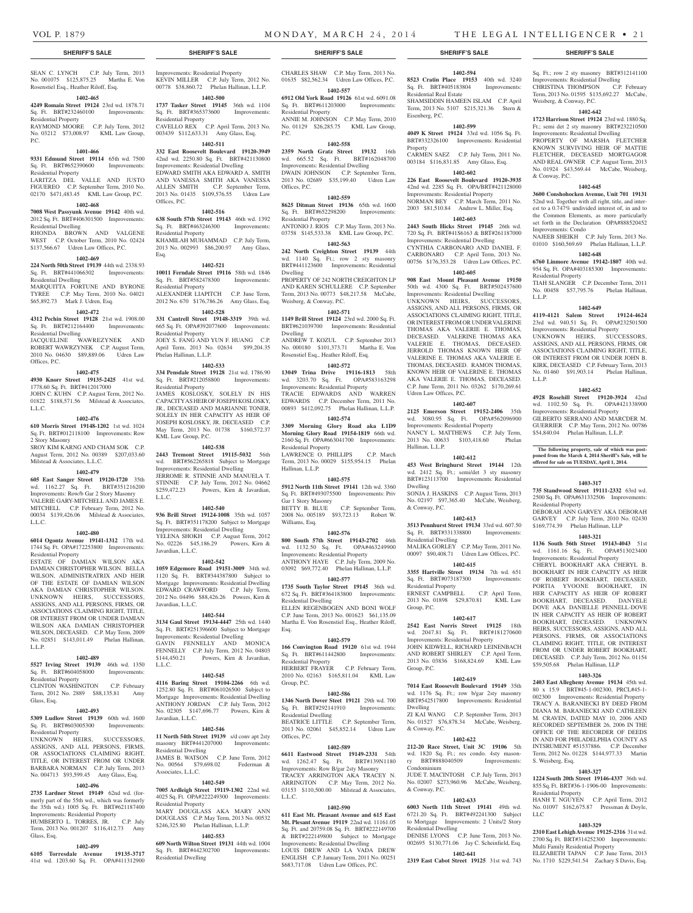SEAN C. LYNCH C.P. July Term, 2013 No. 001075 $125,875.25 Martha E. Von Rosenstiel Esq., Heather Riloff, Esq.

**1402-465**

**4249 Romain Street 19124** 23rd wd. 1878.71 Sq. Ft. BRT#232460100 Improvements: Residential Property
RAYMOND MOORE C.P. July Term, 2012 No. 03212 $73,008.97 KML Law Group, P.C.

**1401-466**

**9331 Edmund Street 19114** 65th wd. 7500 Sq. Ft. BRT#652390600 Improvements: Residential Property
LARITZA DEL VALLE AND JUSTO FIGUEREO C.P. September Term, 2010 No. 02170 $471,483.45 KML Law Group, P.C.

**1402-468**

**7008 West Passyunk Avenue 19142** 40th wd. 2012 Sq. Ft. BRT#406301500 Improvements: Residential Dwelling
RHONDA BROWN AND VALGENE WEST C.P. October Term, 2010 No. 02424 $137,566.67 Udren Law Offices, P.C.

**1402-469**

**224 North 50th Street 19139** 44th wd. 2338.93 Sq. Ft. BRT#441066302 Improvements: Residential Dwelling
MARQUITTA FORTUNE AND BYRONE TYREE C.P. May Term, 2010 No. 04021 $65,892.73 Mark J. Udren, Esq.

**1402-472**

**4312 Pechin Street 19128** 21st wd. 1908.00 Sq. Ft. BRT#212164400 Improvements: Residential Dwelling
JACQUELINE WAWREZYNEK AND ROBERT WAWRZYNEK C.P. August Term, 2010 No. 04630 $89,889.06 Udren Law Offices, P.C.

**1402-475**

**4930 Knorr Street 19135-2425** 41st wd. 1778.60 Sq. Ft. BRT#412017000
JOHN C. KUHN C.P. August Term, 2012 No. 01822 $188,571.56 Milstead & Associates, L.L.C.

**1402-476**

**610 Morris Street 19148-1202** 1st wd. 1024 Sq. Ft. BRT#012118100 Improvements: Row 2 Story Masonry
SROY KIM KARNG AND CHAM SOK C.P. August Term, 2012 No. 00389 $207,033.60 Milstead & Associates, L.L.C.

**1402-479**

**605 East Sanger Street 19120-1720** 35th wd. 1162.27 Sq. Ft. BRT#351216200 Improvements: Row/b Gar 2 Story Masonry
VALERIE GARY-MITCHELL AND JAMES E. MITCHELL C.P. February Term, 2012 No. 00034 $139,426.06 Milstead & Associates, L.L.C.

**1402-480**

**6014 Ogontz Avenue 19141-1312** 17th wd. 1744 Sq. Ft. OPA#172253800 Improvements: Residential Property
ESTATE OF DAMIAN WILSON AKA DAMIAN CHRISTOPHER WILSON. BELLA WILSON, ADMINISTRATRIX AND HEIR OF THE ESTATE OF DAMIAN WILSON AKA DAMIAN CHRISTOPHER WILSON. UNKNOWN HEIRS, SUCCESSORS, ASSIGNS, AND ALL PERSONS, FIRMS, OR ASSOCIATIONS CLAIMING RIGHT, TITLE, OR INTEREST FROM OR UNDER DAMIAN WILSON AKA DAMIAN CHRISTOPHER WILSON, DECEASED. C.P. May Term, 2009 No. 02851 $143,011.49 Phelan Hallinan, L.L.P.

**1402-489**

**5527 Irving Street 19139** 46th wd. 1350 Sq. Ft. BRT#604058000 Improvements: Residential Property
CLINTON WASHINGTON C.P. February Term, 2012 No. 2889 $88,135.81 Amy Glass, Esq.

**1402-493**

**5309 Ludlow Street 19139** 60th wd. 1600 Sq. Ft. BRT#603005300 Improvements: Residential Property
UNKNOWN HEIRS, SUCCESSORS, ASSIGNS, AND ALL PERSONS, FIRMS, OR ASSOCIATIONS CLAIMING RIGHT, TITLE, OR INTEREST FROM OR UNDER BARBARA NORMAN C.P. July Term, 2013 No. 004713 $93,599.45 Amy Glass, Esq.

**1402-496**

**2735 Lardner Street 19149** 62nd wd. (formerly part of the 55th wd., which was formerly the 35th wd.) 1005 Sq. Ft. BRT#621187400 Improvements: Residential Property
HUMBERTO L. TORRES, JR. C.P. July Term, 2013 No. 001207 $116,412.73 Amy Glass, Esq.

**1402-499**

**6105 Torresdale Avenue 19135-3717** 41st wd. 1203.60 Sq. Ft. OPA#411312900 Improvements: Residential Property
KEVIN MILLER C.P. July Term, 2012 No. 00778 $38,860.72 Phelan Hallinan, L.L.P.

**1402-500**

**1737 Tasker Street 19145** 36th wd. 1104 Sq. Ft. BRT#365373600 Improvements: Residential Property
CAVELLO REX C.P. April Term, 2013 No. 003439 $112,633.31 Amy Glass, Esq.

**1402-511**

**332 East Roosevelt Boulevard 19120-3949** 42nd wd. 2250.80 Sq. Ft. BRT#421130800 Improvements: Residential Dwelling
EDWARD SMITH AKA EDWARD A. SMITH AND VANESSA SMITH AKA VANESSA ALLEN SMITH C.P. September Term, 2013 No. 01435 $109,576.55 Udren Law Offices, P.C.

**1402-516**

**638 South 57th Street 19143** 46th wd. 1392 Sq. Ft. BRT#463246300 Improvements: Residential Property
KHAMILAH MUHAMMAD C.P. July Term, 2013 No. 002993 $86,200.97 Amy Glass, Esq.

**1402-521**

**10011 Ferndale Street 19116** 58th wd. 1846 Sq. Ft. BRT#582478300 Improvements: Residential Property
ALEXANDER LIAPITCH C.P. June Term, 2012 No. 670 $176,786.26 Amy Glass, Esq.

**1402-528**

**331 Cantrell Street 19148-3319** 39th wd. 665 Sq. Ft. OPA#392077600 Improvements: Residential Property
JOEY S. FANG AND YUN F. HUANG C.P. April Term, 2013 No. 02634 $99,204.35 Phelan Hallinan, L.L.P.

**1402-533**

**334 Pensdale Street 19128** 21st wd. 1786.90 Sq. Ft. BRT#212058800 Improvements: Residential Property
JAMES KOSLOSKY, SOLELY IN HIS CAPACITY AS HEIR OF JOSEPH KOSLOSKY, JR., DECEASED AND MARIANNE TONER, SOLELY IN HER CAPACITY AS HEIR OF JOSEPH KOSLOSKY, JR. DECEASED C.P. May Term, 2013 No. 01738 $160,572.37 KML Law Group, P.C.

**1402-538**

**2443 Tremont Street 19115-5032** 56th wd. BRT#562265818 Subject to Mortgage Improvements: Residential Dwelling
JERROME R. STINNIE AND MANUELA T. STINNIE C.P. July Term, 2012 No. 04662 $259,472.23 Powers, Kirn & Javardian, L.L.C.

**1402-540**

**936 Brill Street 19124-1008** 35th wd. 1057 Sq. Ft. BRT#351178200 Subject to Mortgage Improvements: Residential Dwelling
YELENA SHOKH C.P. August Term, 2012 No. 02226 $45,186.29 Powers, Kirn & Javardian, L.L.C.

**1402-542**

**1059 Edgemore Road 19151-3009** 34th wd. 1120 Sq. Ft. BRT#344387800 Subject to Mortgage Improvements: Residential Dwelling
EDWARD CRAWFORD C.P. July Term, 2012 No. 04496 $88,426.26 Powers, Kirn & Javardian, L.L.C.

**1402-544**

**3134 Gaul Street 19134-4447** 25th wd. 1440 Sq. Ft. BRT#251396600 Subject to Mortgage Improvements: Residential Dwelling
GAVIN FENNELLY AND MONICA FENNELLY C.P. July Term, 2012 No. 04803 $144,450.21 Powers, Kirn & Javardian, L.L.C.

**1402-545**

**4116 Baring Street 19104-2266** 6th wd. 1252.80 Sq. Ft. BRT#061026500 Subject to Mortgage Improvements: Residential Dwelling
ANTHONY JORDAN C.P. July Term, 2012 No. 02305 $147,696.77 Powers, Kirn & Javardian, L.L.C.

**1402-546**

**11 North 54th Street 19139** s/d conv apt 2sty masonry BRT#441207000 Improvements: Residential Dwelling
JAMES B. WATSON C.P. June Term, 2012 No. 00564 $79,698.02 Federman & Associates, L.L.C.

**1402-549**

**7005 Ardleigh Street 19119-1302** 22nd wd. 4025 Sq. Ft. OPA#222249300 Improvements: Residential Property
MARY DOUGLASS AKA MARY ANN DOUGLASS C.P. May Term, 2013 No. 00532 $246,325.80 Phelan Hallinan, L.L.P.

**1402-553**

**609 North Wilton Street 19131** 44th wd. 1004 Sq. Ft. BRT#442302700 Improvements: Residential Dwelling
CHARLES SHAW C.P. May Term, 2013 No. 01635 $82,562.34 Udren Law Offices, P.C.

**1402-557**

**6912 Old York Road 19126** 61st wd. 6091.08 Sq. Ft. BRT#611203000 Improvements: Residential Property
ANNIE M. JOHNSON C.P. May Term, 2010 No. 01129 $26,285.75 KML Law Group, P.C.

**1402-558**

**2359 North Gratz Street 19132** 16th wd. 665.52 Sq. Ft. BRT#162048700 Improvements: Residential Dwelling
DWAIN JOHNSON C.P. September Term, 2013 No. 02689 $35,199.40 Udren Law Offices, P.C.

**1402-559**

**8625 Ditman Street 19136** 65th wd. 1600 Sq. Ft. BRT#652208200 Improvements: Residential Property
ANTONIO J. RIOS C.P. May Term, 2013 No. 03758 $145,533.38 KML Law Group, P.C.

**1402-563**

**242 North Creighton Street 19139** 44th wd. 1140 Sq. Ft.; row 2 sty masonry BRT#441123600 Improvements: Residential Dwelling
PROPERTY OF 242 NORTH CREIGHTON LP AND KAREN SCHULLERE C.P. September Term, 2013 No. 00773 $48,217.58 McCabe, Weisberg, & Conway, P.C.

**1402-571**

**1149 Brill Street 19124** 23rd wd. 2000 Sq. Ft. BRT#621039700 Improvements: Residential Dwelling
ANDREW T. KOZUL C.P. September 2013 No. 000180 $101,373.71 Martha E. Von Rosenstiel Esq., Heather Riloff, Esq.

**1402-572**

**13049 Trina Drive 19116-1813** 58th wd. 3203.70 Sq. Ft. OPA#583163298 Improvements: Residential Property
TRACIE EDWARDS AND WARREN EDWARDS C.P. December Term, 2011 No. 00893 $412,092.75 Phelan Hallinan, L.L.P.

**1402-574**

**3309 Morning Glory Road aka L1D9 Morning Glory Road 19154-1819** 66th wd. 2160 Sq. Ft. OPA#663041700 Improvements: Residential Property
LAWRENCE O. PHILLIPS C.P. March Term, 2013 No. 00029 $155,954.15 Phelan Hallinan, L.L.P.

**1402-575**

**5912 North 11th Street 19141** 12th wd. 3360 Sq. Ft. BRT#493075500 Improvements: Priv Gar 1 Story Masonry
BETTY B. BLUE C.P. September Term, 2008 No. 005189 $93,723.13 Robert W. Williams, Esq.

**1402-576**

**800 South 57th Street 19143-2702** 46th wd. 1132.50 Sq. Ft. OPA#463249900 Improvements: Residential Property
ANTHONY HAYE C.P. July Term, 2009 No. 03092 $69,772.40 Phelan Hallinan, L.L.P.

**1402-577**

**1735 South Taylor Street 19145** 36th wd. 672 Sq. Ft. BRT#364183800 Improvements: Residential Dwelling
ELLEN REGENBOGEN AND BONI WOLF C.P. June Term, 2013 No. 001623 $61,135.09 Martha E. Von Rosenstiel Esq., Heather Riloff, Esq.

**1402-579**

**166 Convington Road 19120** 61st wd. 1944 Sq. Ft. BRT#611442800 Improvements: Residential Property
HERBERT FRAYER C.P. February Term, 2010 No. 02163 $165,811.04 KML Law Group, P.C.

**1402-586**

**1346 North Dover Street 19121** 29th wd. 700 Sq. Ft. BRT#292141910 Improvements: Residential Dwelling
BEATRICE LITTLE C.P. September Term, 2013 No. 02061 $45,852.14 Udren Law Offices, P.C.

**1402-589**

**6611 Eastwood Street 19149-2331** 54th wd. 1262.47 Sq. Ft. BRT#139N1180 Improvements: Row B/gar 2sty Masonry
TRACEY ARRINGTON AKA TRACEY N. ARRINGTON C.P. May Term, 2012 No. 03153 $110,500.00 Milstead & Associates, L.L.C.

**1402-590**

**611 East Mt. Pleasant Avenue and 615 East Mt. Pleasant Avenue 19119** 22nd wd. 11161.05 Sq. Ft. and 20759.08 Sq. Ft. BRT#222149700 & BRT#222149800 Subject to Mortgage Improvements: Residential Dwelling
LOUIS DREW AND LA VADA DREW ENGLISH C.P. January Term, 2011 No. 00251 $683,717.08 Udren Law Offices, P.C.

**1402-594**

**8523 Cratin Place 19153** 40th wd. 3240 Sq. Ft. BRT#405183804 Improvements: Residential Real Estate
SHAMSIDDIN HAMEEN ISLAM C.P. April Term, 2013 No. 5107 $215,321.36 Stern & Eisenberg, P.C.

**1402-599**

**4049 K Street 19124** 33rd wd. 1056 Sq. Ft. BRT#332326100 Improvements: Residential Property
CARMEN SAEZ C.P. July Term, 2011 No. 003184 $116,831.85 Amy Glass, Esq.

**1402-602**

**226 East Roosevelt Boulevard 19120-3935** 42nd wd. 2285 Sq. Ft. OPA/BRT#421128000 Improvements: Residential Property
NORMAN BEY C.P. March Term, 2011 No. 2003 $81,510.84 Andrew L. Miller, Esq.

**1402-603**

**2443 South Hicks Street 19145** 26th wd. 720 Sq. Ft. BRT#41S6163 & BRT#261187000 Improvements: Residential Dwelling
CYNTHIA CARBONARO AND DANIEL F. CARBONARO C.P. April Term, 2013 No. 00756 $176,353.28 Udren Law Offices, P.C.

**1402-605**

**908 East Mount Pleasant Avenue 19150** 50th wd. 4300 Sq. Ft. BRT#502437600 Improvements: Residential Dwelling
UNKNOWN HEIRS, SUCCESSORS, ASSIGNS, AND ALL PERSONS, FIRMS, OR ASSOCIATIONS CLAIMING RIGHT, TITLE, OR INTEREST FROM OR UNDER VALERINE THOMAS AKA VALERIE E. THOMAS, DECEASED. VALERINE THOMAS AKA VALERIE E. THOMAS, DECEASED. JERROLD THOMAS KNOWN HEIR OF VALERINE E. THOMAS AKA VALERIE E. THOMAS, DECEASED. RAMON THOMAS, KNOWN HEIR OF VALERINE E. THOMAS AKA VALERIE E. THOMAS, DECEASED. C.P. June Term, 2011 No. 03262 $170,269.61 Udren Law Offices, P.C.

**1402-607**

**2125 Emerson Street 19152-2406** 35th wd. 3080.95 Sq. Ft. OPA#562096900 Improvements: Residential Property
NANCY L. MATTHEWS C.P. July Term, 2013 No. 00633 $103,418.60 Phelan Hallinan, L.L.P.

**1402-612**

**453 West Bringhurst Street 19144** 12th wd. 2412 Sq. Ft.; semi/det 3 sty masonry BRT#123113700 Improvements: Residential Dwelling
SONJA J. HASKINS C.P. August Term, 2013 No. 02197 $97,365.40 McCabe, Weisberg, & Conway, P.C.

**1402-613**

**3513 Pennhurst Street 19134** 33rd wd. 607.50 Sq. Ft. BRT#331338800 Improvements: Residential Dwelling
MALIKA GORLEY C.P. May Term, 2011 No. 00097 $90,408.71 Udren Law Offices, P.C.

**1402-615**

**3355 Hartville Street 19134** 7th wd. 651 Sq. Ft. BRT#073187300 Improvements: Residential Property
ERNEST CAMPBELL C.P. April Term, 2013 No. 01898 $29,870.81 KML Law Group, P.C.

**1402-617**

**2542 East Norris Street 19125** 18th wd. 2047.81 Sq. Ft. BRT#181270600 Improvements: Residential Property
JOHN KIDWELL, RICHARD LEINENBACH AND ROBERT SHIRLEY C.P. April Term, 2013 No. 03836 $168,824.69 KML Law Group, P.C.

**1402-619**

**7014 East Roosevelt Boulevard 19149** 35th wd. 1176 Sq. Ft.; row b/gar 2sty masonry BRT#542517800 Improvements: Residential Dwelling
ZI KAI WANG C.P. September Term, 2013 No. 01527 $76,878.34 McCabe, Weisberg, & Conway, P.C.

**1402-622**

**212-20 Race Street, Unit 3C 19106** 5th wd. 1820 Sq. Ft.; res condo. 4sty masonry BRT#888040509 Improvements: Condominium
JUDE T. MACINTOSH C.P. July Term, 2013 No. 02007 $273,960.96 McCabe, Weisberg, & Conway, P.C.

**1402-633**

**6003 North 11th Street 19141** 49th wd. 6721.20 Sq. Ft. BRT#492241300 Subject to Mortgage Improvements: 2 Units/2 Story Residential Dwelling
DENISE LYONS C.P. June Term, 2013 No. 002695 $130,771.06 Jay C. Scheinfield, Esq.

**1402-641**

**2319 East Cabot Street 19125** 31st wd. 743 Sq. Ft.; row 2 sty masonry BRT#312141100 Improvements: Residential Dwelling
CHRISTINA THOMPSON C.P. February Term, 2013 No. 01595 $135,692.27 McCabe, Weisberg, & Conway, P.C.

**1402-642**

**1723 Harrison Street 19124** 23rd wd. 1880 Sq. Ft.; semi det 2 sty masonry BRT#232210500 Improvements: Residential Dwelling
PROPERTY OF MARSHA FLETCHER KNOWN SURVIVING HEIR OF MATTIE FLETCHER, DECEASED MORTGAGOR AND REAL OWNER C.P. August Term, 2013 No. 01924 $43,569.44 McCabe, Weisberg, & Conway, P.C.

**1402-645**

**3600 Conshohocken Avenue, Unit 701 19131** 52nd wd. Together with all right, title, and interest to a 0.747% undivided interest of, in and to the Common Elements, as more particularly set forth in the Declaration OPA#888520452 Improvements: Condo
NAJEEB SHEIKH C.P. July Term, 2013 No. 01010 $160,569.69 Phelan Hallinan, L.L.P.

**1402-648**

**6760 Linmore Avenue 19142-1807** 40th wd. 954 Sq. Ft. OPA#403185300 Improvements: Residential Property
TIAH SLANGER C.P. December Term, 2011 No. 00458 $57,795.76 Phelan Hallinan, L.L.P.

**1402-649**

**4119-4121 Salem Street 19124-4624** 23rd wd. 940.51 Sq. Ft. OPA#232501500 Improvements: Residential Property
UNKNOWN HEIRS, SUCCESSORS, ASSIGNS, AND ALL PERSONS, FIRMS, OR ASSOCIATIONS CLAIMING RIGHT, TITLE, OR INTEREST FROM OR UNDER JOHN B. KIRK, DECEASED C.P. February Term, 2013 No. 01460 $91,903.14 Phelan Hallinan, L.L.P.

**1402-652**

**4928 Rosehill Street 19120-3924** 42nd wd. 1102.50 Sq. Ft. OPA#421338900 Improvements: Residential Property
GILBERTO SERRANO AND MARCDER M. GUERRIER C.P. May Term, 2012 No. 00786 $54,840.04 Phelan Hallinan, L.L.P.

**The following property, sale of which was postponed from the March 4, 2014 Sheriff's Sale, will be offered for sale on TUESDAY, April 1, 2014.**

**1403-317**

**735 Standwood Street 19111-2332** 63rd wd. 2500 Sq. Ft. OPA#631332506 Improvements: Residential Property
DEBORAH ANN GARVEY AKA DEBORAH GARVEY C.P. July Term, 2010 No. 02430 $169,774.39 Phelan Hallinan, LLP

**1403-321**

**1136 South 56th Street 19143-4043** 51st wd. 1161.16 Sq. Ft. OPA#513023400 Improvements: Residential Property
CHERYL BOOKHART AKA CHERYL B. BOOKHART IN HER CAPACITY AS HEIR OF ROBERT BOOKHART, DECEASED. PORTIA YVOONE BOOKHART, IN HER CAPACITY AS HEIR OF ROBERT BOOKHART, DECEASED. DANYELLE DOVE AKA DANIELLE PENNELL-DOVE IN HER CAPACITY AS HEIR OF ROBERT BOOKHART, DECEASED. UNKNOWN HEIRS, SUCCESSORS, ASSIGNS, AND ALL PERSONS, FIRMS, OR ASSOCIATIONS CLAIMING RIGHT, TITLE, OR INTEREST FROM OR UNDER ROBERT BOOKHART, DECEASED. C.P. July Term, 2012 No. 01154 $59,505.68 Phelan Hallinan, LLP

**1403-326**

**2403 East Allegheny Avenue 19134** 45th wd. 80 x 15.9 BRT#45-1-002300, PRCL#45-1-002300 Improvements: Residential Property
TRACY A. BARANIECKI BY DEED FROM DIANA M. BARANIECKI AND CATHLEEN M. CRAVEN, DATED MAY 10, 2006 AND RECORDED SEPTEMBER 26, 2006 IN THE OFFICE OF THE RECORDER OF DEEDS IN AND FOR PHILADELPHIA COUNTY AS INTSRUMENT #51537886. C.P. December Term, 2012 No. 01228 $144,977.33 Martin S. Weisberg, Esq.

**1403-327**

**1224 South 20th Street 19146-4337** 36th wd. 855 Sq. Ft. BRT#36-1-1906-00 Improvements: Residential Property
HANH T. NGUYEN C.P. April Term, 2012 No. 01097 $162,675.87 Pressman & Doyle, LLC

**1403-329**

**2310 East Lehigh Avenue 19125-2316** 31st wd. 2700 Sq. Ft. BRT#314252300 Improvements: Multi Family Residential Property
ELIZABETH TAPAN C.P. June Term, 2013 No. 1710 $229,541.54 Zachary S Davis, Esq.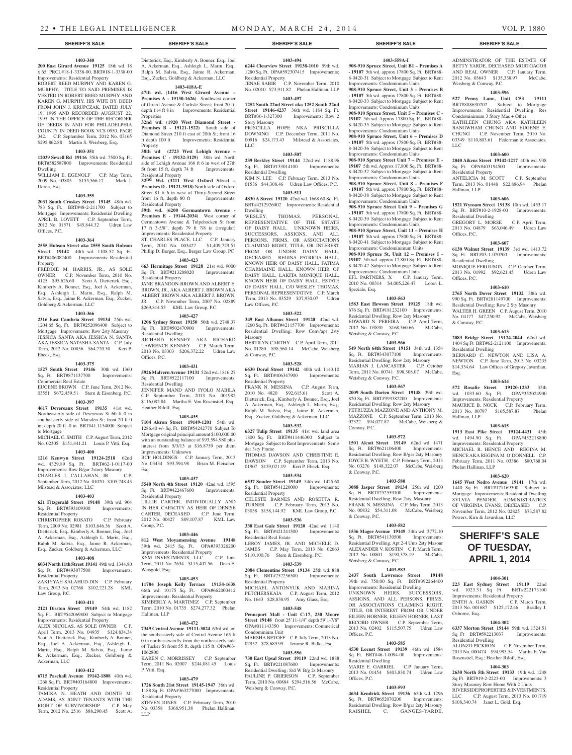**SHERIFF'S SALE**

**1403-340**

**200 East Girard Avenue 19125** 18th wd. 18 x 65 PRCL#18-1-3338-00, BRT#18-1-3338-00 Improvements: Residential Property

ROBERT REED MURPHY AND KAREN G. MURPHY. TITLE TO SAID PREMISES IS VESTED IN ROBERT REED MURPHY AND KAREN G. MURPHY, HIS WIFE BY DEED FROM JOHN J. KRUPCZAK, DATED JULY 19, 1995 AND RECORDED AUGUST 22, 1995 IN THE OFFICE OF THE RECORDER OF DEEDS IN AND FOR PHILADELPHIA COUNTY IN DEED BOOK VCS 0950, PAGE 342. C.P. September Term, 2012 No. 03165 $295,862.88 Martin S. Weisberg, Esq.

**1403-351**

**12039 Sewell Rd 19116** 35th wd. 7500 Sq. Ft. BRT#582587800 Improvements: Residential Dwelling

WILLIAM E. EGENOLF C.P. May Term, 2009 No. 03805 $155,566.17 Mark J. Udren, Esq.

**1403-355**

**2031 South Croskey Street 19145** 48th wd. 783 Sq. Ft. BRT#48-2-211700 Subject to Mortgage Improvements: Residential Dwelling APRIL B. LOVETT C.P. September Term, 2012 No. 01571 $45,844.32 Udren Law Offices, P.C.

**1403-364**

**2555 Hobson Street aka 2555 South Hobson Street 19142** 40th wd. 1108.52 Sq. Ft. BRT#406082400 Improvements: Residential Property

FREDDIE M. HARRIS, JR., AS SOLE OWNER C.P. November Term, 2010 No. 4125 $95,626.60 Scott A. Dietterick, Esq., Kimberly A. Bonner, Esq., Joel A. Ackerman, Esq., Ashleigh L. Marin, Esq., Ralph M. Salvia, Esq., Jaime R. Ackerman, Esq., Zucker, Goldberg & Ackerman, LLC

**1403-366**

**2316 East Cambria Street 19134** 25th wd. 1204.65 Sq. Ft. BRT#252096400 Subject to Mortgage Improvements: Row 2sty Masonry JESSICA SANTA AKA JESSICA N. SANTA AKA JESSICA NATASHA SANTA C.P. July Term, 2012 No. 00856 $64,720.50 Keri P. Ebeck, Esq.

**1403-375**

**1527 South Street 19146** 30th wd. 1360 Sq. Ft. BRT#871137700 Improvements: Commercial Real Estate

EUGENE BROWN C.P. June Term, 2012 No. 03551 $672,459.51 Stern & Eisenberg, P.C.

**1403-397**

**4617 Devereaux Street 19135** 41st wd. Northeasterly side of Devereaux St 60 ft 0 in southeasterly side of Marsden St; front 20 ft 0 in; depth 20 ft -0 in BRT#41.1154000 Subject to Mortgage

MICHAEL C. SMITH C.P. August Term, 2012 No. 02305 $151,441.21 Louis P. Vitti, Esq.

**1403-400**

**1216 Kenwyn Street 19124-2518** 62nd wd. 4329.89 Sq. Ft. BRT#62-1-0117-00 Improvements: Row B/gar 2story Masonry CHARLES J. CALLAHAN, JR. C.P. September Term, 2012 No. 01020 $105,748.43 Milstead & Associates, LLC

**1403-403**

**621 Fitzgerald Street 19148** 39th wd. 904 Sq. Ft. BRT#393109300 Improvements: Residential Property

CHRISTOPHER ROSATO C.P. February Term, 2009 No. 02981 $103,646.36 Scott A. Dietterick, Esq., Kimberly A. Bonner, Esq., Joel A. Ackerman, Esq., Ashleigh L. Marin, Esq., Ralph M. Salvia, Esq., Jaime R. Ackerman, Esq., Zucker, Goldberg & Ackerman, LLC

**1403-408**

**6034 North 11th Street 19141** 49th wd. 1344.80 Sq. Ft. BRT#493077500 Improvements: Residential Property

ZAKIYYAH SALAHUD-DIN C.P. February Term, 2013 No. 02768 $102,221.28 KML Law Group, P.C.

**1403-411**

**2121 Disston Street 19149** 54th wd. 1182 Sq. Ft. BRT#542069800 Subject to Mortgage Improvements: Residential Property

ALEX NICOLAS, AS SOLE OWNER C.P. April Term, 2013 No. 04935 $124,834.34 Scott A. Dietterick, Esq., Kimberly A. Bonner, Esq., Joel A. Ackerman, Esq., Ashleigh L. Marin, Esq., Ralph M. Salvia, Esq., Jaime R. Ackerman, Esq., Zucker, Goldberg & Ackerman, LLC

**1403-412**

**6715 Paschall Avenue 19142-1808** 40th wd. 1268 Sq. Ft. BRT#403164800 Improvements: Residential Property

TAMIKA N. HEATH AND DONTE M. ADAMS, AS JOINT TENANTS WITH THE RIGHT OF SURVIVORSHIP. C.P. May Term, 2012 No. 2516 $88,290.45 Scott A. Dietterick, Esq., Kimberly A. Bonner, Esq., Joel A. Ackerman, Esq., Ashleigh L. Marin, Esq., Ralph M. Salvia, Esq., Jaime R. Ackerman, Esq., Zucker, Goldberg & Ackerman, LLC

**1403-418A-E**

**47th wd. (1416 West Girard Avenue – Premises A - 19130-1626)** Southwest corner of Girard Avenue & Carlisle Street; front 20 ft; depth 114 ft 8 in Improvements: Residential Properties

**32nd wd. (1920 West Diamond Street - Premises B - 19121-1522)** South side of Diamond Street 210 ft east of 20th St; front 16 ft depth 100 ft Improvements: Residential Property

**38th wd (2723 West Lehigh Avenue – Premises C - 19132-3129)** 38th wd. North side of Lehigh Avenue 166 ft 6 in west of 27th St front 15 ft, depth 74 ft Improvements: Residential Property

**32nd Wd. (3211 West Oxford Street – Premises D - 19121-3518)** North side of Oxford Street 81 ft 6 in west of Thirty-Second Street front 16 ft, depth 80 ft Improvements: Residential Property

**59th wd. (6200 Germantown Avenue - Premises E - 19144-2034)** West corner of Germantown Avenue & Tulpehocken St front 17 ft 3-5/8", depth 79 ft 7/8 in (irregular) Improvements: Residential Property

ST. CHARLES PLACE, LLC C.P. January Term, 2010 No. 003427 $1,409,729.51 Phillip D. Berger, Esq., Berger Law Group, PC

**1403-423**

**663 Hermitage Street 19128** 21st wd. 9000 Sq. Ft. BRT#213288020 Improvements: Residential Property

JANE BRANDON-BROWN AND ALBERT E. BROWN, JR., AKA ALBERT J. BROWN AKA ALBERT BROWN AKA ALBERT J. BROWN, JR. C.P. November Term, 2007 No. 02889 $269,814.53 KML Law Group, P.C.

**1403-427**

**1206 Sydney Street 19150** 50th wd. 2748.37 Sq. Ft. BRT#502470900 Improvements: Residential Dwelling

RICHARD KENNEY AKA RICHARD LAWRENCE KENNEY C.P. March Term, 2013 No. 03303 $206,372.22 Udren Law Offices, P.C.

**1403-431**

**5926 Malvern Avenue 19131** 52nd wd. 1816.27 Sq. Ft. BRT#522117100 Improvements: Residential Dwelling

JENNIFER MAND AND IYOLO MABILA C.P. September Term, 2013 No. 001982 $116,082.84 Martha E. Von Rosenstiel, Esq., Heather Riloff, Esq.

**1403-435**

**7104 Akron Street 19149-1201** 54th wd. 1286.40 +/- Sq. Ft. BRT#54242770 Subject To Mortgage original principal amount $100,000.00 with an outstanding balance of $93,594.980 plus interest from 5/3/13 at $16.8759 per diem Improvements: Unknown

BCP HOLDINGS C.P. January Term, 2013 No. 03434 $93,594.98 Brian M. Fleischer, Esq.

**1403-437**

**5540 North 4th Street 19120** 42nd wd. 1595 Sq. Ft. BRT#422467600 Improvements: Residential Property

LILLIE CARTER, INDIVIDUALLY AND IN HER CAPACITY AS HEIR OF DENISE CARTER, DECEASED C.P. June Term, 2012 No. 00427 $89,107.87 KML Law Group, P.C.

**1403-446**

**812 West Moyamensing Avenue 19148** 39th wd. 2415 Sq. Ft. OPA#393326200 Improvements: Residential Property

KSM INVESTMENTS, LLC C.P. June Term, 2011 No. 2634 $115,407.56 Dean E. Weisgold, Esq.

**1403-453**

**11704 Joseph Kelly Terrace 19154-1638** 66th wd. 10175 Sq. Ft. OPA#662000412 Improvements: Residential Property

KIMBERLY A. MARTINEZ C.P. September Term, 2010 No. 01735 $274,277.32 Phelan Hallinan, LLP

**1403-472**

**7349 Central Avenue 19111-3024** 63rd wd. on the southeasterly side of Central Avenue 165 ft 0 in northeastwardly from the northeasterly side of Tucker St front 55 ft, depth 115 ft OPA#63-1062800

KAREN C. MORRISSEY C.P. September Term, 2011 No. 02007 $244,081.45 Louis P. Vitti, Esq.

**1403-479**

**1726 South 21st Street 19145-1947** 36th wd. 1188 Sq. Ft. OPA#363277000 Improvements: Residential Property

STEVEN JONES C.P. February Term, 2010 No. 03358 $368,951.38 Phelan Hallinan, LLP

**1403-494**

**6244 Clearview Street 19138-1010** 59th wd. 1280 Sq. Ft. OPA#592307415 Improvements: Residential Property

JENAE SABIR C.P. November Term, 2010 No. 02010 $73,911.82 Phelan Hallinan, LLP

**1403-497**

**1252 South 22nd Street aka 1252 South 22nd Street 19146-4237** 36th wd. 1184 Sq. Ft. BRT#36-1-327300 Improvements: Row 2 Story Masonry

PRISCILLA HOPE NKA PRISCILLA DOWNING C.P. December Term, 2011 No. 00916 $24,173.43 Milstead & Associates, LLC

**1403-507**

**239 Berkley Street 19144** 22nd wd. 1188.96 Sq. Ft. BRT#133014100 Improvements: Residential Dwelling

KIM N. LEE C.P. February Term, 2013 No. 01536 $44,308.46 Udren Law Offices, P.C.

**1403-511**

**4830 A Street 19120** 42nd wd. 1668.60 Sq. Ft. BRT#4212926002 Improvements: Residential Dwelling

WESLEY, THOMAS, PERSONAL REPRESENTATIVE OF THE ESTATE OF DAISY HALL. UNKNOWN HEIRS, SUCCESSORS, ASSIGNS, AND ALL PERSONS, FIRMS, OR ASSOCIATIONS CLAIMING RIGHT, TITLE, OR INTEREST FROM OR UNDER DAISY HALL, DECEASED. REGINA PATRICIA HALL, KNOWN HEIR OF DAISY HALL, FATIMA CHARMAINE HALL, KNOWN HEIR OF DAISY HALL, LAKITA MONIQUE HALL, KNOWN HEIR OF DAISY HALL, ESTATE OF DAISY HALL, C/O WESLEY THOMAS, PERSONAL REPRESENTATIVE C.P. March Term, 2013 No. 03529 $37,930.07 Udren Law Offices, P.C.

**1403-522**

**349 East Albanus Street 19120** 42nd wd. 1260 Sq. Ft. BRT#421157700 Improvements: Residential Dwelling; Row Conv/apt 2sty Masonry

HERTILYN CARTHY C.P. April Term, 2011 No. 01280 $98,560.14 McCabe, Weisberg & Conway, P.C.

**1403-528**

**6630 Doral Street 19142** 40th wd. 1143.10 Sq. Ft. BRT#406347900 Improvements: Residential Property

FRANK N. MESSINA C.P. August Term, 2010 No. 4820 $92,615.61 Scott A. Dietterick, Esq., Kimberly A. Bonner, Esq., Joel A. Ackerman, Esq., Ashleigh L. Marin, Esq., Ralph M. Salvia, Esq., Jaime R. Ackerman, Esq., Zucker, Goldberg & Ackerman LLC

**1403-532**

**6327 Tulip Street 19135** 41st wd. land area 1800 Sq. Ft. BRT#411446300 Subject to Mortgage Subject to Rent Improvements: Semi/det 3sty Frame

THOMAS DAWSON AND CHRISTINE E. DAWSON C.P. September Term, 2013 No. 01907 $159,021.19 Keri P. Ebeck, Esq.

**1403-534**

**6537 Souder Street 19149** 54th wd. 1425.60 Sq. Ft. BRT#541220000 Improvements: Residential Property

CELESTE BARNES AND ROSETTA R. TURNER C.P. February Term, 2013 No. 03058 $158,144.92 KML Law Group, P.C.

**1403-536**

**330 East Gale Street 19120** 42nd wd. 1140 Sq. Ft. BRT#421241500 Improvements: Residential Real Estate

LEROY JAMES, JR. AND MICHELE D. JAMES C.P. May Term, 2013 No. 02663 $110,100.76 Stern & Eisenberg, P.C.

**1403-539**

**2084 Clementine Street 19134** 25th wd. 888 Sq. Ft. BRT#252256500 Improvements: Residential Property

MICHAEL ANTONYUK AND MARINA PETCHERSKAIA C.P. August Term, 2012 No. 1643 $28,838.95 Amy Glass, Esq.

**1403-548**

**Pennsport Mall - Unit C-17, 230 Moore Street 19148** front 25'11-1/4" depth 59'1-7/8" OPA#011143350 Improvements: Commerical Condominium Unit

MARSHA BETOFF C.P. July Term, 2013 No. 02952 $78,689.99 Jerome R. Balka, Esq.

**1403-556**

**730 East Upsal Street 19119** 22nd wd. 1888 Sq. Ft. BRT#221087600 Improvements: Residential Dwelling; S/d W B/g 2s Masonry PAULINE P. GRIERSON C.P. September Term, 2010 No. 00884 $294,516.56 McCabe, Weisberg & Conway, P.C.

**1403-559A-I**

**908-910 Spruce Street, Unit B1 – Premises A - 19107** 5th wd. approx 17800 Sq. Ft. BRT#88-8-0420-31 Subject to Mortgage Subject to Rent Improvements: Condominium Units

**908-910 Spruce Street, Unit 3 – Premises B - 19107** 5th wd. approx 17800 Sq. Ft. BRT#88-8-0420-33 Subject to Mortgage Subject to Rent Improvements: Condominium Units

**908-910 Spruce Street, Unit 5 – Premises C - 19107** 5th wd. Approx 17800 Sq. Ft. BRT#88-8-0420-35 Subject to Mortgage Subject to Rent Improvements: Condominium Units

**908-910 Spruce Street, Unit 6 – Premises D - 19107** 5th wd. approx 17800 Sq. Ft. BRT#88-8-0420-36 Subject to Mortgage Subject to Rent Improvements: Condominium Units

**908-910 Spruce Street Unit 7 – Premises E - 19107** 5th wd. Approx 17,800 Sq. Ft. BRT#88-8-0420-37 Subject to Mortgage Subject to Rent Improvements: Condominium Units

**908-910 Spruce Street, Unit 8 – Premises F - 19107** 5th wd. approx 17800 Sq. Ft. BRT#88-8-0420-38 Subject to Mortgage Subject to Rent Improvements: Condominium Units

**908-910 Spruce Street Unit 9 – Premises G - 19107** 5th wd. approx 17800 Sq. Ft. BRT#88-8-0420-39 Subject to Mortgage Subject to Rent Improvements: Condominium Units

**908-910 Spruce Street, Unit 11 – Premises H - 19107** 5th wd. approx 17800 Sq. Ft. BRT#88-8-0420-41 Subject to Mortgage Subject to Rent Improvements: Condominimum Units

**908-910 Spruce St, Unit 12 – Premises I - 19107** 5th wd. approx 17,800 Sq. Ft. BRT#88-8-0420-42 Subject to Mortgage Subject to Rent Improvements: Condominium Units

EFL PARTNERS, X C.P. January Term, 2010 No. 00314 $4,005,226.47 Loren L. Speziale, Esq.

**1403-563**

**1583 East Hewson Street 19125** 18th wd. 676 Sq. Ft. BRT#181232100 Improvements: Residential Dwelling; Row 2sty Masonry

EDWARD N. PEREIRA C.P. April Term, 2012 No. 03830 $168,560.66 McCabe, Weisberg & Conway, P.C.

**1403-566**

**549 North 64th Street 19151** 34th wd. 1354 Sq. Ft. BRT#343077100 Improvements: Residential Dwelling; Row 2sty Masonry

MARIAN J. LANCASTER C.P. October Term, 2011 No. 00741 $98,308.07 McCabe, Weisberg & Conway, P.C.

**1403-567**

**2009 South Darien Street 19148** 39th wd. 820 Sq. Ft. BRT#393382200 Improvements: Residential Dwelling; Row 2sty Masonry

PETRUZZA MAZZONE AND ANTHONY M. MAZZONE C.P. September Term, 2013 No. 02322 $94,027.87 McCabe, Weisberg & Conway, P.C.

**1403-572**

**1501 Alcott Street 19149** 62nd wd. 1471 Sq. Ft. BRT#621106400 Improvements: Residential Dwelling; Row B/gar 2sty Masonry JOYCE B. WYETH C.P. February Term, 2013 No. 03276 $148,322.07 McCabe, Weisberg & Conway, P.C.

**1403-580**

**3088 Jasper Street 19134** 25th wd. 1200 Sq. Ft. BRT#252539100 Improvements: Residential Dwelling; Row 2sty, Masonry

FRANK N. MESSINA C.P. May Term, 2013 No. 00832 $54,311.08 McCabe, Weisberg & Conway, P.C.

**1403-582**

**1536 Magee Avenue 19149** 54th wd. 3772.10 Sq. Ft. BRT#541130500 Improvements: Residential Dwelling; Apt 2-4 Unts 2sty Masonr ALEXANDER V. KOSTIN C.P. March Term, 2012 No. 00801 $190,378.19 McCabe, Weisberg & Conway, P.C.

**1403-583**

**2437 South Lawrence Street 19148** 39th wd. 750.00 Sq. Ft. BRT#392264400 Improvements: Residential Dwelling

UNKNOWN HEIRS, SUCCESSORS, ASSIGNS, AND ALL PERSONS, FIRMS, OR ASSOCIATIONS CLAIMING RIGHT, TITLE, OR INTEREST FROM OR UNDER EILEEN HORNER, EILEEN HORNER, LAST RECORD OWNER C.P. September Term, 2013 No. 02402 $115,507.75 Udren Law Offices, P.C.

**1403-585**

**4530 Locust Street 19139** 46th wd. 1584 Sq. Ft. BRT#46-1-0094-00 Improvements: Residential Dwelling

MARIE E. GABRIEL C.P. January Term, 2013 No. 01454 $403,830.74 Udren Law Offices, P.C.

**1403-593**

**4634 Kendrick Street 19136** 65th wd. 1296 Sq. Ft. BRT#652070200 Improvements: Residential Dwelling; Row B/gar 2sty Masonry RAISHEL C. GANGES-YARDE, ADMINSTRATOR OF THE ESTATE OF BETTY YARDE, DECEASED MORTGAGOR AND REAL OWNER C.P. January Term, 2012 No. 03643 $135,338.97 McCabe, Weisberg & Conway, P.C.

**1403-596**

**527 Penny Lane, Unit C53 19111** BRT#888630202 Subject to Mortgage Improvements: Residential Dwelling; Res Condominium 3 Story Mas + Other

KATHLEEN CHUNG AKA KATHLEEN BANGWHAM CHUNG AND EUGENE E. CHUNG C.P. November Term, 2010 No. 03349 $110,803.61 Federman & Associates, LLC

**1403-600**

**2040 Aikens Street 19142-1217** 40th wd. 938 Sq. Ft. OPA#403194500 Improvements: Residential Property

ANTELICIA M. SCOTT C.P. September Term, 2013 No. 01448 $22,886.94 Phelan Hallinan, LLP

**1403-606**

**1521 Wynsam Street 19138** 10th wd. 1453.17 Sq. Ft. BRT#10-2-1928-00 Improvements: Residential Dwelling

GREGORY L. MORSE C.P. April Term, 2013 No. 04879 $63,046.49 Udren Law Offices, P.C.

**1403-607**

**6130 Walnut Street 19139** 3rd wd. 1413.72 Sq. Ft. BRT#03-1-070700 Improvements: Residential Dwelling

MONIQUE FERGUSON C.P. October Term, 2013 No. 01992 $92,621.45 Udren Law Offices, P.C.

**1403-610**

**2765 North Dover Street 19132** 38th wd. 990 Sq. Ft. BRT#281149700 Improvements: Residential Dwelling; Row 2 Sty Masonry

WALTER H. GREEN C.P. August Term, 2010 No. 04177 $47,250.92 McCabe, Weisberg & Conway, P.C.

**1403-613**

**2083 Bridge Street 19124-2044** 62nd wd. 1404 Sq Ft BRT#62-2121100 Improvements: Residential Dwelling

BERNARD C. NEWTON AND LISA A. NEWTON C.P. June Term, 2013 No. 03235 $14,334.64 Law Offices of Gregory Javardian, Esq.

**1403-614**

**572 Rosalie Street 19120-1233** 35th wd. 1033.60 Sq. Ft. OPA#352024900 Improvements: Residential Property

MAURICE B. NOCK C.P. February Term, 2013 No. 00797 $165,587.87 Phelan Hallinan, LLP

**1403-615**

**1913 East Pike Street 19124-4431** 45th wd. 1494.90 Sq. Ft. OPA#452218800 Improvements: Residential Property

MICHAEL R. HENCE AND REGINA M. HENCE AKA REGINA M. O'DONNELL C.P. February Term, 2011 No. 03386 $80,768.04 Phelan Hallinan, LLP

**1403-620**

**1645 West Nedro Avenue 19141** 17th wd. 1440 Sq Ft BRT#171169300 Subject to Mortgage Improvements: Residential Dwelling SYLVIA PENDER, ADMINSTRATRIX OF VIRGINIA EVANS, DECEASED C.P. November Term, 2012 No. 02825 $73,587.82 Powers, Kirn & Javardian, LLC

# SHERIFF'S SALE OF TUESDAY, APRIL 1, 2014

**1404-301**

**223 East Sydney Street 19119** 22nd wd. 1023.31 Sq Ft BRT#222173100 Improvements: Residential Property

ENITH A. GASKIN C.P. March Term, 2013 No. 001687 $125,172.46 Bradley J. Osborne, Esq.

**1404-302**

**6337 Morton Street 19144** 59th wd. 1324.51 Sq Ft BRT#592213037 Improvements: Residential Dwelling

ALONZO PICKRON C.P. November Term, 2013 No. 000474 $94,993.54 Martha E. Von Rosenstiel, Esq.; Heather Riloff, Esq.

**1404-303**

**2630 North 5th Street 19133** 19th wd. 1248 Sq Ft BRT#19-2-2223-00 Improvements: 3 Story Masonry Row Home With 2 Units

RIVERSIDE PROPERTIES & INVESTMENTS, LLC C.P. August Term, 2013 No. 001719 $108,340.74 Janet L. Gold, Esq.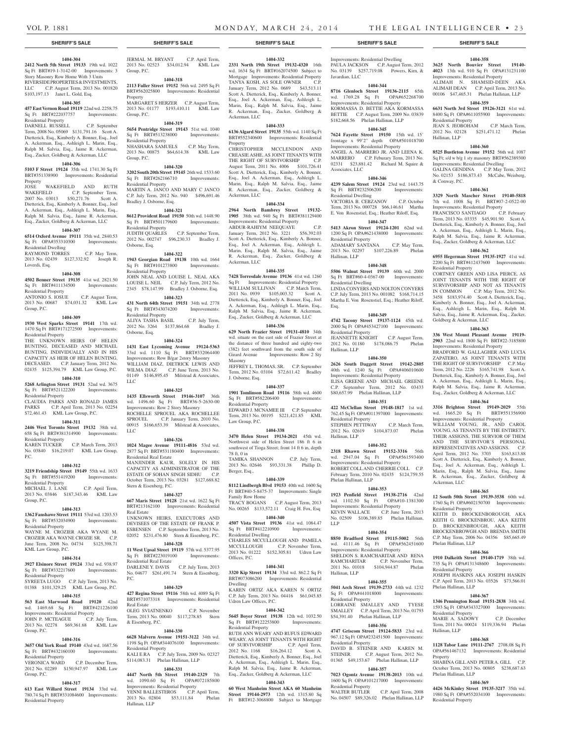## SHERIFF'S SALE

**1404-304**

**2412 North 5th Street 19133** 19th wd. 1022 Sq Ft BRT#19-1-3142-00 Improvements: 3 Story Masonry Row Home With 3 Units
RIVERSIDE PROPERTIES & INVESTMENTS, LLC C.P. August Term, 2013 No. 001820 $103,197.13 Janet L. Gold, Esq.

**1404-305**

**457 East Vernon Road 19119** 22nd wd. 2258.75 Sq Ft BRT#222037757 Improvements: Residential Property
DARNELL RUSSELL C.P. September Term, 2008 No. 05069 $131,791.16 Scott A. Dietterick, Esq., Kimberly A. Bonner, Esq., Joel A. Ackerman, Esq., Ashleigh L. Marin, Esq., Ralph M. Salvia, Esq., Jaime R. Ackerman, Esq., Zucker, Goldberg & Ackerman, LLC

**1404-306**

**5103 F Street 19124** 35th wd. 1741.30 Sq Ft BRT#351338900 Improvements: Residential Property
JOSE WAKEFIELD AND RUTH WAKEFIELD C.P. September Term, 2007 No. 03013 $50,271.76 Scott A. Dietterick, Esq., Kimberly A. Bonner, Esq., Joel A. Ackerman, Esq., Ashleigh L. Marin, Esq., Ralph M. Salvia, Esq., Jaime R. Ackerman, Esq., Zucker, Goldberg & Ackerman, LLC

**1404-307**

**6514 Oxford Avenue 19111** 35th wd. 2840.53 Sq Ft OPA#353310300 Improvements: Residential Dwelling
RAYMOND TORRES C.P. May Term, 2013 No. 02439 $127,332.92 Joseph R. Loverdi, Esq.

**1404-308**

**4502 Benner Street 19135** 41st wd. 2821.50 Sq Ft BRT#411134500 Improvements: Residential Property
ANTONIO S. IOSUE C.P. August Term, 2013 No. 00687 $74,031.32 KML Law Group, P.C.

**1404-309**

**1930 West Sparks Street 19141** 17th wd. 1470 Sq Ft BRT#171272500 Improvements: Residential Property
THE UNKNOWN HEIRS OF HELEN BUNTING, DECEASED AND MICHAEL BUNTING, INDIVIDUALLY AND IN HIS CAPACITY AS HEIR OF HELEN BUNTING, DECEASED. C.P. January Term, 2012 No. 02435 $125,394.79 KML Law Group, P.C.

**1404-310**

**5268 Arlington Street 19131** 52nd wd. 3675 Sq Ft BRT#521122200 Improvements: Residential Property
CLAUDIA PARKS AND RONALD JAMES PARKS C.P. April Term, 2013 No. 02254 $72,461.43 KML Law Group, P.C.

**1404-311**

**2446 West Toronto Street 19132** 38th wd. 658 Sq Ft BRT#381314900 Improvements: Residential Property
KAREN TUCKER C.P. March Term, 2013 No. 03840 $16,219.07 KML Law Group, P.C.

**1404-312**

**3219 Friendship Street 19149** 55th wd. 1633 Sq Ft BRT#551419200 Improvements: Residential Property
MICHAEL J. LANE C.P. April Term, 2013 No. 03846 $187,343.46 KML Law Group, P.C.

**1404-313**

**1362 Fanshawe Street 19111** 53rd wd. 1203.53 Sq Ft BRT#532034900 Improvements: Residential Property
WAYNE M. CROZIER AKA WYANE M. CROZIER AKA WAYNE CROZIE SR. C.P. June Term, 2008 No. 04734 $125,398.71 KML Law Group, P.C.

**1404-314**

**3927 Elsinore Street 19124** 33rd wd. 938.97 Sq Ft BRT#332217600 Improvements: Residential Property
SYREETA LUGO C.P. July Term, 2013 No. 01388 $101,329.25 KML Law Group, P.C.

**1404-315**

**563 East Marwood Road 19120** 42nd wd. 1469.68 Sq Ft BRT#421226100 Improvements: Residential Property
JOHN P. MCTEAGUE C.P. July Term, 2013 No. 02278 $69,361.68 KML Law Group, P.C.

**1404-316**

**3657 Old York Road 19140** 43rd wd. 1687.56 Sq Ft BRT#432160100 Improvements: Residential Property
VERONICA WARD C.P. December Term, 2012 No. 02289 $150,947.97 KML Law Group, P.C.

**1404-317**

**613 East Willard Street 19134** 33rd wd. 780.74 Sq Ft BRT#331084600 Improvements: Residential Property
JERMAL M. BRYANT C.P. April Term, 2013 No. 02523 $34,012.94 KML Law Group, P.C.

**1404-318**

**2113 Fuller Street 19152** 56th wd. 2495 Sq Ft BRT#562025800 Improvements: Residential Property
MARGARET S HERZER C.P. August Term, 2013 No. 01177 $193,410.11 KML Law Group, P.C.

**1404-319**

**5654 Pentridge Street 19143** 51st wd. 1040 Sq Ft BRT#513238000 Improvements: Residential Property
NHASHARA SAMUELS C.P. May Term, 2013 No. 00875 $64,614.38 KML Law Group, P.C.

**1404-320**

**3202 South 20th Street 19145** 26th wd. 1533.60 Sq Ft BRT#262166710 Improvements: Residential Property
MARTIN A. JANCO AND MARY C JANCO C.P. July Term, 2012 No. 940 $496,691.46 Bradley J. Osborne, Esq.

**1404-321**

**8612 Provident Road 19150** 50th wd. 1448.90 Sq Ft BRT#501179600 Improvements: Residential Property
JUDITH QUARLES C.P. September Term, 2012 No. 002747 $96,230.33 Bradley J. Osborne, Esq.

**1404-322**

**1943 Georgian Road 19138** 10th wd. 1664 Sq Ft BRT#101273800 Improvements: Residential Property
JOHN NEAL AND LOUISE L. NEAL AKA LOUISE L. NEIL C.P. July Term, 2012 No. 2345 $78,147.99 Bradley J. Osborne, Esq.

**1404-323**

**431 North 64th Street 19151** 34th wd. 2778 Sq Ft BRT#343074200 Improvements: Residential Property
ALIYA TASHA BASIL C.P. July Term, 2012 No. 3264 $137,864.68 Bradley J. Osborne, Esq.

**1404-324**

**1431 East Lycoming Avenue 19124-5363** 33rd wd. 1110 Sq Ft BRT#332064400 Improvements: Row B/gar 2story Masonry
WILLIAM DIAZ, DIETRICK LEWIS AND WILMA DIAZ C.P. June Term, 2013 No. 01149 $146,895.45 Milstead & Associates, LLC

**1404-325**

**1435 Ellsworth Street 19146-3107** 36th wd. 1496.60 Sq Ft BRT#36-5-2630-00 Improvements: Row 2 Story Masonry
ROCHELLE SPROUEL AKA ROCHELLEE SPROUEL C.P. January Term, 2010 No. 00915 $166,653.39 Milstead & Associates, LLC

**1404-326**

**1024 Magee Avenue 19111-4816** 53rd wd. 2877 Sq Ft BRT#531180400 Improvements: Residential Real Estate
MANJINDER KAUR, SOLELY IN HIS CAPACITY AS ADMINISTRATOR OF THE ESTATE OF SOHAN SINGH SIDHU C.P. October Term, 2013 No. 03281 $127,688.82 Stern & Eisenberg, P.C.

**1404-327**

**667 Maris Street 19128** 21st wd. 1622 Sq Ft BRT#213162100 Improvements: Residential Real Estate
UNKNOWN HEIRS, EXECUTORS AND DEVISEES OF THE ESTATE OF FRANK P. ESBENSEN C.P. September Term, 2013 No. 02052 $231,476.80 Stern & Eisenberg, P.C.

**1404-328**

**11 West Upsal Street 19119** 57th wd. 5377.95 Sq Ft BRT#223019100 Improvements: Residential Real Estate
DARLENE Y. DAVIS C.P. July Term, 2013 No. 04677 $261,491.74 Stern & Eisenberg, P.C.

**1404-329**

**427 Regina Street 19116** 58th wd. 4089 Sq Ft BRT#571073318 Improvements: Residential Real Estate
OLEG SVIATNENKO C.P. November Term, 2013 No. 00040 $117,278.85 Stern & Eisenberg, P.C.

**1404-330**

**6628 Malvern Avenue 19151-3122** 34th wd. 1198 Sq Ft OPA#344076100 Improvements: Residential Property
KALI E RA C.P. July Term, 2009 No. 02327 $114,083.31 Phelan Hallinan, LLP

**1404-331**

**4447 North 5th Street 19140-2329** 7th wd. 1090.60 Sq Ft OPA#072185800 Improvements: Residential Property
YENNI BALLESTEROS C.P. April Term, 2013 No. 02804 $53,111.84 Phelan Hallinan, LLP

**1404-332**

**2331 North 19th Street 19132-4320** 16th wd. 1634 Sq Ft BRT#162074500 Subject to Mortgage Improvements: Residential Property
TANYA KOSH, AS SOLE OWNER C.P. January Term, 2012 No. 0689 $43,513.11 Scott A. Dietterick, Esq., Kimberly A. Bonner, Esq., Joel A. Ackerman, Esq., Ashleigh L. Marin, Esq., Ralph M. Salvia, Esq., Jaime R. Ackerman, Esq., Zucker, Goldberg & Ackerman, LLC

**1404-333**

**6136 Algard Street 19135** 55th wd. 1140 Sq Ft BRT#552340600 Improvements: Residential Property
CHRISTOPHER MCCLENDON AND CREASIE ASHE, AS JOINT TENANTS WITH THE RIGHT OF SURVIVORSHIP C.P. August Term, 2011 No. 4006 $101,726.41 Scott A. Dietterick, Esq., Kimberly A. Bonner, Esq., Joel A. Ackerman, Esq., Ashleigh L. Marin, Esq., Ralph M. Salvia, Esq., Jaime R. Ackerman, Esq., Zucker, Goldberg & Ackerman, LLC

**1404-334**

**2964 North Bambrey Street 19132-1905** 38th wd. 940 Sq Ft BRT#381129400 Improvements: Residential Property
ABDUR-RAHIYM NEEQUAYE C.P. January Term, 2012 No. 3221 $56,392.03 Scott A. Dietterick, Esq., Kimberly A. Bonner, Esq., Joel A. Ackerman, Esq., Ashleigh L. Marin, Esq., Ralph M. Salvia, Esq., Jaime R. Ackerman, Esq., Zucker, Goldberg & Ackerman, LLC

**1404-335**

**7428 Torresdale Avenue 19136** 41st wd. 1260 Sq Ft Improvements: Residential Property
WILLIAM SULLIVAN C.P. March Term, 2011 No. 0939 $105,003.32 Scott A. Dietterick, Esq., Kimberly A. Bonner, Esq., Joel A. Ackerman, Esq., Ashleigh L. Marin, Esq., Ralph M. Salvia, Esq., Jaime R. Ackerman, Esq., Zucker, Goldberg & Ackerman, LLC

**1404-336**

**629 North Frazier Street 19131-4810** 34th wd. situate on the east side of Frazier Street at the distance of three hundred and eighty-two (382) feet southward from the south side of Girard Avenue Improvements: Row 2 Sty Masonry
JEFFREY L. THOMAS, SR. C.P. September Term, 2012 No. 03104 $72,611.42 Bradley J. Osborne, Esq.

**1404-337**

**1901 Tomlinson Road 19116** 58th wd. 4600 Sq Ft BRT#582206400 Improvements: Residential Property
EDWARD J. MCNAMEE III C.P. September Term, 2013 No. 00195 $221,421.85 KML Law Group, P.C.

**1404-338**

**3470 Helen Street 19134-2021** 45th wd. Northwest side of Helen Street 186 ft 6 in southwest of Tioga Street; front 14 ft 6 in, depth 78 ft, 0 in
TAMIKA SHANNON C.P. July Term, 2013 No. 02646 $93,331.38 Phillip D. Berger, Esq.,

**1404-339**

**8112 Lindbergh Blvd 19153** 40th wd. 1600 Sq Ft BRT#40-5-8475-37 Improvements: Single Family Row Home
TRACY BOGANS C.P. August Term, 2013 No. 00265 $133,572.11 Craig H. Fox, Esq

**1404-340**

**4507 Vista Street 19136** 41st wd. 1084.47 Sq Ft BRT#412210900 Improvements: Residential Dwelling
CHARLES MCCULLOUGH AND PAMELA MCCULLOUGH C.P. November Term, 2013 No. 01222 $152,305.81 Udren Law Offices, P.C.

**1404-341**

**3320 Kip Street 19134** 33rd wd. 862.2 Sq Ft BRT#073086200 Improvements: Residential Dwelling
KAREN ORTIZ AKA KAREN N ORTIZ C.P. July Term, 2013 No. 04416 $61,045.85 Udren Law Offices, P.C.

**1404-342**

**5645 Boyer Street 19138** 12th wd. 1032.50 Sq Ft BRT#122253800 Improvements: Residential Property
RUTH ANN WEARY AND RUFUS EDWARD WEARY, AS JOINT TENANTS WITH RIGHT OF SURVIVORSHIP C.P. April Term, 2012 No. 1168 $16,264.12 Scott A. Dietterick, Esq., Kimberly A. Bonner, Esq., Joel A. Ackerman, Esq., Ashleigh L. Marin, Esq., Ralph M. Salvia, Esq., Jaime R. Ackerman, Esq., Zucker, Goldberg & Ackerman, LLC

**1404-343**

**60 West Manheim Street AKA 60 Manheim Street 19144-2973** 12th wd. 1315.80 Sq Ft BRT#12-3068800 Subject to Mortgage Improvements: Residential Dwelling
PAULA JACKSON C.P. August Term, 2012 No. 03139 $257,719.08 Powers, Kirn, & Javardian, LLC

**1404-344**

**8716 Glenloch Street 19136-2115** 65th wd. 1769.28 Sq Ft OPA#652268700 Improvements: Residential Property
KORMASSA D. BETTIE AKA KORMASSA BETTIE C.P. August Term, 2009 No. 03839 $182,668.56 Phelan Hallinan, LLP

**1404-345**

**7624 Fayette Street 19150** 15th wd. 15' frontage x 99'2" depth OPA#501018700 Improvements: Residential Property
ANGEL A. MARRERO JR. AND LEENA K. MARRERO C.P. Feburary Term, 2013 No. 02331 $23,881.42 Richard M. Squire & Associates, LLC

**1404-346**

**4239 Salem Street 19124** 23rd wd. 1443.75 Sq Ft BRT#232506200 Improvements: Residential Dwelling
VICTORIA B. CEBZANOV C.P. October Term, 2013 No. 00728 $66,146.61 Martha E. Von Rosenstiel, Esq.; Heather Riloff, Esq.

**1404-347**

**5413 Akron Street 19124-1201** 62nd wd. 1200 Sq Ft OPA#621438000 Improvements: Residential Property
ADAMARY SANTANA C.P. May Term, 2013 No. 02297 $107,226.89 Phelan Hallinan, LLP

**1404-348**

**5506 Walnut Street 19139** 60th wd. 2000 Sq Ft BRT#60-4-0367-00 Improvements: Residential Dwelling
LINDA CONYERS AND NOLTON CONYERS C.P. July Term, 2013 No. 001082 $168,714.15 Martha E. Von Rosenstiel, Esq.; Heather Riloff, Esq.

**1404-349**

**4742 Tacony Street 19137-1124** 45th wd. 2000 Sq Ft OPA#453427100 Improvements: Residential Property
JEANNETTE KNIGHT C.P. August Term, 2012 No. 01180 $178,086.75 Phelan Hallinan, LLP

**1404-350**

**2626 South Daggett Street 19142-2805** 40th wd. 1240 Sq Ft OPA#406010600 Improvements: Residential Property
ILISA GREENE AND MICHAEL GREENE C.P. September Term, 2012 No. 03433 $80,657.99 Phelan Hallinan, LLP

**1404-351**

**422 McClellan Street 19148-1817** 1st wd. 762.45 Sq Ft OPA#011397000 Improvements: Residential Property
STEPHEN PETTIWAY C.P. March Term, 2012 No. 02619 $104,873.07 Phelan Hallinan, LLP

**1404-352**

**2318 Rhawn Street 19152-3316** 56th wd. 2947.04 Sq Ft OPA#561593400 Improvements: Residential Property
ROBERT COLL AND CHERRIE COLL C.P. February Term, 2010 No. 02435 $124,759.55 Phelan Hallinan, LLP

**1404-353**

**1923 Penfield Street 19138-2716** 42nd wd. 1102.50 Sq Ft OPA#10-1381300 Improvements: Residential Property
KEVIN WALLACE C.P. June Term, 2013 No. 02509 $106,389.85 Phelan Hallinan, LLP

**1404-354**

**8850 Bradford Street 19115-5002** 56th wd. 4111.46 Sq Ft OPA#562451600 Improvements: Residential Property
SHELDON S. RAMCHARITAR AND RENA RAMCHARITAR C.P. November Term, 2011 No. 01018 $104,944.87 Phelan Hallinan, LLP

**1404-355**

**5041 Arch Street 19139-2733** 44th wd. 1232 Sq Ft OPA#441018000 Improvements: Residential Property
LORRAINE SMALLEY AND TYESE SMALLEY C.P. April Term, 2013 No. 01793 $54,391.40 Phelan Hallinan, LLP

**1404-356**

**4747 Griscom Street 19124-5833** 23rd wd. 967.12 Sq Ft OPA#232451500 Improvements: Residential Property
DAVID B. STEINER AND KAREN M. STEINER C.P. August Term, 2012 No. 01365 $49,153.67 Phelan Hallinan, LLP

**1404-357**

**7023 Ogontz Avenue 19138-2013** 10th wd. 1600 Sq Ft OPA#101217000 Improvements: Residential Property
WALTER BUTLER C.P. April Term, 2008 No. 04507 $89,326.02 Phelan Hallinan, LLP

**1404-358**

**3625 North Bouvier Street 19140-4023** 13th wd. 910 Sq Ft OPA#131231100 Improvements: Residential Property
ALIMAH N. SHAMSID-DEEN AKA ALIMAH DEAN C.P. April Term, 2013 No. 00106 $47,465.31 Phelan Hallinan, LLP

**1404-359**

**6631 North 3rd Street 19126-3121** 61st wd. 8400 Sq Ft OPA#611055900 Improvements: Residential Property
JEAN S. JEOBOHAM C.P. March Term, 2012 No. 02128 $251,471.12 Phelan Hallinan, LLP

**1404-360**

**8525 Bustleton Avenue 19152** 56th wd. 1087 Sq Ft; s/d w b/g 1 sty masonry BRT#562389300 Improvements: Residential Dwelling
GALINA GENDINA C.P. May Term, 2012 No. 02153 $186,873.43 McCabe, Weisberg, & Conway, P.C.

**1404-361**

**3329 North Mascher Street 19140-5818** 7th wd. 1008 Sq Ft BRT#07-2-0522-00 Improvements: Residential Property
FRANCISCO SANTIAGO C.P. February Term, 2013 No. 03335 $45,901.90 Scott A. Dietterick, Esq., Kimberly A. Bonner, Esq., Joel A. Ackerman, Esq., Ashleigh L. Marin, Esq., Ralph M. Salvia, Esq., Jaime R. Ackerman, Esq., Zucker, Goldberg & Ackerman, LLC

**1404-362**

**6955 Hegerman Street 19135-1927** 41st wd. 2200 Sq Ft BRT#412437600 Improvements: Residential Property
CORTNEY GREEN AND LISA PIERCE, AS JOINT TENANTS WITH THE RIGHT OF SURVIVORSHIP AND NOT AS TENANTS IN COMMON C.P. May Term, 2012 No. 3458 $183,974.40 Scott A. Dietterick, Esq., Kimberly A. Bonner, Esq., Joel A. Ackerman, Esq., Ashleigh L. Marin, Esq., Ralph M. Salvia, Esq., Jaime R. Ackerman, Esq., Zucker, Goldberg & Ackerman, LLC

**1404-363**

**336 West Mount Pleasant Avenue 19119-2903** 22nd wd. 1800 Sq Ft BRT#22-3185800 Improvements: Residential Property
BRADFORD W. GALLAGHER AND LUCIA ZAPATERO, AS JOINT TENANTS WITH THE RIGHT OF SURVIVORSHIP C.P. May Term, 2012 No. 2226 $165,741.98 Scott A. Dietterick, Esq., Kimberly A. Bonner, Esq., Joel A. Ackerman, Esq., Ashleigh L. Marin, Esq., Ralph M. Salvia, Esq., Jaime R. Ackerman, Esq., Zucker, Goldberg & Ackerman, LLC

**1404-364**

**3316 Brighton Street 19149-2029** 55th wd. 1665.20 Sq Ft BRT#551356900 Improvements: Residential Property
WILLIAM YOUNG, JR., AND CAROL YOUNG, AS TENANTS BY THE ENTIRETY, THEIR ASSIGNS, THE SURVIOR OF THEM AND THE SURVIVOR'S PERSONAL REPRESENTATIVES AND ASSIGNS. C.P. April Term, 2012 No. 3703 $163,813.88 Scott A. Dietterick, Esq., Kimberly A. Bonner, Esq., Joel A. Ackerman, Esq., Ashleigh L. Marin, Esq., Ralph M. Salvia, Esq., Jaime R. Ackerman, Esq., Zucker, Goldberg & Ackerman, LLC

**1404-365**

**12 South 50th Street 19139-3538** 60th wd. 1760 Sq Ft OPA#602150700 Improvements: Residential Property
KEITH D. BROCKENBOROUGH, AKA KEITH G. BROCKENBROU, AKA KEITH D. BROCKENBROUGH, AKA KEITH BROCKENBROWGH AND BRENDA SMITH C.P. May Term, 2006 No. 04356 $85,665.49 Phelan Hallinan, LLP

**1404-366**

**1910 Dalkeith Street 19140-1719** 38th wd. 735 Sq Ft OPA#131348600 Improvements: Residential Property
JOSEPH HASKINS AKA JOSEPH HASKIN C.P. April Term, 2013 No. 03526 $73,566.01 Phelan Hallinan, LLP

**1404-367**

**1346 Pennington Road 19151-2838** 34th wd. 1593 Sq Ft OPA#343327000 Improvements: Residential Property
MARIE A. SADOWY C.P. December Term, 2011 No. 00024 $119,336.94 Phelan Hallinan, LLP

**1404-368**

**1128 Tabor Lane 19111-2767** 2708.08 Sq Ft OPA#561467132 Improvements: Residential Property
SHABINA GILL AND PETER A. GILL C.P. October Term, 2013 No. 00805 $238,687.63 Phelan Hallinan, LLP

**1404-369**

**4426 McKinley Street 19135-3217** 35th wd. 1980 Sq Ft OPA#552034100 Improvements: Residential Property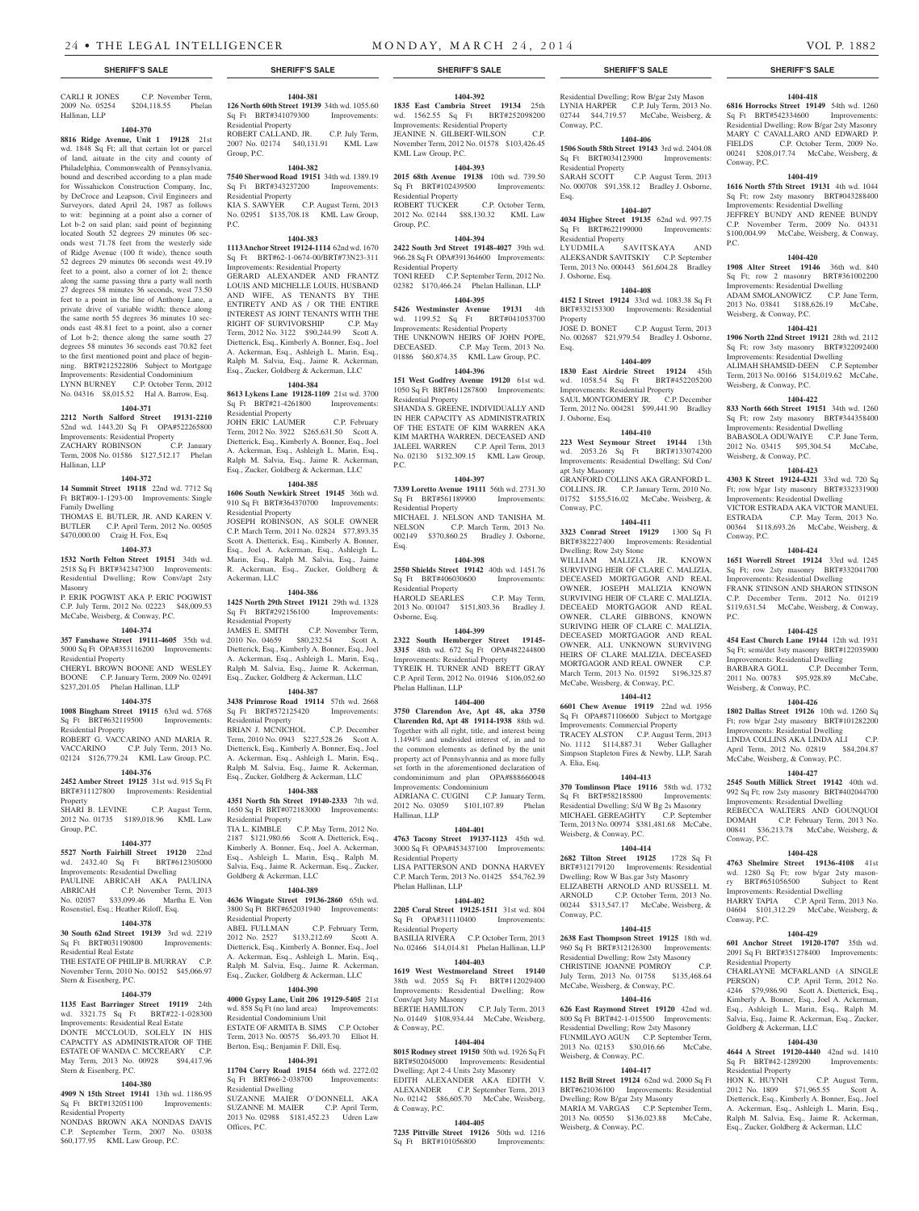## SHERIFF'S SALE

CARLI R JONES C.P. November Term, 2009 No. 05254 $204,118.55 Phelan Hallinan, LLP

**1404-370**

**8816 Ridge Avenue, Unit 1 19128** 21st wd. 1848 Sq Ft; all that certain lot or parcel of land, aituate in the city and county of Philadelphia, Commonwealth of Pennsylvania, bound and described according to a plan made for Wissahickon Construction Company, Inc, by DeCroce and Leapson, Civil Engineers and Surveyors, dated April 24, 1987 as follows to wit: beginning at a point also a corner of Lot b-2 on said plan; said point of beginning located South 52 degrees 29 minutes 06 seconds west 71.78 feet from the westerly side of Ridge Avenue (100 ft wide), thence south 52 degrees 29 minutes 06 seconds west 49.19 feet to a point, also a corner of lot 2; thence along the same passing thru a party wall north 27 degrees 58 minutes 36 seconds, west 73.50 feet to a point in the line of Anthony Lane, a private drive of variable width; thence along the same north 55 degrees 36 minutes 10 seconds east 48.81 feet to a point, also a corner of Lot b-2; thence along the same south 27 degrees 58 minutes 36 seconds east 70.82 feet to the first mentioned point and place of beginning. BRT#212522806 Subject to Mortgage Improvements: Residential Condominium

LYNN BURNEY C.P. October Term, 2012 No. 04316 $8,015.52 Hal A. Barrow, Esq.

**1404-371**

**2212 North Salford Street 19131-2210** 52nd wd. 1443.20 Sq Ft OPA#522265800 Improvements: Residential Property

ZACHARY ROBINSON C.P. January Term, 2008 No. 01586 $127,512.17 Phelan Hallinan, LLP

**1404-372**

**14 Summit Street 19118** 22nd wd. 7712 Sq Ft BRT#09-1-1293-00 Improvements: Single Family Dwelling

THOMAS E. BUTLER, JR. AND KAREN V. BUTLER C.P. April Term, 2012 No. 00505 $470,000.00 Craig H. Fox, Esq

**1404-373**

**1532 North Felton Street 19151** 34th wd. 2518 Sq Ft BRT#342347300 Improvements: Residential Dwelling; Row Conv/apt 2sty Masonry

P. ERIK POGWIST AKA P. ERIC POGWIST C.P. July Term, 2012 No. 02223 $48,009.53 McCabe, Weisberg, & Conway, P.C.

**1404-374**

**357 Fanshawe Street 19111-4605** 35th wd. 5000 Sq Ft OPA#353116200 Improvements: Residential Property

CHERYL BROWN BOONE AND WESLEY BOONE C.P. January Term, 2009 No. 02491 $237,201.05 Phelan Hallinan, LLP

**1404-375**

**1008 Bingham Street 19115** 63rd wd. 5768 Sq Ft BRT#632119500 Improvements: Residential Property

ROBERT G. VACCARINO AND MARIA R. VACCARINO C.P. July Term, 2013 No. 02124 $126,779.24 KML Law Group, P.C.

**1404-376**

**2452 Amber Street 19125** 31st wd. 915 Sq Ft BRT#311127800 Improvements: Residential Property

SHARI B. LEVINE C.P. August Term, 2012 No. 01735 $189,018.96 KML Law Group, P.C.

**1404-377**

**5527 North Fairhill Street 19120** 22nd wd. 2432.40 Sq Ft BRT#612305000 Improvements: Residential Dwelling

PAULINE ABRICAH AKA PAULINA ABRICAH C.P. November Term, 2013 No. 02057 $33,099.46 Martha E. Von Rosenstiel, Esq.; Heather Riloff, Esq.

**1404-378**

**30 South 62nd Street 19139** 3rd wd. 2219 Sq Ft BRT#031190800 Improvements: Residential Real Estate

THE ESTATE OF PHILIP B. MURRAY C.P. November Term, 2010 No. 00152 $45,066.97 Stern & Eisenberg, P.C.

**1404-379**

**1135 East Barringer Street 19119** 24th wd. 3321.75 Sq Ft BRT#22-1-028300 Improvements: Residential Real Estate

DONTE MCCLOUD, SOLELY IN HIS CAPACITY AS ADMINISTRATOR OF THE ESTATE OF WANDA C. MCCREARY C.P. May Term, 2013 No. 00928 $94,417.96 Stern & Eisenberg, P.C.

**1404-380**

**4909 N 15th Street 19141** 13th wd. 1186.95 Sq Ft BRT#132051100 Improvements: Residential Property

NONDAS BROWN AKA NONDAS DAVIS C.P. September Term, 2007 No. 03038 $60,177.95 KML Law Group, P.C.

**1404-381**

**126 North 60th Street 19139** 34th wd. 1055.60 Sq Ft BRT#341079300 Improvements: Residential Property

ROBERT CALLAND, JR. C.P. July Term, 2007 No. 02174 $40,131.91 KML Law Group, P.C.

**1404-382**

**7540 Sherwood Road 19151** 34th wd. 1389.19 Sq Ft BRT#343237200 Improvements: Residential Property

KIA S. SAWYER C.P. August Term, 2013 No. 02951 $135,708.18 KML Law Group, P.C.

**1404-383**

**1113 Anchor Street 19124-1114** 62nd wd. 1670 Sq Ft BRT#62-1-0674-00/BRT#73N23-311 Improvements: Residential Property

GERARD ALEXANDER AND FRANTZ LOUIS AND MICHELLE LOUIS, HUSBAND AND WIFE, AS TENANTS BY THE ENTIRETY AND AS / OR THE ENTIRE INTEREST AS JOINT TENANTS WITH THE RIGHT OF SURVIVORSHIP C.P. May Term, 2012 No. 3122 $90,244.99 Scott A. Dietterick, Esq., Kimberly A. Bonner, Esq., Joel A. Ackerman, Esq., Ashleigh L. Marin, Esq., Ralph M. Salvia, Esq., Jaime R. Ackerman, Esq., Zucker, Goldberg & Ackerman, LLC

**1404-384**

**8613 Lykens Lane 19128-1109** 21st wd. 3700 Sq Ft BRT#21-4261800 Improvements: Residential Property

JOHN ERIC LAUMER C.P. February Term, 2012 No. 3922 $265,631.50 Scott A. Dietterick, Esq., Kimberly A. Bonner, Esq., Joel A. Ackerman, Esq., Ashleigh L. Marin, Esq., Ralph M. Salvia, Esq., Jaime R. Ackerman, Esq., Zucker, Goldberg & Ackerman, LLC

**1404-385**

**1606 South Newkirk Street 19145** 36th wd. 910 Sq Ft BRT#364370700 Improvements: Residential Property

JOSEPH ROBINSON, AS SOLE OWNER C.P. March Term, 2011 No. 02824 $77,893.35 Scott A. Dietterick, Esq., Kimberly A. Bonner, Esq., Joel A. Ackerman, Esq., Ashleigh L. Marin, Esq., Ralph M. Salvia, Esq., Jaime R. Ackerman, Esq., Zucker, Goldberg & Ackerman, LLC

**1404-386**

**1425 North 29th Street 19121** 29th wd. 1328 Sq Ft BRT#292156100 Improvements: Residential Property

JAMES E. SMITH C.P. November Term, 2010 No. 04659 $80,232.54 Scott A. Dietterick, Esq., Kimberly A. Bonner, Esq., Joel A. Ackerman, Esq., Ashleigh L. Marin, Esq., Ralph M. Salvia, Esq., Jaime R. Ackerman, Esq., Zucker, Goldberg & Ackerman, LLC

**1404-387**

**3438 Primrose Road 19114** 57th wd. 2668 Sq Ft BRT#572125420 Improvements: Residential Property

BRIAN J. MCNICHOL C.P. December Term, 2010 No. 0943 $227,528.26 Scott A. Dietterick, Esq., Kimberly A. Bonner, Esq., Joel A. Ackerman, Esq., Ashleigh L. Marin, Esq., Ralph M. Salvia, Esq., Jaime R. Ackerman, Esq., Zucker, Goldberg & Ackerman, LLC

**1404-388**

**4351 North 5th Street 19140-2333** 7th wd. 1650 Sq Ft BRT#072183000 Improvements: Residential Property

TIA L. KIMBLE C.P. May Term, 2012 No. 2187 $121,980.66 Scott A. Dietterick, Esq., Kimberly A. Bonner, Esq., Joel A. Ackerman, Esq., Ashleigh L. Marin, Esq., Ralph M. Salvia, Esq., Jaime R. Ackerman, Esq., Zucker, Goldberg & Ackerman, LLC

**1404-389**

**4636 Wingate Street 19136-2860** 65th wd. 3800 Sq Ft BRT#652031940 Improvements: Residential Property

ABEL FULLMAN C.P. February Term, 2012 No. 2527 $133,212.69 Scott A. Dietterick, Esq., Kimberly A. Bonner, Esq., Joel A. Ackerman, Esq., Ashleigh L. Marin, Esq., Ralph M. Salvia, Esq., Jaime R. Ackerman, Esq., Zucker, Goldberg & Ackerman, LLC

**1404-390**

**4000 Gypsy Lane, Unit 206 19129-5405** 21st wd. 858 Sq Ft (no land area) Improvements: Residential Condominium Unit

ESTATE OF ARMITA B. SIMS C.P. October Term, 2013 No. 00575 $6,493.70 Elliot H. Berton, Esq.; Benjamin F. Dill, Esq.

**1404-391**

**11704 Corry Road 19154** 66th wd. 2272.02 Sq Ft BRT#66-2-038700 Improvements: Residential Dwelling

SUZANNE MAIER O'DONNELL AKA SUZANNE M. MAIER C.P. April Term, 2013 No. 02988 $181,452.23 Udren Law Offices, P.C.

**1404-392**

**1835 East Cambria Street 19134** 25th wd. 1562.55 Sq Ft BRT#252098200 Improvements: Residential Property

JEANINE N. GILBERT-WILSON C.P. November Term, 2012 No. 01578 $103,426.45 KML Law Group, P.C.

**1404-393**

**2015 68th Avenue 19138** 10th wd. 739.50 Sq Ft BRT#102439500 Improvements: Residential Property

ROBERT TUCKER C.P. October Term, 2012 No. 02144 $88,130.32 KML Law Group, P.C.

**1404-394**

**2422 South 3rd Street 19148-4027** 39th wd. 966.28 Sq Ft OPA#391364600 Improvements: Residential Property

TONI REED C.P. September Term, 2012 No. 02382 $170,466.24 Phelan Hallinan, LLP

**1404-395**

**5426 Westminster Avenue 19131** 4th wd. 1199.52 Sq Ft BRT#041053700 Improvements: Residential Property

THE UNKNOWN HEIRS OF JOHN POPE, DECEASED. C.P. May Term, 2013 No. 01886 $60,874.35 KML Law Group, P.C.

**1404-396**

**151 West Godfrey Avenue 19120** 61st wd. 1050 Sq Ft BRT#611287800 Improvements: Residential Property

SHANDA S. GREENE, INDIVIDUALLY AND IN HER CAPACITY AS ADMINISTRATRIX OF THE ESTATE OF KIM WARREN AKA KIM MARTHA WARREN, DECEASED AND JALEEL WARREN C.P. April Term, 2013 No. 02130 $132,309.15 KML Law Group, P.C.

**1404-397**

**7339 Loretto Avenue 19111** 56th wd. 2731.30 Sq Ft BRT#561189900 Improvements: Residential Property

MICHAEL J. NELSON AND TANISHA M. NELSON C.P. March Term, 2013 No. 002149 $370,860.25 Bradley J. Osborne, Esq.

**1404-398**

**2550 Shields Street 19142** 40th wd. 1451.76 Sq Ft BRT#406030600 Improvements: Residential Property

HAROLD SEARLES C.P. May Term, 2013 No. 001047 $151,803.36 Bradley J. Osborne, Esq.

**1404-399**

**2322 South Hemberger Street 19145-3315** 48th wd. 672 Sq Ft OPA#482244800 Improvements: Residential Property

TYREIK H. TURNER AND BRETT GRAY C.P. April Term, 2012 No. 01946 $106,052.60 Phelan Hallinan, LLP

**1404-400**

**3750 Clarendon Ave, Apt 48, aka 3750 Clarendon Rd, Apt 48 19114-1938** 88th wd. Together with all right, title, and interest being 1.1494% and undivided interest of, in and to the common elements as defined by the unit property act of Pennsylvannia and as more fully set forth in the aforementioned declaration of condominimum and plan OPA#888660048 Improvements: Condominium

ADRIANA C. CUGINI C.P. January Term, 2012 No. 03059 $101,107.89 Phelan Hallinan, LLP

**1404-401**

**4763 Tacony Street 19137-1123** 45th wd. 3000 Sq Ft OPA#453437100 Improvements: Residential Property

LISA PATTERSON AND DONNA HARVEY C.P. March Term, 2013 No. 01425 $54,762.39 Phelan Hallinan, LLP

**1404-402**

**2205 Coral Street 19125-1511** 31st wd. 804 Sq Ft OPA#311110400 Improvements: Residential Property

BASILIA RIVERA C.P. October Term, 2013 No. 02466 $14,014.81 Phelan Hallinan, LLP

**1404-403**

**1619 West Westmoreland Street 19140** 38th wd. 2055 Sq Ft BRT#112029400 Improvements: Residential Dwelling; Row Conv/apt 3sty Masonry

BERTIE HAMILTON C.P. July Term, 2013 No. 01449 $108,934.44 McCabe, Weisberg, & Conway, P.C.

**1404-404**

**8015 Rodney street 19150** 50th wd. 1926 Sq Ft BRT#502045000 Improvements: Residential Dwelling; Apt 2-4 Units 2sty Masonry

EDITH ALEXANDER AKA EDITH V. ALEXANDER C.P. September Term, 2013 No. 02142 $86,605.70 McCabe, Weisberg, & Conway, P.C.

**1404-405**

**7235 Pittville Street 19126** 50th wd. 1216 Sq Ft BRT#101056800 Improvements: Residential Dwelling; Row B/gar 2sty Mason

LYNIA HARPER C.P. July Term, 2013 No. 02744 $44,719.57 McCabe, Weisberg, & Conway, P.C.

**1404-406**

**1506 South 58th Street 19143** 3rd wd. 2404.08 Sq Ft BRT#034123900 Improvements: Residential Property

SARAH SCOTT C.P. August Term, 2013 No. 000708 $91,358.12 Bradley J. Osborne, Esq.

**1404-407**

**4034 Higbee Street 19135** 62nd wd. 997.75 Sq Ft BRT#622199000 Improvements: Residential Property

LYUDMILA SAVITSKAYA AND ALEKSANDR SAVITSKIY C.P. September Term, 2013 No. 000443 $61,604.28 Bradley J. Osborne, Esq.

**1404-408**

**4152 I Street 19124** 33rd wd. 1083.38 Sq Ft BRT#332153300 Improvements: Residential Property

JOSE D. BONET C.P. August Term, 2013 No. 002687 $21,979.54 Bradley J. Osborne, Esq.

**1404-409**

**1830 East Airdrie Street 19124** 45th wd. 1058.54 Sq Ft BRT#452205200 Improvements: Residential Property

SAUL MONTGOMERY JR. C.P. December Term, 2012 No. 004281 $99,441.90 Bradley J. Osborne, Esq.

**1404-410**

**223 West Seymour Street 19144** 13th wd. 2053.26 Sq Ft BRT#133074200 Improvements: Residential Dwelling; S/d Con/ apt 3sty Masonry

GRANFORD COLLINS AKA GRANFORD L. COLLINS, JR. C.P. January Term, 2010 No. 01752 $155,516.02 McCabe, Weisberg, & Conway, P.C.

**1404-411**

**3323 Conrad Street 19129** 1300 Sq Ft BRT#382227400 Improvements: Residential Dwelling; Row 2sty Stone

WILLIAM MALIZIA JR. KNOWN SURVIVING HEIR OF CLARE C. MALIZIA, DECEASED MORTGAGOR AND REAL OWNER, JOSEPH MALIZIA KNOWN SURVIVING HEIR OF CLARE C. MALIZIA, DECEAED MORTGAGOR AND REAL OWNER, CLARE GIBBONS, KNOWN SURIVING HEIR OF CLARE C. MALIZIA, DECEASED MORTGAGOR AND REAL OWNER, ALL UNKNOWN SURVIVING HEIRS OF CLARE MALIZIA, DECEASED MORTGAGOR AND REAL OWNER C.P. March Term, 2013 No. 01592 $196,325.87 McCabe, Weisberg, & Conway, P.C.

**1404-412**

**6601 Chew Avenue 19119** 22nd wd. 1956 Sq Ft OPA#871106600 Subject to Mortgage Improvements: Commercial Property

TRACEY ALSTON C.P. August Term, 2013 No. 1112 $114,887.31 Weber Gallagher Simpson Stapleton Fires & Newby, LLP, Sarah A. Elia, Esq.

**1404-413**

**370 Tomlinson Place 19116** 58th wd. 1732 Sq Ft BRT#582185800 Improvements: Residential Dwelling; S/d W Bg 2s Masonry

MICHAEL GEREAGHTY C.P. September Term, 2013 No. 00974 $381,481.68 McCabe, Weisberg, & Conway, P.C.

**1404-414**

**2682 Tilton Street 19125** 1728 Sq Ft BRT#312179120 Improvements: Residential Dwelling; Row W Bas.gar 3sty Masonry

ELIZABETH ARNOLD AND RUSSELL M. ARNOLD C.P. October Term, 2013 No. 00244 $313,547.17 McCabe, Weisberg, & Conway, P.C.

**1404-415**

**2638 East Thompson Street 19125** 18th wd. 960 Sq Ft BRT#312126300 Improvements: Residential Dwelling; Row 2sty Masonry

CHRISTINE JOANNE POMROY C.P. July Term, 2013 No. 01758 $135,468.64 McCabe, Weisberg, & Conway, P.C.

**1404-416**

**626 East Raymond Street 19120** 42nd wd. 800 Sq Ft BRT#42-1-015500 Improvements: Residential Dwelling; Row 2sty Masonry

FUNMILAYO AGUN C.P. September Term, 2013 No. 02153 $30,016.66 McCabe, Weisberg, & Conway, P.C.

**1404-417**

**1152 Brill Street 19124** 62nd wd. 2000 Sq Ft BRT#621036100 Improvements: Residential Dwelling; Row B/gar 2sty Masonry

MARIA M. VARGAS C.P. September Term, 2013 No. 00550 $136,023.88 McCabe, Weisberg, & Conway, P.C.

**1404-418**

**6816 Horrocks Street 19149** 54th wd. 1260 Sq Ft BRT#542334600 Improvements: Residential Dwelling; Row B/gar 2sty Masonry

MARY C CAVALLARO AND EDWARD P. FIELDS C.P. October Term, 2009 No. 00241 $208,017.74 McCabe, Weisberg, & Conway, P.C.

**1404-419**

**1616 North 57th Street 19131** 4th wd. 1044 Sq Ft; row 2sty masonry BRT#043288400 Improvements: Residential Dwelling

JEFFREY BUNDY AND RENEE BUNDY C.P. November Term, 2009 No. 04331 $100,004.99 McCabe, Weisberg, & Conway, P.C.

**1404-420**

**1908 Alter Street 19146** 36th wd. 840 Sq Ft; row 2 masonry BRT#361002200 Improvements: Residential Dwelling

ADAM SMOLANOWICZ C.P. June Term, 2013 No. 03841 $188,626.19 McCabe, Weisberg, & Conway, P.C.

**1404-421**

**1906 North 22nd Street 19121** 28th wd. 2112 Sq Ft; row 3sty masonry BRT#322092400 Improvements: Residential Dwelling

ALIMAH SHAMSID-DEEN C.P. September Term, 2013 No. 00166 $154,019.62 McCabe, Weisberg, & Conway, P.C.

**1404-422**

**833 North 66th Street 19151** 34th wd. 1260 Sq Ft; row 2sty masonry BRT#344358400 Improvements: Residential Dwelling

BABASOLA ODUWAIYE C.P. June Term, 2012 No. 03415 $95,304.54 McCabe, Weisberg, & Conway, P.C.

**1404-423**

**4303 K Street 19124-4321** 33rd wd. 720 Sq Ft; row b/gar 1sty masonry BRT#332331900 Improvements: Residential Dwelling

VICTOR ESTRADA AKA VICTOR MANUEL ESTRADA C.P. May Term, 2013 No. 00364 $118,693.26 McCabe, Weisberg, & Conway, P.C.

**1404-424**

**1651 Worrell Street 19124** 33rd wd. 1245 Sq Ft; row 2sty masonry BRT#332041700 Improvements: Residential Dwelling

FRANK STINSON AND SHARON STINSON C.P. December Term, 2012 No. 01219 $119,631.54 McCabe, Weisberg, & Conway, P.C.

**1404-425**

**454 East Church Lane 19144** 12th wd. 1931 Sq Ft; semi/det 3sty masonry BRT#122035900 Improvements: Residential Dwelling

BARBARA GOLL C.P. December Term, 2011 No. 00783 $95,928.89 McCabe, Weisberg, & Conway, P.C.

**1404-426**

**1802 Dallas Street 19126** 10th wd. 1260 Sq Ft; row b/gar 2sty masonry BRT#101282200 Improvements: Residential Dwelling

LINDA COLLINS AKA LINDA ALI C.P. April Term, 2012 No. 02819 $84,204.87 McCabe, Weisberg, & Conway, P.C.

**1404-427**

**2545 South Millick Street 19142** 40th wd. 992 Sq Ft; row 2sty masonry BRT#402044700 Improvements: Residential Dwelling

REBECCA WALTERS AND GOUNQUOI DOMAH C.P. February Term, 2013 No. 00841 $36,213.78 McCabe, Weisberg, & Conway, P.C.

**1404-428**

**4763 Shelmire Street 19136-4108** 41st wd. 1280 Sq Ft; row b/gar 2sty masonry BRT#651056500 Subject to Rent Improvements: Residential Dwelling

HARRY TAPIA C.P. April Term, 2013 No. 04604 $101,312.29 McCabe, Weisberg, & Conway, P.C.

**1404-429**

**601 Anchor Street 19120-1707** 35th wd. 2091 Sq Ft BRT#351278400 Improvements: Residential Property

CHARLAYNE MCFARLAND (A SINGLE PERSON) C.P. April Term, 2012 No. 4246 $79,986.90 Scott A. Dietterick, Esq., Kimberly A. Bonner, Esq., Joel A. Ackerman, Esq., Ashleigh L. Marin, Esq., Ralph M. Salvia, Esq., Jaime R. Ackerman, Esq., Zucker, Goldberg & Ackerman, LLC

**1404-430**

**4644 A Street 19120-4440** 42nd wd. 1410 Sq Ft BRT#42-1289200 Improvements: Residential Property

HON K. HUYNH C.P. August Term, 2012 No. 1809 $71,965.55 Scott A. Dietterick, Esq., Kimberly A. Bonner, Esq., Joel A. Ackerman, Esq., Ashleigh L. Marin, Esq., Ralph M. Salvia, Esq., Jaime R. Ackerman, Esq., Zucker, Goldberg & Ackerman, LLC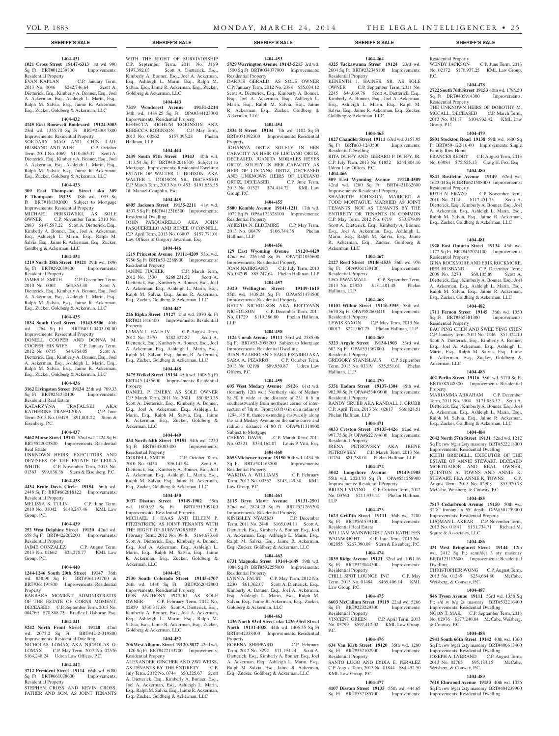## SHERIFF'S SALE

**1404-431**

**1021 Cross Street 19147-6313** 1st wd. 990 Sq Ft BRT#012239800 Improvements: Residential Property
EVAN KAPLAN C.P. January Term, 2013 No. 0046 $282,746.64 Scott A. Dietterick, Esq., Kimberly A. Bonner, Esq., Joel A. Ackerman, Esq., Ashleigh L. Marin, Esq., Ralph M. Salvia, Esq., Jaime R. Ackerman, Esq., Zucker, Goldberg & Ackerman, LLC

**1404-432**

**4145 East Roosevelt Boulevard 19124-3003** 23rd wd. 1355.70 Sq Ft BRT#233017800 Improvements: Residential Property
SOKDARY MAO AND CHIN LAO, HUSBAND AND WIFE C.P. October Term, 2011 No. 4069 $110,465.37 Scott A. Dietterick, Esq., Kimberly A. Bonner, Esq., Joel A. Ackerman, Esq., Ashleigh L. Marin, Esq., Ralph M. Salvia, Esq., Jaime R. Ackerman, Esq., Zucker, Goldberg & Ackerman, LLC

**1404-433**

**309 East Thompson Street aka 309 E Thompson 19125** 18th wd. 1035 Sq Ft BRT#181392000 Subject to Mortgage Improvements: Residential Property
MICHAEL PERKOWSKI, AS SOLE OWNER C.P. November Term, 2010 No. 2883 $147,587.22 Scott A. Dietterick, Esq., Kimberly A. Bonner, Esq., Joel A. Ackerman, Esq., Ashleigh L. Marin, Esq., Ralph M. Salvia, Esq., Jaime R. Ackerman, Esq., Zucker, Goldberg & Ackerman, LLC

**1404-434**

**1219 North 28th Street 19121** 29th wd. 1896 Sq Ft BRT#292089400 Improvements: Residential Property
JAMES E. SMITH C.P. December Term, 2010 No. 0002 $64,853.40 Scott A. Dietterick, Esq., Kimberly A. Bonner, Esq., Joel A. Ackerman, Esq., Ashleigh L. Marin, Esq., Ralph M. Salvia, Esq., Jaime R. Ackerman, Esq., Zucker, Goldberg & Ackerman, LLC

**1404-435**

**1834 South Cecil Street 19143-5506** 40th wd. 1264 Sq Ft BRT#40-1-0403-00-00 Improvements: Residential Property
DONELL COOPER AND DONNA M. COOPER, HIS WIFE C.P. January Term, 2012 No. 0715 $44,764.05 Scott A. Dietterick, Esq., Kimberly A. Bonner, Esq., Joel A. Ackerman, Esq., Ashleigh L. Marin, Esq., Ralph M. Salvia, Esq., Jaime R. Ackerman, Esq., Zucker, Goldberg & Ackerman, LLC

**1404-436**

**3162 Livingston Street 19134** 25th wd. 709.33 Sq Ft BRT#251330100 Improvements: Residential Real Estate
KATARZYNA TRAFALSKI AKA KATHERINE TRAFALSKA C.P. June Term, 2013 No. 03479 $91,801.22 Stern & Eisenberg, P.C.

**1404-437**

**5462 Morse Street 19131** 52nd wd. 1224 Sq Ft BRT#522023800 Improvements: Residential Real Estate
UNKNOWN HEIRS, EXECUTORS AND DEVISEES OF THE ESTATE OF LEOLA WHITE C.P. November Term, 2013 No. 01363 $99,838.36 Stern & Eisenberg, P.C.

**1404-438**

**4434 Ernie Davis Circle 19154** 66th wd. 2448 Sq Ft BRT#662618122 Improvements: Residential Property
MELISSA S. TULIN C.P. June Term, 2010 No. 01042 $148,247.46 KML Law Group, P.C.

**1404-439**

**252 West Delphine Street 19120** 42nd wd. 658 Sq Ft BRT#422262200 Improvements: Residential Property
JAIME GONZALEZ C.P. August Term, 2013 No. 02662 $24,270.77 KML Law Group, P.C.

**1404-440**

**1244-1246 South 20th Street 19147** 36th wd. 858.90 Sq Ft BRT#361191700 & BRT#361191800 Improvements: Residential Property
BARBARA MOMENT, ADMINISTRATIX OF THE ESTATE OF CORNS MOMENT, DECEASED C.P. September Term, 2013 No. 004269 $70,888.73 Bradley J. Osborne, Esq.

**1404-441**

**5242 North Front Street 19120** 42nd wd. 2073.2 Sq Ft BRT#42-2-319800 Improvements: Residential Dwelling
NICHOLAS LOMAX AKA NICHOLAS O. LOMAX C.P. May Term, 2013 No. 02576 $164,248.24 Udren Law Offices, P.C.

**1404-442**

**3712 President Street 19114** 66th wd. 6000 Sq Ft BRT#661078600 Improvements: Residential Property
STEPHEN CROSS AND KEVIN CROSS, FATHER AND SON, AS JOINT TENANTS WITH THE RIGHT OF SURVIVORSHIP C.P. September Term, 2011 No. 3189 $197,392.03 Scott A. Dietterick, Esq., Kimberly A. Bonner, Esq., Joel A. Ackerman, Esq., Ashleigh L. Marin, Esq., Ralph M. Salvia, Esq., Jaime R. Ackerman, Esq., Zucker, Goldberg & Ackerman, LLC

**1404-443**

**7319 Woodcrest Avenue 19151-2214** 34th wd. 1489.25 Sq Ft OPA#344123300 Improvements: Residential Property
REBECCA BIGHUM ROBINSON AKA REBECCA ROBINSON C.P. May Term, 2013 No. 00562 $157,095.28 Phelan Hallinan, LLP

**1404-444**

**2439 South 57th Street 19143** 40th wd. 1113.54 Sq Ft BRT#40-2016300 Subject to Mortgage Improvements: Residential Dwelling
ESTATE OF WALTER L. DODSON, AKA WALTER L. DODSON, SR., DECEASED C.P. March Term, 2013 No. 01453 $191,638.55 Jill Manuel-Coughlin, Esq.

**1404-445**

**6805 Jackson Street 19135-2211** 41st wd. 4507.5 Sq Ft BRT#412316300 Improvements: Residential Dwelling
JOHN PASQUARELLO AKA JOHN PASQUERELLO AND RENEE O'CONNELL C.P. April Term, 2013 No. 03807 $157,771.01 Law Offices of Gregory Javardian, Esq.

**1404-446**

**1219 Princeton Avenue 19111-4209** 53rd wd. 5750 Sq Ft BRT#53-2288900 Improvements: Residential Property
JANINE TUCKER C.P. March Term, 2012 No. 1530 $268,231.52 Scott A. Dietterick, Esq., Kimberly A. Bonner, Esq., Joel A. Ackerman, Esq., Ashleigh L. Marin, Esq., Ralph M. Salvia, Esq., Jaime R. Ackerman, Esq., Zucker, Goldberg & Ackerman, LLC

**1404-447**

**226 Ripka Street 19127** 21st wd. 2070 Sq Ft BRT#211416400 Improvements: Residential Property
LYMAN L. HALE IV C.P. August Term, 2012 No. 2370 $282,327.87 Scott A. Dietterick, Esq., Kimberly A. Bonner, Esq., Joel A. Ackerman, Esq., Ashleigh L. Marin, Esq., Ralph M. Salvia, Esq., Jaime R. Ackerman, Esq., Zucker, Goldberg & Ackerman, LLC

**1404-448**

**3475 Weikel Street 19134** 45th wd. 1008 Sq Ft BRT#45-1435600 Improvements: Residential Property
DANIEL P. EMERY, AS SOLE OWNER C.P. March Term, 2011 No. 3601 $50,850.35 Scott A. Dietterick, Esq., Kimberly A. Bonner, Esq., Joel A. Ackerman, Esq., Ashleigh L. Marin, Esq., Ralph M. Salvia, Esq., Jaime R. Ackerman, Esq., Zucker, Goldberg & Ackerman, LLC

**1404-449**

**434 North 64th Street 19151** 34th wd. 2250 Sq Ft BRT#343083400 Improvements: Residential Property
CORDELL SMITH C.P. October Term, 2010 No. 0454 $96,142.94 Scott A. Dietterick, Esq., Kimberly A. Bonner, Esq., Joel A. Ackerman, Esq., Ashleigh L. Marin, Esq., Ralph M. Salvia, Esq., Jaime R. Ackerman, Esq., Zucker, Goldberg & Ackerman, LLC

**1404-450**

**3037 Disston Street 19149-1902** 55th wd. 1800.92 Sq Ft BRT#551309100 Improvements: Residential Property
MICHAEL J. HAAS AND EILEEN P. FITZPATRICK, AS JOINT TENANTS WITH THE RIGHT OF SURVIVORSHIP C.P. February Term, 2012 No. 0948 $164,673.68 Scott A. Dietterick, Esq., Kimberly A. Bonner, Esq., Joel A. Ackerman, Esq., Ashleigh L. Marin, Esq., Ralph M. Salvia, Esq., Jaime R. Ackerman, Esq., Zucker, Goldberg & Ackerman, LLC

**1404-451**

**2730 South Colorado Street 19145-4707** 26th wd. 1440 Sq Ft BRT#262042800 Improvements: Residential Property
DON ANTHONY PICURI, AS SOLE OWNER C.P. February Term, 2012 No. 02859 $330,317.68 Scott A. Dietterick, Esq., Kimberly A. Bonner, Esq., Joel A. Ackerman, Esq., Ashleigh L. Marin, Esq., Ralph M. Salvia, Esq., Jaime R. Ackerman, Esq., Zucker, Goldberg & Ackerman, LLC

**1404-452**

**206 West Albanus Street 19120-3827** 42nd wd. 1120 Sq Ft BRT#422133700 Improvements: Residential Property
ALEXANDER GINCHER AND ZWI WEISS, AS TENANTS BY THE ENTIRETY C.P. July Term, 2012 No. 0744 $50,325.67 Scott A. Dietterick, Esq., Kimberly A. Bonner, Esq., Joel A. Ackerman, Esq., Ashleigh L. Marin, Esq., Ralph M. Salvia, Esq., Jaime R. Ackerman, Esq., Zucker, Goldberg & Ackerman, LLC

**1404-453**

**5829 Warrington Avenue 19143-5215** 3rd wd. 1500 Sq Ft BRT#034077900 Improvements: Residential Property
DARIUS GERALD, AS SOLE OWNER C.P. January Term, 2012 No. 2388 $55,034.12 Scott A. Dietterick, Esq., Kimberly A. Bonner, Esq., Joel A. Ackerman, Esq., Ashleigh L. Marin, Esq., Ralph M. Salvia, Esq., Jaime R. Ackerman, Esq., Zucker, Goldberg & Ackerman, LLC

**1404-454**

**2834 B Street 19134** 7th wd. 1102 Sq Ft BRT#071392300 Improvements: Residential Property
JOHANNA ORTIZ SOLELY IN HER CAPACITY AS HEIR OF LUCIANO ORTIZ, DECEASED, JUANITA MORALES REYES ORTIZ, SOLELY IN HER CAPACITY AS HEIR OF LUCIANO ORTIZ, DECEASED AND UNKNOWN HEIRS OF LUCIANO ORTIZ, DECEASED. C.P. June Term, 2013 No. 01327 $74,414.72 KML Law Group, P.C.

**1404-455**

**5800 Kemble Avenue 19141-1211** 17th wd. 1072 Sq Ft OPA#172328100 Improvements: Residential Property
AYIESHA N. ELDEMIRE C.P. May Term, 2013 No. 00479 $106,744.38 Phelan Hallinan, LLP

**1404-456**

**129 East Wyoming Avenue 19120-4429** 42nd wd. 2261.60 Sq Ft OPA#421055600 Improvements: Residential Property
JOAN NAHRGANG C.P. July Term, 2013 No. 04209 $85,247.64 Phelan Hallinan, LLP

**1404-457**

**3323 Wellington Street 19149-1615** 55th wd. 1438.24 Sq Ft OPA#551474500 Improvements: Residential Property
BETTY NICHOLSON AKA BETTYANN NICHOLSON C.P. December Term, 2011 No. 01729 $119,386.80 Phelan Hallinan, LLP

**1404-458**

**1124 Unruh Avenue 19111** 53rd wd. 2585.06 Sq Ft BRT#53-2058200 Subject to Mortgage Improvements: Residential Dwelling
JUAN PIZARRO AND SARA PIZARRO AKA SARA A. PIZARRO C.P. October Term, 2013 No. 02198 $89,950.87 Udren Law Offices, P.C.

**1404-459**

**605 West Medary Avenue 19126** 61st wd. (formerly 12th wd.) Northerly side of Medary St 50 ft wide at the distance of 231 ft 6 in southeastwardly from northeast corner of intersection of 7th st. Front; 60 ft 0 in on a radius of 1294.185 ft, thence extending eastwardly along the said Medary Avenue on the same curve and radius a distance of 80 ft OPA#611310900 Subject to Mortgage
CHERYL DAVIS C.P. March Term, 2011 No. 02321 $334,162.07 Louis P. Vitti, Esq.

**1404-460**

**8653 Michener Avenue 19150** 50th wd. 1434.56 Sq Ft BRT#501163500 Improvements: Residential Property
WAKIDA A. WILLIAMS C.P. February Term, 2012 No. 03332 $143,149.30 KML Law Group, P.C.

**1404-461**

**2115 Bryn Mawr Avenue 19131-2501** 52nd wd. 2824.23 Sq Ft BRT#521265200 Improvements: Residential Property
KINGSLEY NYARKO C.P. December Term, 2011 No. 2448 $165,094.11 Scott A. Dietterick, Esq., Kimberly A. Bonner, Esq., Joel A. Ackerman, Esq., Ashleigh L. Marin, Esq., Ralph M. Salvia, Esq., Jaime R. Ackerman, Esq., Zucker, Goldberg & Ackerman, LLC

**1404-462**

**6731 Magnolia Street 19144-1649** 59th wd. 1088 Sq Ft BRT#592255000 Improvements: Residential Property
LYNN A. FAUST C.P. May Term, 2012 No. 2230 $61,362.07 Scott A. Dietterick, Esq., Kimberly A. Bonner, Esq., Joel A. Ackerman, Esq., Ashleigh L. Marin, Esq., Ralph M. Salvia, Esq., Jaime R. Ackerman, Esq., Zucker, Goldberg & Ackerman, LLC

**1404-463**

**1436 North 53rd Street aka 1436 53rd Street North 19131-4038** 44th wd. 1405.55 Sq Ft BRT#442338400 Improvements: Residential Property
ROBENA SHEPPARD C.P. February Term, 2012 No. 3292 $71,193.24 Scott A. Dietterick, Esq., Kimberly A. Bonner, Esq., Joel A. Ackerman, Esq., Ashleigh L. Marin, Esq., Ralph M. Salvia, Esq., Jaime R. Ackerman, Esq., Zucker, Goldberg & Ackerman, LLC

**1404-464**

**4325 Tackawanna Street 19124** 23rd wd. 2604 Sq Ft BRT#232346100 Improvements: Residential Property
KENENTH J. HAINES, SR. AS SOLE OWNER C.P. September Term, 2011 No. 2245 $44,069.76 Scott A. Dietterick, Esq., Kimberly A. Bonner, Esq., Joel A. Ackerman, Esq., Ashleigh L. Marin, Esq., Ralph M. Salvia, Esq., Jaime R. Ackerman, Esq., Zucker, Goldberg & Ackerman, LLC

**1404-465**

**1027 Chandler Street 19111** 63rd wd. 3157.95 Sq Ft BRT#63-1243500 Improvements: Residential Dwelling
RITA DUFFY AND GERARD P. DUFFY, JR. C.P. July Term, 2013 No. 01852 $244,804.16 Udren Law Offices, P.C.

**1404-466**

**509 East Wyoming Avenue 19120-4509** 42nd wd. 1280 Sq Ft BRT#421062600 Improvements: Residential Property
SHANETTE JOHNSON, MARRIED & TODD MONTAGUE, MARRIED AS JOINT TENANTS, NOT AS TENANTS BY THE ENTIRETY OR TENANTS IN COMMON C.P. May Term, 2012 No. 0719 $83,879.09 Scott A. Dietterick, Esq., Kimberly A. Bonner, Esq., Joel A. Ackerman, Esq., Ashleigh L. Marin, Esq., Ralph M. Salvia, Esq., Jaime R. Ackerman, Esq., Zucker, Goldberg & Ackerman, LLC

**1404-467**

**2127 Reed Street 19146-4533** 36th wd. 976 Sq Ft OPA#361139100 Improvements: Residential Property
LEO JIWANMALL C.P. September Term, 2013 No. 02920 $131,481.48 Phelan Hallinan, LLP

**1404-468**

**10101 Wilbur Street 19116-3935** 58th wd. 5670 Sq Ft OPA#582603410 Improvements: Residential Property
LEWIS SAXON C.P. May Term, 2013 No. 00017 $221,067.25 Phelan Hallinan, LLP

**1404-469**

**3323 Argyle Street 19134-1903** 33rd wd. 602 Sq Ft OPA#331367800 Improvements: Residential Property
GREGORY STANISLAUS C.P. September Term, 2013 No. 03319 $35,551.61 Phelan Hallinan, LLP

**1404-470**

**5351 Eadom Street 19137-1304** 45th wd. 902.98 Sq Ft OPA#453403000 Improvements: Residential Property
RANDY GRUBB AKA RANDALL J. GRUBB C.P. April Term, 2013 No. 02617 $66,828.51 Phelan Hallinan, LLP

**1404-471**

**4033 Creston Street 19135-4426** 62nd wd. 997.75 Sq Ft OPA#622194600 Improvements: Residential Property
IRENA PETROVSKY AKA IRENE PETROVSKY C.P. March Term, 2013 No. 01754 $81,288.01 Phelan Hallinan, LLP

**1404-472**

**3042 Longshore Avenue 19149-1905** 55th wd. 2020.70 Sq Ft OPA#551258900 Improvements: Residential Property
BRIAN J. VIVINO C.P. October Term, 2012 No. 00760 $211,933.14 Phelan Hallinan, LLP

**1404-473**

**1623 Griffith Street 19111** 56th wd. 2280 Sq Ft BRT#561539100 Improvements: Residential Real Estate
WILLIAM WAINWRIGHT AND KATHLEEN WAINWRIGHT C.P. June Term, 2013 No. 002855 $267,390.08 Stern & Eisenberg, P.C.

**1404-474**

**2839 Ridge Avenue 19121** 32nd wd. 1091.16 Sq Ft BRT#323044500 Improvements: Residential Property
CHILL SPOT LOUNGE, INC C.P. May Term, 2013 No. 01484 $465,406.14 KML Law Group, P.C.

**1404-475**

**6603 McCallum Street 19119** 22nd wd. 5266 Sq Ft BRT#223229300 Improvements: Residential Property
VINCENT GREEN C.P. April Term, 2013 No. 03799 $597,412.02 KML Law Group, P.C.

**1404-476**

**634 Van Kirk Street 19120** 35th wd. 1280 Sq Ft BRT#352102900 Improvements: Residential Property
SANTO LUGO AND LYDIA E. PERALEZ C.P. August Term, 2013 No. 01844 $84,432.50 KML Law Group, P.C.

**1404-477**

**4107 Disston Street 19135** 55th wd. 444.65 Sq Ft BRT#552185700 Improvements: Residential Property
WENDY JACKSON C.P. June Term, 2013 No. 02172 $170,937.25 KML Law Group, P.C.

**1404-478**

**2722 South 76th Street 19153** 40th wd. 1795.50 Sq Ft BRT#405914300 Improvements: Residential Property
THE UNKNOWN HEIRS OF DOROTHY M. MCCALL, DECEASED C.P. March Term, 2013 No. 03117 $104,932.42 KML Law Group, P.C.

**1404-479**

**5801 Stockton Road 19138** 59th wd. 1600 Sq Ft BRT#59-122-16-00 Improvements: Single Family Row Home
FRANCES REDDY C.P. August Term, 2013 No. 03084 $75,555.13 Craig H. Fox, Esq

**1404-480**

**5841 Bustleton Avenue 19149** 62nd wd. 1623.04 Sq Ft BRT#621508000 Improvements: Residential Property
RUTH N. ERAZO C.P. November Term, 2010 No. 2114 $117,451.73 Scott A. Dietterick, Esq., Kimberly A. Bonner, Esq., Joel A. Ackerman, Esq., Ashleigh L. Marin, Esq., Ralph M. Salvia, Esq., Jaime R. Ackerman, Esq., Zucker, Goldberg & Ackerman, LLC

**1404-481**

**1928 East Ontario Street 19134** 45th wd. 1172 Sq Ft BRT#452074100 Improvements: Residential Property
GINA ROCKMORE AND ERIK ROCKMORE, HER HUSBAND C.P. December Term, 2009 No. 3270 $60,105.89 Scott A. Dietterick, Esq., Kimberly A. Bonner, Esq., Joel A. Ackerman, Esq., Ashleigh L. Marin, Esq., Ralph M. Salvia, Esq., Jaime R. Ackerman, Esq., Zucker, Goldberg & Ackerman, LLC

**1404-482**

**1711 Fernon Street 19145** 36th wd. 1050 Sq Ft BRT#365381300 Improvements: Residential Property
BAO PING CHEN AND SWEE YING CHEN C.P. January Term, 2011 No. 1246 $51,322.10 Scott A. Dietterick, Esq., Kimberly A. Bonner, Esq., Joel A. Ackerman, Esq., Ashleigh L. Marin, Esq., Ralph M. Salvia, Esq., Jaime R. Ackerman, Esq., Zucker, Goldberg & Ackerman, LLC

**1404-483**

**402 Parlin Street 19116** 58th wd. 3170 Sq Ft BRT#582048300 Improvements: Residential Property
MARIAMMA ABRAHAM C.P. December Term, 2011 No. 3304 $171,883.52 Scott A. Dietterick, Esq., Kimberly A. Bonner, Esq., Joel A. Ackerman, Esq., Ashleigh L. Marin, Esq., Ralph M. Salvia, Esq., Jaime R. Ackerman, Esq., Zucker, Goldberg & Ackerman, LLC

**1404-484**

**2042 North 57th Street 19131** 52nd wd. 1212 Sq Ft; row b/gar 2sty masonry BRT#522218000 Improvements: Residential Dwelling
KEITH BRIDDELL, EXECUTOR OF THE ESTATE OF ANNIE STEWART, DECEAED MORTGAGOR AND REAL OWNER, QUINTON A. TOWNS AND ANNIE K. STEWART, FKA ANNIE K. TOWNS C.P. August Term, 2013 No. 02908 $55,920.78 McCabe, Weisberg, & Conway, P.C.

**1404-485**

**7817 Cedarbrook Avenue 19150** 50th wd. 32'8" frontage x 55' depth OPA#501259000 Improvements: Residential Property
LUQMAN L. AKBAR C.P. November Term, 2013 No. 01841 $131,734.71 Richard M. Squire & Associates, LLC

**1404-486**

**431 West Bringhurst Street 19144** 12th wd. 2412 Sq Ft; semi/det 3 sty masonry BRT#123112600 Improvements: Residential Dwelling
CHRISTOPHER WONG C.P. August Term, 2013 No. 01249 $234,664.80 McCabe, Weisberg, & Conway, P.C.

**1404-487**

**846 Tyson Avenue 19111** 53rd wd. 1358 Sq Ft; s/d w b/g 2s masonry BRT#532216400 Improvements: Residential Dwelling
NGON T. MAK C.P. September Term, 2013 No. 02976 $177,240.84 McCabe, Weisberg, & Conway, P.C.

**1404-488**

**2941 South 66th Street 19142** 40th wd. 1360 Sq Ft; row b/gar 2sty masonry BRT#406613400 Improvements: Residential Dwelling
JOSEPH A. LYBRAND C.P. August Term, 2013 No. 02765 $95,184.15 McCabe, Weisberg, & Conway, P.C.

**1404-489**

**7610 Elmwood Avenue 19153** 40th wd. 1056 Sq Ft; row b/gar 2sty masonry BRT#404239900 Improvements: Residential Dwelling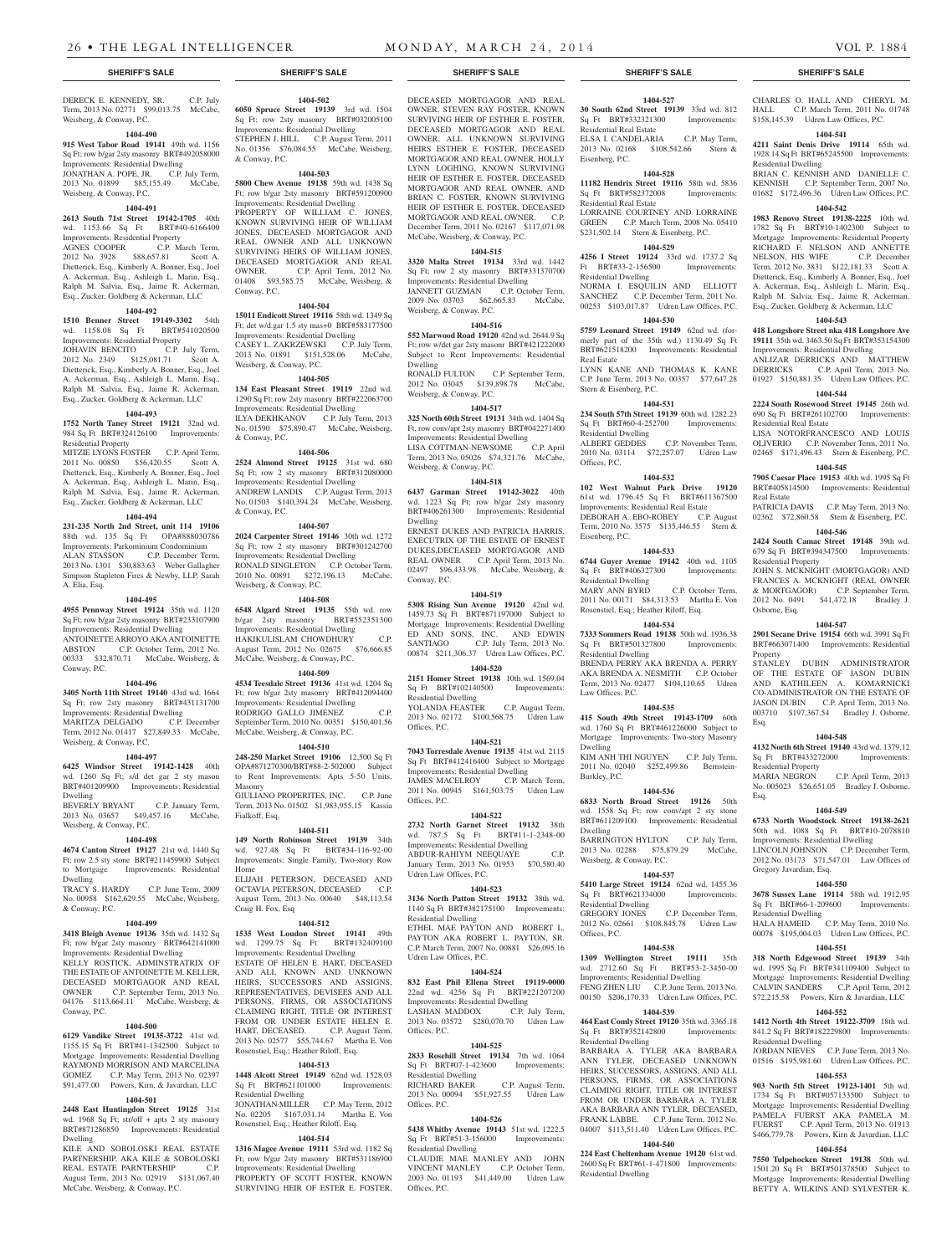## SHERIFF'S SALE

DERECK E. KENNEDY, SR. C.P. July Term, 2013 No. 02771 $99,013.75 McCabe, Weisberg & Conway, P.C.

**1404-490**

**915 West Tabor Road 19141** 49th wd. 1156 Sq Ft; row b/gar 2sty masonry BRT#492058000 Improvements: Residential Dwelling
JONATHAN A. POPE, JR. C.P. July Term, 2013 No. 01899 $85,155.49 McCabe, Weisberg, & Conway, P.C.

**1404-491**

**2613 South 71st Street 19142-1705** 40th wd. 1153.66 Sq Ft BRT#40-6166400 Improvements: Residential Property
AGNES COOPER C.P. March Term, 2012 No. 3928 $88,657.81 Scott A. Dietterick, Esq., Kimberly A. Bonner, Esq., Joel A. Ackerman, Esq., Ashleigh L. Marin, Esq., Ralph M. Salvia, Esq., Jaime R. Ackerman, Esq., Zucker, Goldberg & Ackerman, LLC

**1404-492**

**1510 Benner Street 19149-3302** 54th wd. 1158.08 Sq Ft BRT#541020500 Improvements: Residential Property
JOHAVIN BENCITO C.P. July Term, 2012 No. 2349 $125,081.71 Scott A. Dietterick, Esq., Kimberly A. Bonner, Esq., Joel A. Ackerman, Esq., Ashleigh L. Marin, Esq., Ralph M. Salvia, Esq., Jaime R. Ackerman, Esq., Zucker, Goldberg & Ackerman, LLC

**1404-493**

**1752 North Taney Street 19121** 32nd wd. 984 Sq Ft BRT#324126100 Improvements: Residential Property
MITZIE LYONS FOSTER C.P. April Term, 2011 No. 00850 $56,420.55 Scott A. Dietterick, Esq., Kimberly A. Bonner, Esq., Joel A. Ackerman, Esq., Ashleigh L. Marin, Esq., Ralph M. Salvia, Esq., Jaime R. Ackerman, Esq., Zucker, Goldberg & Ackerman, LLC

**1404-494**

**231-235 North 2nd Street, unit 114 19106** 88th wd. 135 Sq Ft OPA#888030786 Improvements: Parkominium Condominium
ALAN STASSON C.P. December Term, 2013 No. 1301 $30,883.63 Weber Gallagher Simpson Stapleton Fires & Newby, LLP, Sarah A. Elia, Esq.

**1404-495**

**4955 Pennway Street 19124** 35th wd. 1120 Sq Ft; row b/gar 2sty masonry BRT#233107900 Improvements: Residential Dwelling
ANTOINETTE ARROYO AKA ANTOINETTE ABSTON C.P. October Term, 2012 No. 00333 $32,870.71 McCabe, Weisberg, & Conway, P.C.

**1404-496**

**3405 North 11th Street 19140** 43rd wd. 1664 Sq Ft; row 2sty masonry BRT#431131700 Improvements: Residential Dwelling
MARITZA DELGADO C.P. December Term, 2012 No. 01417 $27,849.33 McCabe, Weisberg, & Conway, P.C.

**1404-497**

**6425 Windsor Street 19142-1428** 40th wd. 1260 Sq Ft; s/d det gar 2 sty mason BRT#401209900 Improvements: Residential Dwelling
BEVERLY BRYANT C.P. January Term, 2013 No. 03657 $49,457.16 McCabe, Weisberg, & Conway, P.C.

**1404-498**

**4674 Canton Street 19127** 21st wd. 1440 Sq Ft; row 2.5 sty stone BRT#211459900 Subject to Mortgage Improvements: Residential Dwelling
TRACY S. HARDY C.P. June Term, 2009 No. 00958 $162,629.55 McCabe, Weisberg, & Conway, P.C.

**1404-499**

**3418 Bleigh Avenue 19136** 35th wd. 1432 Sq Ft; row b/gar 2sty masonry BRT#642141000 Improvements: Residential Dwelling
KELLY ROSTICK, ADMINSTRATRIX OF THE ESTATE OF ANTOINETTE M. KELLER, DECEASED MORTGAGOR AND REAL OWNER C.P. September Term, 2013 No. 04176 $113,664.11 McCabe, Weisberg, & Conway, P.C.

**1404-500**

**6129 Vandike Street 19135-3722** 41st wd. 1155.15 Sq Ft BRT#41-1342500 Subject to Mortgage Improvements: Residential Dwelling
RAYMOND MORRISON AND MARCELINA GOMEZ C.P. May Term, 2013 No. 02397 $91,477.00 Powers, Kirn, & Javardian, LLC

**1404-501**

**2448 East Huntingdon Street 19125** 31st wd. 1968 Sq Ft; str/off + apts 2 sty masonry BRT#871286850 Improvements: Residential Dwelling
KILE AND SOBOLOSKI REAL ESTATE PARTNERSHIP, AKA KILE & SOBOLOSKI REAL ESTATE PARNTERSHIP C.P. August Term, 2013 No. 02919 $131,067.40 McCabe, Weisberg, & Conway, P.C.

**1404-502**

**6050 Spruce Street 19139** 3rd wd. 1504 Sq Ft; row 2sty masonry BRT#032005100 Improvements: Residential Dwelling
STEPHEN J. HILL C.P. August Term, 2011 No. 01356 $76,084.55 McCabe, Weisberg, & Conway, P.C.

**1404-503**

**5800 Chew Avenue 19138** 59th wd. 1438 Sq Ft; row b/gar 2sty masonry BRT#591200900 Improvements: Residential Dwelling
PROPERTY OF WILLIAM C. JONES, KNOWN SURVIVING HEIR OF WILLIAM JONES, DECEASED MORTGAGOR AND REAL OWNER AND ALL UNKNOWN SURVIVING HEIRS OF WILLIAM JONES, DECEASED MORTGAGOR AND REAL OWNER. C.P. April Term, 2012 No. 01408 $93,585.75 McCabe, Weisberg, & Conway, P.C.

**1404-504**

**15011 Endicott Street 19116** 58th wd. 1349 Sq Ft; det w/d.gar 1.5 sty mas+0 BRT#583177500 Improvements: Residential Dwelling
CASEY L. ZAKRZEWSKI C.P. July Term, 2013 No. 01891 $151,528.06 McCabe, Weisberg, & Conway, P.C.

**1404-505**

**134 East Pleasant Street 19119** 22nd wd. 1290 Sq Ft; row 2sty masonry BRT#222063700 Improvements: Residential Dwelling
ILYA DEKHKANOV C.P. July Term, 2013 No. 01590 $75,890.47 McCabe, Weisberg, & Conway, P.C.

**1404-506**

**2524 Almond Street 19125** 31st wd. 680 Sq Ft; row 2 sty masonry BRT#312080000 Improvements: Residential Dwelling
ANDREW LANDIS C.P. August Term, 2013 No. 01503 $140,394.24 McCabe, Weisberg, & Conway, P.C.

**1404-507**

**2024 Carpenter Street 19146** 30th wd. 1272 Sq Ft; row 2 sty masonry BRT#301242700 Improvements: Residential Dwelling
RONALD SINGLETON C.P. October Term, 2010 No. 00891 $272,196.13 McCabe, Weisberg, & Conway, P.C.

**1404-508**

**6548 Algard Street 19135** 55th wd. row b/gar 2sty masonry BRT#552351300 Improvements: Residential Dwelling
HAKIKULISLAM CHOWDHURY C.P. August Term, 2012 No. 02675 $76,666.85 McCabe, Weisberg, & Conway, P.C.

**1404-509**

**4534 Teesdale Street 19136** 41st wd. 1204 Sq Ft; row b/gar 2sty masonry BRT#412094400 Improvements: Residential Dwelling
RODRIGO GALLO JIMENEZ C.P. September Term, 2010 No. 00351 $150,401.56 McCabe, Weisberg, & Conway, P.C.

**1404-510**

**248-250 Market Street 19106** 12,500 Sq Ft OPA#871270300/BRT#88-2-502000 Subject to Rent Improvements: Apts 5-50 Units, Masonry
GIULIANO PROPERITES, INC. C.P. June Term, 2013 No. 01502 $1,983,955.15 Kassia Fialkoff, Esq.

**1404-511**

**149 North Robinson Street 19139** 34th wd. 927.48 Sq Ft BRT#34-116-92-00 Improvements: Single Family, Two-story Row Home
ELIJAH PETERSON, DECEASED AND OCTAVIA PETERSON, DECEASED C.P. August Term, 2013 No. 00640 $48,113.54 Craig H. Fox, Esq

**1404-512**

**1535 West Loudon Street 19141** 49th wd. 1299.75 Sq Ft BRT#132409100 Improvements: Residential Dwelling
ESTATE OF HELEN E. HART, DECEASED AND ALL AND KNOWN AND UNKNOWN HEIRS, SUCCESSORS AND ASSIGNS, REPRESENTATIVES, DEVISEES AND ALL PERSONS, FIRMS, OR ASSOCIATIONS CLAIMING RIGHT, TITLE OR INTEREST FROM OR UNDER ESTATE HELEN E. HART, DECEASED. C.P. August Term, 2013 No. 02577 $55,744.67 Martha E. Von Rosenstiel, Esq.; Heather Riloff, Esq.

**1404-513**

**1448 Alcott Street 19149** 62nd wd. 1528.03 Sq Ft BRT#621101000 Improvements: Residential Dwelling
JONATHAN MILLER C.P. May Term, 2012 No. 02205 $167,031.14 Martha E. Von Rosenstiel, Esq.; Heather Riloff, Esq.

**1404-514**

**1316 Magee Avenue 19111** 53rd wd. 1182 Sq Ft; row b/gar 2sty masonry BRT#531186900 Improvements: Residential Dwelling
PROPERTY OF SCOTT FOSTER, KNOWN SURVIVING HEIR OF ESTER E. FOSTER, DECEASED MORTGAGOR AND REAL OWNER, STEVEN RAY FOSTER, KNOWN SURVIVING HEIR OF ESTHER E. FOSTER, DECEASED MORTGAGOR AND REAL OWNER, ALL UNKNOWN SURVIVING HEIRS ESTHER E. FOSTER, DECEASED MORTGAGOR AND REAL OWNER, HOLLY LYNN LOGHING, KNOWN SURVIVING HEIR OF ESTHER E. FOSTER, DECEASED MORTGAGOR AND REAL OWNER, AND BRIAN C. FOSTER, KNOWN SURVIVING HEIR OF ESTHER E. FOSTER, DECEASED MORTGAGOR AND REAL OWNER. C.P. December Term, 2011 No. 02167 $117,071.98 McCabe, Weisberg, & Conway, P.C.

**1404-515**

**3320 Malta Street 19134** 33rd wd. 1442 Sq Ft; row 2 sty masonry BRT#331370700 Improvements: Residential Dwelling
JANNETT GUZMAN C.P. October Term, 2009 No. 03703 $62,665.83 McCabe, Weisberg, & Conway, P.C.

**1404-516**

**552 Marwood Road 19120** 42nd wd. 2644.9 Sq Ft; row w/det gar 2sty masonr BRT#421222000 Subject to Rent Improvements: Residential Dwelling
RONALD FULTON C.P. September Term, 2012 No. 03045 $139,898.78 McCabe, Weisberg, & Conway, P.C.

**1404-517**

**325 North 60th Street 19131** 34th wd. 1404 Sq Ft, row conv/apt 2sty masonry BRT#042271400 Improvements: Residential Dwelling
LISA COTTMAN-NEWSOME C.P. April Term, 2013 No. 05026 $74,321.76 McCabe, Weisberg, & Conway, P.C.

**1404-518**

**6437 Garman Street 19142-3022** 40th wd. 1223 Sq Ft; row b/gar 2sty masonry BRT#406261300 Improvements: Residential Dwelling
ERNEST DUKES AND PATRICIA HARRIS, EXECUTRIX OF THE ESTATE OF ERNEST DUKES,DECEASED MORTGAGOR AND REAL OWNER C.P. April Term, 2013 No. 02497 $96,433.98 McCabe, Weisberg, & Conway, P.C.

**1404-519**

**5308 Rising Sun Avenue 19120** 42nd wd. 1459.73 Sq Ft BRT#871197000 Subject to Mortgage Improvements: Residential Dwelling
ED AND SONS, INC. AND EDWIN SANTIAGO C.P. July Term, 2013 No. 00874 $211,306.37 Udren Law Offices, P.C.

**1404-520**

**2151 Homer Street 19138** 10th wd. 1569.04 Sq Ft BRT#102140500 Improvements: Residential Dwelling
YOLANDA FEASTER C.P. August Term, 2013 No. 02172 $100,568.75 Udren Law Offices, P.C.

**1404-521**

**7043 Torresdale Avenue 19135** 41st wd. 2115 Sq Ft BRT#412416400 Subject to Mortgage Improvements: Residential Dwelling
JAMES MACELROY C.P. March Term, 2011 No. 00945 $161,503.75 Udren Law Offices, P.C.

**1404-522**

**2732 North Garnet Street 19132** 38th wd. 787.5 Sq Ft BRT#11-1-2348-00 Improvements: Residential Dwelling
ABDUR-RAHIYM NEEQUAYE C.P. January Term, 2013 No. 01953 $70,580.40 Udren Law Offices, P.C.

**1404-523**

**3136 North Patton Street 19132** 38th wd. 1140 Sq Ft BRT#382175100 Improvements: Residential Dwelling
ETHEL MAE PAYTON AND ROBERT L. PAYTON AKA ROBERT L. PAYTON, SR. C.P. March Term, 2007 No. 00881 $26,095.16 Udren Law Offices, P.C.

**1404-524**

**832 East Phil Ellena Street 19119-0000** 22nd wd. 4256 Sq Ft BRT#221207200 Improvements: Residential Dwelling
LASHAN MADDOX C.P. July Term, 2013 No. 03572 $280,070.70 Udren Law Offices, P.C.

**1404-525**

**2833 Rosehill Street 19134** 7th wd. 1064 Sq Ft BRT#07-1-423600 Improvements: Residential Dwelling
RICHARD BAKER C.P. August Term, 2013 No. 00094 $51,927.55 Udren Law Offices, P.C.

**1404-526**

**5438 Whitby Avenue 19143** 51st wd. 1222.5 Sq Ft BRT#51-3-156000 Improvements: Residential Dwelling
CLAUDIE MAE MANLEY AND JOHN VINCENT MANLEY C.P. October Term, 2003 No. 01193 $41,449.00 Udren Law Offices, P.C.

**1404-527**

**30 South 62nd Street 19139** 33rd wd. 812 Sq Ft BRT#332321300 Improvements: Residential Real Estate
ELSA I. CANDELARIA C.P. May Term, 2013 No. 02168 $108,542.66 Stern & Eisenberg, P.C.

**1404-528**

**11182 Hendrix Street 19116** 58th wd. 5836 Sq Ft BRT#582372008 Improvements: Residential Real Estate
LORRAINE COURTNEY AND LORRAINE GREEN C.P. March Term, 2008 No. 05410 $231,502.14 Stern & Eisenberg, P.C.

**1404-529**

**4256 I Street 19124** 33rd wd. 1737.2 Sq Ft BRT#33-2-156500 Improvements: Residential Dwelling
NORMA I. ESQUILIN AND ELLIOTT SANCHEZ C.P. December Term, 2011 No. 00253 $103,017.87 Udren Law Offices, P.C.

**1404-530**

**5759 Leonard Street 19149** 62nd wd. (formerly part of the 35th wd.) 1130.49 Sq Ft BRT#621518200 Improvements: Residential Real Estate
LYNN KANE AND THOMAS K. KANE C.P. June Term, 2013 No. 00357 $77,647.28 Stern & Eisenberg, P.C.

**1404-531**

**234 South 57th Street 19139** 60th wd. 1282.23 Sq Ft BRT#60-4-252700 Improvements: Residential Dwelling
ALBERT GEDDES C.P. November Term, 2010 No. 03114 $72,257.07 Udren Law Offices, P.C.

**1404-532**

**102 West Walnut Park Drive 19120** 61st wd. 1796.45 Sq Ft BRT#611367500 Improvements: Residential Real Estate
DEBORAH A. EBO-ROBEY C.P. August Term, 2010 No. 3575 $135,446.55 Stern & Eisenberg, P.C.

**1404-533**

**6744 Guyer Avenue 19142** 40th wd. 1105 Sq Ft BRT#406327300 Improvements: Residential Dwelling
MARY ANN BYRD C.P. October Term, 2011 No. 00171 $84,313.53 Martha E. Von Rosenstiel, Esq.; Heather Riloff, Esq.

**1404-534**

**7333 Sommers Road 19138** 50th wd. 1936.38 Sq Ft BRT#501327800 Improvements: Residential Dwelling
BRENDA PERRY AKA BRENDA A. PERRY AKA BRENDA A. NESMITH C.P. October Term, 2013 No. 02477 $104,110.65 Udren Law Offices, P.C.

**1404-535**

**415 South 49th Street 19143-1709** 60th wd. 1760 Sq Ft BRT#461226000 Subject to Mortgage Improvements: Two-story Masonry Dwelling
KIM ANH THI NGUYEN C.P. July Term, 2011 No. 02040 $252,499.86 Bernstein-Burkley, P.C.

**1404-536**

**6833 North Broad Street 19126** 50th wd. 1558 Sq Ft; row conv/apt 2 sty stone BRT#611209100 Improvements: Residential Dwelling
BARRINGTON HYLTON C.P. July Term, 2013 No. 02288 $75,879.29 McCabe, Weisberg, & Conway, P.C.

**1404-537**

**5410 Large Street 19124** 62nd wd. 1455.36 Sq Ft BRT#621334000 Improvements: Residential Dwelling
GREGORY JONES C.P. December Term, 2012 No. 02661 $108,845.78 Udren Law Offices, P.C.

**1404-538**

**1309 Wellington Street 19111** 35th wd. 2712.60 Sq Ft BRT#53-2-3450-00 Improvements: Residential Dwelling
FENG ZHEN LIU C.P. June Term, 2013 No. 00150 $206,170.33 Udren Law Offices, P.C.

**1404-539**

**464 East Comly Street 19120** 35th wd. 3365.18 Sq Ft BRT#352142800 Improvements: Residential Dwelling
BARBARA A. TYLER AKA BARBARA ANN TYLER, DECEASED UNKNOWN HEIRS, SUCCESSORS, ASSIGNS, AND ALL PERSONS, FIRMS, OR ASSOCIATIONS CLAIMING RIGHT, TITLE OR INTEREST FROM OR UNDER BARBARA A. TYLER AKA BARBARA ANN TYLER, DECEASED, FRANK LABBE. C.P. June Term, 2012 No. 04007 $113,511.40 Udren Law Offices, P.C.

**1404-540**

**224 East Cheltenham Avenue 19120** 61st wd. 2600 Sq Ft BRT#61-1-471800 Improvements: Residential Dwelling
CHARLES O. HALL AND CHERYL M. HALL C.P. March Term, 2011 No. 01748 $158,145.39 Udren Law Offices, P.C.

**1404-541**

**4211 Saint Denis Drive 19114** 65th wd. 1928.14 Sq Ft BRT#65245500 Improvements: Residential Dwelling
BRIAN C. KENNISH AND DANIELLE C. KENNISH C.P. September Term, 2007 No. 01682 $172,496.36 Udren Law Offices, P.C.

**1404-542**

**1983 Renovo Street 19138-2225** 10th wd. 1782 Sq Ft BRT#10-1402300 Subject to Mortgage Improvements: Residential Property
RICHARD F. NELSON AND ANNETTE NELSON, HIS WIFE C.P. December Term, 2012 No. 3831 $122,181.33 Scott A. Dietterick, Esq., Kimberly A. Bonner, Esq., Joel A. Ackerman, Esq., Ashleigh L. Marin, Esq., Ralph M. Salvia, Esq., Jaime R. Ackerman, Esq., Zucker, Goldberg & Ackerman, LLC

**1404-543**

**418 Longshore Street nka 418 Longshore Ave 19111** 35th wd. 3463.50 Sq Ft BRT#353154300 Improvements: Residential Dwelling
ANLIZAR DERRICKS AND MATTHEW DERRICKS C.P. April Term, 2013 No. 01927 $150,881.35 Udren Law Offices, P.C.

**1404-544**

**2224 South Rosewood Street 19145** 26th wd. 690 Sq Ft BRT#261102700 Improvements: Residential Real Estate
LISA NOTORFRANCESCO AND LOUIS OLIVERIO C.P. November Term, 2011 No. 02465 $171,496.43 Stern & Eisenberg, P.C.

**1404-545**

**7905 Caesar Place 19153** 40th wd. 1995 Sq Ft BRT#405814500 Improvements: Residential Real Estate
PATRICIA DAVIS C.P. May Term, 2013 No. 02362 $72,860.58 Stern & Eisenberg, P.C.

**1404-546**

**2424 South Camac Street 19148** 39th wd. 679 Sq Ft BRT#394347500 Improvements: Residential Property
JOHN S. MCKNIGHT (MORTGAGOR) AND FRANCES A. MCKNIGHT (REAL OWNER & MORTGAGOR) C.P. September Term, 2012 No. 0491 $41,472.18 Bradley J. Osborne, Esq.

**1404-547**

**2901 Secane Drive 19154** 66th wd. 3991 Sq Ft BRT#663071400 Improvements: Residential Property
STANLEY DUBIN ADMINISTRATOR OF THE ESTATE OF JASON DUBIN AND KATHILEEN A. KOMARNICKI CO-ADMINISTRATOR ON THE ESTATE OF JASON DUBIN C.P. April Term, 2013 No. 003710 $197,367.54 Bradley J. Osborne, Esq.

**1404-548**

**4132 North 6th Street 19140** 43rd wd. 1379.12 Sq Ft BRT#433272000 Improvements: Residential Property
MARIA NEGRON C.P. April Term, 2013 No. 005023 $26,651.05 Bradley J. Osborne, Esq.

**1404-549**

**6733 North Woodstock Street 19138-2621** 50th wd. 1088 Sq Ft BRT#10-2078810 Improvements: Residential Dwelling
LINCOLN JOHNSON C.P. December Term, 2012 No. 03173 $71,547.01 Law Offices of Gregory Javardian, Esq.

**1404-550**

**3678 Sussex Lane 19114** 58th wd. 1912.95 Sq Ft BRT#66-1-209600 Improvements: Residential Dwelling
HALA HAMEID C.P. May Term, 2010 No. 00078 $195,004.03 Udren Law Offices, P.C.

**1404-551**

**318 North Edgewood Street 19139** 34th wd. 1995 Sq Ft BRT#341109400 Subject to Mortgage Improvements: Residential Dwelling
CALVIN SANDERS C.P. April Term, 2012 $72,215.58 Powers, Kirn & Javardian, LLC

**1404-552**

**1412 North 4th Street 19122-3709** 18th wd. 841.2 Sq Ft BRT#182229800 Improvements: Residential Dwelling
JORDAN NIEVES C.P. June Term, 2013 No. 01516 $195,981.60 Udren Law Offices, P.C.

**1404-553**

**903 North 5th Street 19123-1401** 5th wd. 1734 Sq Ft BRT#057133500 Subject to Mortgage Improvements: Residential Dwelling
PAMELA FUERST AKA PAMELA M. FUERST C.P. April Term, 2013 No. 01913 $466,779.78 Powers, Kirn & Javardian, LLC

**1404-554**

**7550 Tulpehocken Street 19138** 50th wd. 1501.20 Sq Ft BRT#501378500 Subject to Mortgage Improvements: Residential Dwelling
BETTY A. WILKINS AND SYLVESTER K.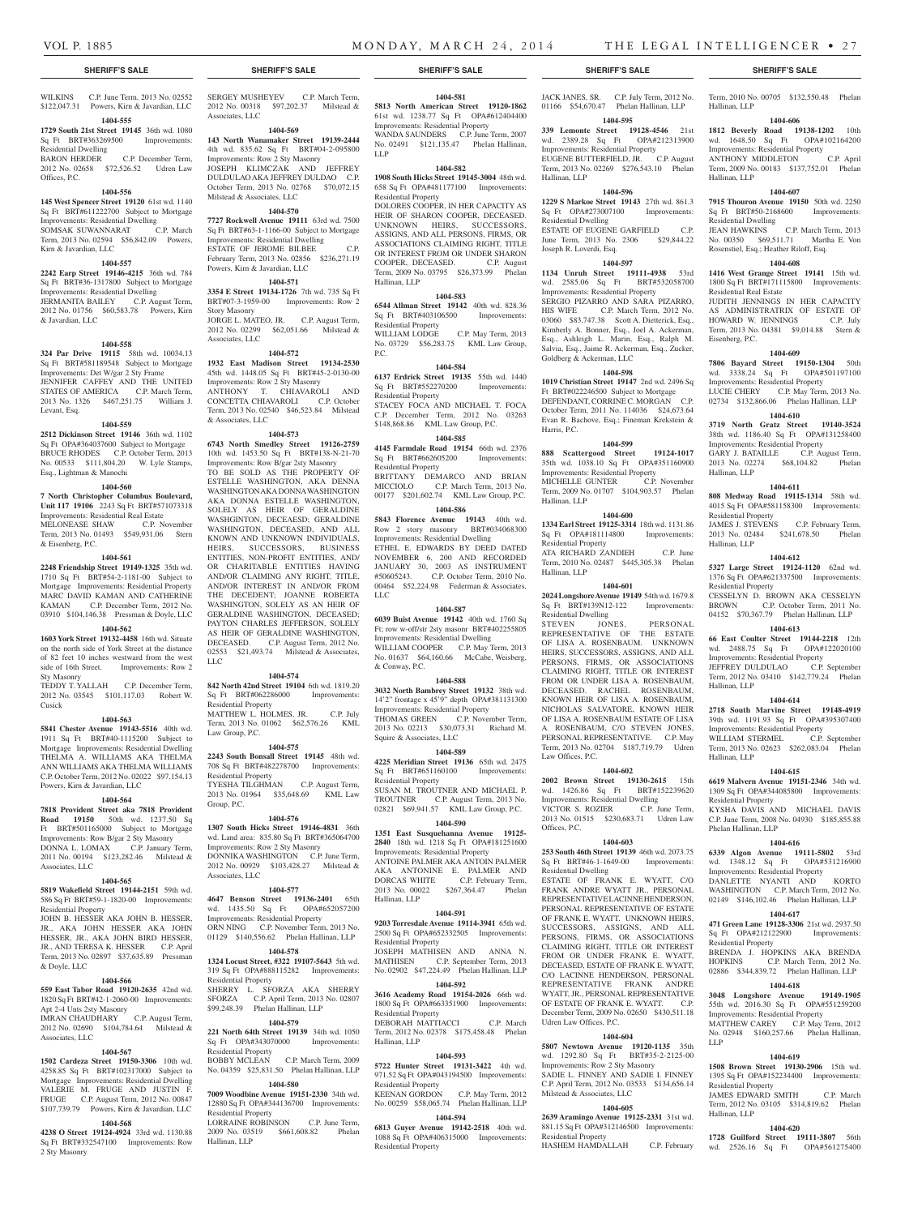## SHERIFF'S SALE

WILKINS C.P. June Term, 2013 No. 02552 $122,047.31 Powers, Kirn & Javardian, LLC

**1404-555**

**1729 South 21st Street 19145** 36th wd. 1080 Sq Ft BRT#363269500 Improvements: Residential Dwelling

BARON HERDER C.P. December Term, 2012 No. 02658 $72,526.52 Udren Law Offices, P.C.

**1404-556**

**145 West Spencer Street 19120** 61st wd. 1140 Sq Ft BRT#611222700 Subject to Mortgage Improvements: Residential Dwelling

SOMSAK SUWANNARAT C.P. March Term, 2013 No. 02594 $56,842.09 Powers, Kirn & Javardian, LLC

**1404-557**

**2242 Earp Street 19146-4215** 36th wd. 784 Sq Ft BRT#36-1317800 Subject to Mortgage Improvements: Residential Dwelling

JERMANITA BAILEY C.P. August Term, 2012 No. 01756 $60,583.78 Powers, Kirn & Javardian, LLC

**1404-558**

**324 Par Drive 19115** 58th wd. 10034.13 Sq Ft BRT#581189548 Subject to Mortgage Improvements: Det W/gar 2 Sty Frame

JENNIFER CAFFEY AND THE UNITED STATES OF AMERICA C.P. March Term, 2013 No. 1326 $467,251.75 William J. Levant, Esq.

**1404-559**

**2512 Dickinson Street 19146** 36th wd. 1102 Sq Ft OPA#364037600 Subject to Mortgage

BRUCE RHODES C.P. October Term, 2013 No. 00533 $111,804.20 W. Lyle Stamps, Esq., Lightman & Manochi

**1404-560**

**7 North Christopher Columbus Boulevard, Unit 117 19106** 2243 Sq Ft BRT#571073318 Improvements: Residential Real Estate

MELONEASE SHAW C.P. November Term, 2013 No. 01493 $549,931.06 Stern & Eisenberg, P.C.

**1404-561**

**2248 Friendship Street 19149-1325** 35th wd. 1710 Sq Ft BRT#54-2-1181-00 Subject to Mortgage Improvements: Residential Property

MARC DAVID KAMAN AND CATHERINE KAMAN C.P. December Term, 2012 No. 03910 $104,146.38 Pressman & Doyle, LLC

**1404-562**

**1603 York Street 19132-4458** 16th wd. Situate on the north side of York Street at the distance of 82 feet 10 inches westward from the west side of 16th Street. Improvements: Row 2 Sty Masonry

TEDDY T. YALLAH C.P. December Term, 2012 No. 03545 $101,117.03 Robert W. Cusick

**1404-563**

**5841 Chester Avenue 19143-5516** 40th wd. 1911 Sq Ft BRT#40-1115200 Subject to Mortgage Improvements: Residential Dwelling

THELMA A. WILLIAMS AKA THELMA ANN WILLIAMS AKA THELMA WILLIAMS C.P. October Term, 2012 No. 02022 $97,154.13 Powers, Kirn & Javardian, LLC

**1404-564**

**7818 Provident Street aka 7818 Provident Road 19150** 50th wd. 1237.50 Sq Ft BRT#501165000 Subject to Mortgage Improvements: Row B/gar 2 Sty Masonry

DONNA L. LOMAX C.P. January Term, 2011 No. 00194 $123,282.46 Milstead & Associates, LLC

**1404-565**

**5819 Wakefield Street 19144-2151** 59th wd. 586 Sq Ft BRT#59-1-1820-00 Improvements: Residential Property

JOHN B. HESSER AKA JOHN B. HESSER, JR., AKA JOHN HESSER AKA JOHN HESSER, JR., AKA JOHN BIRD HESSER, JR., AND TERESA K. HESSER C.P. April Term, 2013 No. 02897 $37,635.89 Pressman & Doyle, LLC

**1404-566**

**559 East Tabor Road 19120-2635** 42nd wd. 1820 Sq Ft BRT#42-1-2060-00 Improvements: Apt 2-4 Unts 2sty Masonry

IMRAN CHAUDHARY C.P. August Term, 2012 No. 02690 $104,784.64 Milstead & Associates, LLC

**1404-567**

**1502 Cardeza Street 19150-3306** 10th wd. 4258.85 Sq Ft BRT#102317000 Subject to Mortgage Improvements: Residential Dwelling

VALERIE M. FRUGE AND JUSTIN F. FRUGE C.P. August Term, 2012 No. 00847 $107,739.79 Powers, Kirn & Javardian, LLC

**1404-568**

**4238 O Street 19124-4924** 33rd wd. 1130.88 Sq Ft BRT#332547100 Improvements: Row 2 Sty Masonry

SERGEY MUSHEYEV C.P. March Term, 2012 No. 00318 $97,202.37 Milstead & Associates, LLC

**1404-569**

**143 North Wanamaker Street 19139-2444** 4th wd. 835.62 Sq Ft BRT#04-2-095800 Improvements: Row 2 Sty Masonry

JOSEPH KLIMCZAK AND JEFFREY DULDULAO AKA JEFFREY DULDAO C.P. October Term, 2013 No. 02768 $70,072.15 Milstead & Associates, LLC

**1404-570**

**7727 Rockwell Avenue 19111** 63rd wd. 7500 Sq Ft BRT#63-1-1166-00 Subject to Mortgage Improvements: Residential Dwelling

ESTATE OF JEROME BILBEE C.P. February Term, 2013 No. 02856 $236,271.19 Powers, Kirn & Javardian, LLC

**1404-571**

**3354 E Street 19134-1726** 7th wd. 735 Sq Ft BRT#07-3-1959-00 Improvements: Row 2 Story Masonry

JORGE L. MATEO, JR. C.P. August Term, 2012 No. 02299 $62,051.66 Milstead & Associates, LLC

**1404-572**

**1932 East Madison Street 19134-2530** 45th wd. 1448.05 Sq Ft BRT#45-2-0130-00 Improvements: Row 2 Sty Masonry

ANTHONY T. CHIAVAROLI AND CONCETTA CHIAVAROLI C.P. October Term, 2013 No. 02540 $46,523.84 Milstead & Associates, LLC

**1404-573**

**6743 North Smedley Street 19126-2759** 10th wd. 1453.50 Sq Ft BRT#138-N-21-70 Improvements: Row B/gar 2sty Masonry

TO BE SOLD AS THE PROPERTY OF ESTELLE WASHINGTON, AKA DENNA WASHINGTON AKA DONNA WASHINGTON AKA DONNA ESTELLE WASHINGTON, SOLELY AS HEIR OF GERALDINE WASHINGTON, DECEAESD; GERALDINE WASHINGTON, DECEASED, AND ALL KNOWN AND UNKNOWN INDIVIDUALS, HEIRS, SUCCESSORS, BUSINESS ENTITIES, NON-PROFIT ENTITIES, AND/ OR CHARITABLE ENTITIES HAVING AND/OR CLAIMING ANY RIGHT, TITLE, AND/OR INTEREST IN AND/OR FROM THE DECEDENT; JOANNE ROBERTA WASHINGTON, SOLELY AS AN HEIR OF GERALDINE WASHINGTON, DECEASED; PAYTON CHARLES JEFFERSON, SOLELY AS HEIR OF GERALDINE WASHINGTON, DECEASED. C.P. August Term, 2012 No. 02553 $21,493.74 Milstead & Associates, LLC

**1404-574**

**842 North 42nd Street 19104** 6th wd. 1819.20 Sq Ft BRT#062286000 Improvements: Residential Property

MATTHEW L. HOLMES, JR. C.P. July Term, 2013 No. 01062 $62,576.26 KML Law Group, P.C.

**1404-575**

**2243 South Bonsall Street 19145** 48th wd. 708 Sq Ft BRT#482278700 Improvements: Residential Property

TYESHA TILGHMAN C.P. August Term, 2013 No. 01964 $35,648.69 KML Law Group, P.C.

**1404-576**

**1307 South Hicks Street 19146-4831** 36th wd. Land area: 835.80 Sq Ft BRT#365064700 Improvements: Row 2 Sty Masonry

DONNIKA WASHINGTON C.P. June Term, 2012 No. 00929 $103,428.27 Milstead & Associates, LLC

**1404-577**

**4647 Benson Street 19136-2401** 65th wd. 1435.50 Sq Ft OPA#652057200 Improvements: Residential Property

ORN NING C.P. November Term, 2013 No. 01129 $140,556.62 Phelan Hallinan, LLP

**1404-578**

**1324 Locust Street, #322 19107-5643** 5th wd. 319 Sq Ft OPA#888115282 Improvements: Residential Property

SHERRY L. SFORZA AKA SHERRY SFORZA C.P. April Term, 2013 No. 02807 $99,248.39 Phelan Hallinan, LLP

**1404-579**

**221 North 64th Street 19139** 34th wd. 1050 Sq Ft OPA#343070000 Improvements: Residential Property

BOBBY MCLEAN C.P. March Term, 2009 No. 04359 $25,831.50 Phelan Hallinan, LLP

**1404-580**

**7009 Woodbine Avenue 19151-2330** 34th wd. 12880 Sq Ft OPA#344136700 Improvements: Residential Property

LORRAINE ROBINSON C.P. June Term, 2009 No. 03519 $661,608.82 Phelan Hallinan, LLP

**1404-581**

**5813 North American Street 19120-1862** 61st wd. 1238.77 Sq Ft OPA#612404400 Improvements: Residential Property

WANDA SAUNDERS C.P. June Term, 2007 No. 02491 $121,135.47 Phelan Hallinan, LLP

**1404-582**

**1908 South Hicks Street 19145-3004** 48th wd. 658 Sq Ft OPA#481177100 Improvements: Residential Property

DOLORES COOPER, IN HER CAPACITY AS HEIR OF SHARON COOPER, DECEASED. UNKNOWN HEIRS, SUCCESSORS, ASSIGNS, AND ALL PERSONS, FIRMS, OR ASSOCIATIONS CLAIMING RIGHT, TITLE OR INTEREST FROM OR UNDER SHARON COOPER, DECEASED. C.P. August Term, 2009 No. 03795 $26,373.99 Phelan Hallinan, LLP

**1404-583**

**6544 Allman Street 19142** 40th wd. 828.36 Sq Ft BRT#403106500 Improvements: Residential Property

WILLIAM LODGE C.P. May Term, 2013 No. 03729 $56,283.75 KML Law Group, P.C.

**1404-584**

**6137 Erdrick Street 19135** 55th wd. 1440 Sq Ft BRT#552270200 Improvements: Residential Property

STACEY FOCA AND MICHAEL T. FOCA C.P. December Term, 2012 No. 03263 $148,868.86 KML Law Group, P.C.

**1404-585**

**4145 Farmdale Road 19154** 66th wd. 2376 Sq Ft BRT#662605200 Improvements: Residential Property

BRITTANY DEMARCO AND BRIAN MICCIOLO C.P. March Term, 2013 No. 00177 $201,602.74 KML Law Group, P.C.

**1404-586**

**5843 Florence Avenue 19143** 40th wd. Row 2 story masonry BRT#034068300 Improvements: Residential Dwelling

ETHEL E. EDWARDS BY DEED DATED NOVEMBER 6, 200 AND RECORDED JANUARY 30, 2003 AS INSTRUMENT #50605243. C.P. October Term, 2010 No. 00464 $52,224.98 Federman & Associates, LLC

**1404-587**

**6039 Buist Avenue 19142** 40th wd. 1760 Sq Ft; row w-off/str 2sty masonr BRT#402255805 Improvements: Residential Dwelling

WILLIAM COOPER C.P. May Term, 2013 No. 01637 $64,160.66 McCabe, Weisberg, & Conway, P.C.

**1404-588**

**3032 North Bambrey Street 19132** 38th wd. 14'2" frontage x 45'9" depth OPA#381131300 Improvements: Residential Property

THOMAS GREEN C.P. November Term, 2013 No. 02213 $30,073.31 Richard M. Squire & Associates, LLC

**1404-589**

**4225 Meridian Street 19136** 65th wd. 2475 Sq Ft BRT#651160100 Improvements: Residential Property

SUSAN M. TROUTNER AND MICHAEL P. TROUTNER C.P. August Term, 2013 No. 02821 $69,941.57 KML Law Group, P.C.

**1404-590**

**1351 East Susquehanna Avenue 19125-2840** 18th wd. 1218 Sq Ft OPA#181251600 Improvements: Residential Property

ANTOINE PALMER AKA ANTOIN PALMER AKA ANTONINE E. PALMER AND DORCAS WHITE C.P. February Term, 2013 No. 00022 $267,364.47 Phelan Hallinan, LLP

**1404-591**

**9203 Torresdale Avenue 19114-3941** 65th wd. 2500 Sq Ft OPA#652332505 Improvements: Residential Property

JOSEPH MATHISEN AND ANNA N. MATHISEN C.P. September Term, 2013 No. 02902 $47,224.49 Phelan Hallinan, LLP

**1404-592**

**3616 Academy Road 19154-2026** 66th wd. 1800 Sq Ft OPA#663351900 Improvements: Residential Property

DEBORAH MATTIACCI C.P. March Term, 2012 No. 02378 $175,458.48 Phelan Hallinan, LLP

**1404-593**

**5722 Hunter Street 19131-3422** 4th wd. 971.52 Sq Ft OPA#043194500 Improvements: Residential Property

KEENAN GORDON C.P. May Term, 2012 No. 00259 $58,065.74 Phelan Hallinan, LLP

**1404-594**

**6813 Guyer Avenue 19142-2518** 40th wd. 1088 Sq Ft OPA#406315000 Improvements: Residential Property

JACK JANES, SR. C.P. July Term, 2012 No. 01166 $54,670.47 Phelan Hallinan, LLP

**1404-595**

**339 Lemonte Street 19128-4546** 21st wd. 2389.28 Sq Ft OPA#212313900 Improvements: Residential Property

EUGENE BUTTERFIELD, JR. C.P. August Term, 2013 No. 02269 $276,543.10 Phelan Hallinan, LLP

**1404-596**

**1229 S Markoe Street 19143** 27th wd. 861.3 Sq Ft OPA#273007100 Improvements: Residential Dwelling

ESTATE OF EUGENE GARFIELD C.P. June Term, 2013 No. 2306 $29,844.22 Joseph R. Loverdi, Esq.

**1404-597**

**1134 Unruh Street 19111-4938** 53rd wd. 2585.06 Sq Ft BRT#532058700 Improvements: Residential Property

SERGIO PIZARRO AND SARA PIZARRO, HIS WIFE C.P. March Term, 2012 No. 03060 $83,747.38 Scott A. Dietterick, Esq., Kimberly A. Bonner, Esq., Joel A. Ackerman, Esq., Ashleigh L. Marin, Esq., Ralph M. Salvia, Esq., Jaime R. Ackerman, Esq., Zucker, Goldberg & Ackerman, LLC

**1404-598**

**1019 Christian Street 19147** 2nd wd. 2496 Sq Ft BRT#022246500 Subject to Mortgage

DEFENDANT, CORRINE C. MORGAN C.P. October Term, 2011 No. 114036 $24,673.64 Evan R. Bachove, Esq.; Fineman Krekstein & Harris, P.C.

**1404-599**

**888 Scattergood Street 19124-1017** 35th wd. 1038.10 Sq Ft OPA#351160900 Improvements: Residential Property

MICHELLE GUNTER C.P. November Term, 2009 No. 01707 $104,903.57 Phelan Hallinan, LLP

**1404-600**

**1334 Earl Street 19125-3314** 18th wd. 1131.86 Sq Ft OPA#181114800 Improvements: Residential Property

ATA RICHARD ZANDIEH C.P. June Term, 2010 No. 02487 $445,305.38 Phelan Hallinan, LLP

**1404-601**

**2024 Longshore Avenue 19149** 54th wd. 1679.8 Sq Ft BRT#139N12-122 Improvements: Residential Dwelling

STEVEN JONES, PERSONAL REPRESENTATIVE OF THE ESTATE OF LISA A. ROSENBAUM. UNKNOWN HEIRS, SUCCESSORS, ASSIGNS, AND ALL PERSONS, FIRMS, OR ASSOCIATIONS CLAIMING RIGHT, TITLE OR INTEREST FROM OR UNDER LISA A. ROSENBAUM, DECEASED. RACHEL ROSENBAUM, KNOWN HEIR OF LISA A. ROSENBAUM, NICHOLAS SALVATORE, KNOWN HEIR OF LISA A. ROSENBAUM ESTATE OF LISA A. ROSENBAUM, C/O STEVEN JONES, PERSONAL REPRESENTATIVE. C.P. May Term, 2013 No. 02704 $187,719.79 Udren Law Offices, P.C.

**1404-602**

**2002 Brown Street 19130-2615** 15th wd. 1426.86 Sq Ft BRT#152239620 Improvements: Residential Dwelling

VICTOR S. ROZIER C.P. June Term, 2013 No. 01515 $230,683.71 Udren Law Offices, P.C.

**1404-603**

**253 South 46th Street 19139** 46th wd. 2073.75 Sq Ft BRT#46-1-1649-00 Improvements: Residential Dwelling

ESTATE OF FRANK E. WYATT, C/O FRANK ANDRE WYATT JR., PERSONAL REPRESENTATIVE LACINNE HENDERSON, PERSONAL REPRESENTATIVE OF ESTATE OF FRANK E. WYATT. UNKNOWN HEIRS, SUCCESSORS, ASSIGNS, AND ALL PERSONS, FIRMS, OR ASSOCIATIONS CLAIMING RIGHT, TITLE OR INTEREST FROM OR UNDER FRANK E. WYATT, DECEASED, ESTATE OF FRANK E. WYATT, C/O LACINNE HENDERSON, PERSONAL REPRESENTATIVE FRANK ANDRE WYATT, JR., PERSONAL REPRESENTATIVE OF ESTATE OF FRANK E. WYATT. C.P. December Term, 2009 No. 02650 $430,511.18 Udren Law Offices, P.C.

**1404-604**

**5807 Newtown Avenue 19120-1135** 35th wd. 1292.80 Sq Ft BRT#35-2-2125-00 Improvements: Row 2 Sty Masonry

SADIE L. FINNEY AND SADIE I. FINNEY C.P. April Term, 2012 No. 03533 $134,656.14 Milstead & Associates, LLC

**1404-605**

**2639 Aramingo Avenue 19125-2331** 31st wd. 881.15 Sq Ft OPA#312146500 Improvements: Residential Property

HASHEM HAMDALLAH C.P. February Term, 2010 No. 00705 $132,550.48 Phelan Hallinan, LLP

**1404-606**

**1812 Beverly Road 19138-1202** 10th wd. 1648.50 Sq Ft OPA#102164200 Improvements: Residential Property

ANTHONY MIDDLETON C.P. April Term, 2009 No. 00183 $137,752.01 Phelan Hallinan, LLP

**1404-607**

**7915 Thouron Avenue 19150** 50th wd. 2250 Sq Ft BRT#50-2168600 Improvements: Residential Dwelling

JEAN HAWKINS C.P. March Term, 2013 No. 00350 $69,511.71 Martha E. Von Rosenstiel, Esq.; Heather Riloff, Esq.

**1404-608**

**1416 West Grange Street 19141** 15th wd. 1800 Sq Ft BRT#171115800 Improvements: Residential Real Estate

JUDITH JENNINGS IN HER CAPACITY AS ADMINISTRATRIX OF ESTATE OF HOWARD W. JENNINGS C.P. July Term, 2013 No. 04381 $9,014.88 Stern & Eisenberg, P.C.

**1404-609**

**7806 Bayard Street 19150-1304** 50th wd. 3338.24 Sq Ft OPA#501197100 Improvements: Residential Property

LUCIE CHERY C.P. May Term, 2013 No. 02734 $132,866.06 Phelan Hallinan, LLP

**1404-610**

**3719 North Gratz Street 19140-3524** 38th wd. 1186.40 Sq Ft OPA#131258400 Improvements: Residential Property

GARY J. BATAILLE C.P. August Term, 2013 No. 02274 $68,104.82 Phelan Hallinan, LLP

**1404-611**

**808 Medway Road 19115-1314** 58th wd. 4015 Sq Ft OPA#581158300 Improvements: Residential Property

JAMES J. STEVENS C.P. February Term, 2013 No. 02484 $241,678.50 Phelan Hallinan, LLP

**1404-612**

**5327 Large Street 19124-1120** 62nd wd. 1376 Sq Ft OPA#621337500 Improvements: Residential Property

CESSELYN D. BROWN AKA CESSELYN BROWN C.P. October Term, 2011 No. 04152 $70,367.79 Phelan Hallinan, LLP

**1404-613**

**66 East Coulter Street 19144-2218** 12th wd. 2488.75 Sq Ft OPA#122020100 Improvements: Residential Property

JEFFREY DULDULAO C.P. September Term, 2012 No. 03410 $142,779.24 Phelan Hallinan, LLP

**1404-614**

**2718 South Marvine Street 19148-4919** 39th wd. 1191.93 Sq Ft OPA#395307400 Improvements: Residential Property

WILLIAM STERMEL C.P. September Term, 2013 No. 02623 $262,083.04 Phelan Hallinan, LLP

**1404-615**

**6619 Malvern Avenue 19151-2346** 34th wd. 1309 Sq Ft OPA#344085800 Improvements: Residential Property

KYSHA DAVIS AND MICHAEL DAVIS C.P. June Term, 2008 No. 04930 $185,855.88 Phelan Hallinan, LLP

**1404-616**

**6339 Algon Avenue 19111-5802** 53rd wd. 1348.12 Sq Ft OPA#531216900 Improvements: Residential Property

DANLETTE NYANTI AND KORTO WASHINGTON C.P. March Term, 2012 No. 02149 $146,102.46 Phelan Hallinan, LLP

**1404-617**

**471 Green Lane 19128-3306** 21st wd. 2937.50 Sq Ft OPA#212122900 Improvements: Residential Property

BRENDA J. HOPKINS AKA BRENDA HOPKINS C.P. March Term, 2012 No. 02886 $344,839.72 Phelan Hallinan, LLP

**1404-618**

**3048 Longshore Avenue 19149-1905** 55th wd. 2016.30 Sq Ft OPA#551259200 Improvements: Residential Property

MATTHEW CAREY C.P. May Term, 2012 No. 02948 $160,257.66 Phelan Hallinan, LLP

**1404-619**

**1508 Brown Street 19130-2906** 15th wd. 1395 Sq Ft OPA#152234400 Improvements: Residential Property

JAMES EDWARD SMITH C.P. March Term, 2012 No. 03105 $314,819.62 Phelan Hallinan, LLP

**1404-620**

**1728 Guilford Street 19111-3807** 56th wd. 2526.16 Sq Ft OPA#561275400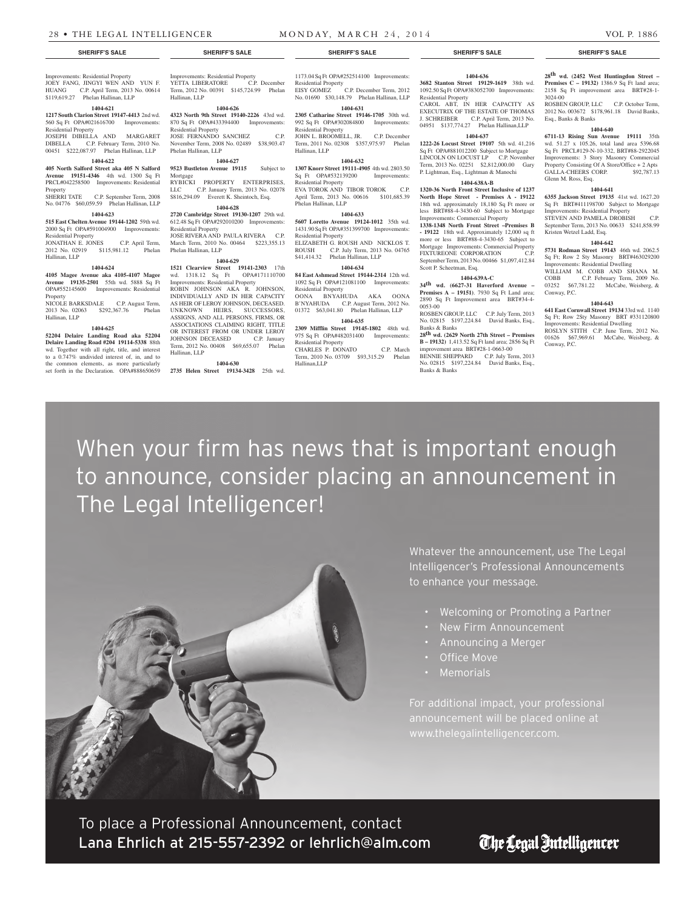SHERIFF'S SALE

Improvements: Residential Property
JOEY FANG, JINGYI WEN AND YUN F. HUANG C.P. April Term, 2013 No. 00614 $119,619.27 Phelan Hallinan, LLP

**1404-621**

**1217 South Clarion Street 19147-4413** 2nd wd. 560 Sq Ft OPA#021616700 Improvements: Residential Property
JOSEPH DIBELLA AND MARGARET DIBELLA C.P. February Term, 2010 No. 00451 $222,087.97 Phelan Hallinan, LLP

**1404-622**

**405 North Salford Street aka 405 N Salford Avenue 19151-4346** 4th wd. 1300 Sq Ft PRCL#042258500 Improvements: Residential Property
SHERRI TATE C.P. September Term, 2008 No. 04776 $60,059.59 Phelan Hallinan, LLP

**1404-623**

**515 East Chelten Avenue 19144-1202** 59th wd. 2000 Sq Ft OPA#591004900 Improvements: Residential Property
JONATHAN E. JONES C.P. April Term, 2012 No. 02919 $115,981.12 Phelan Hallinan, LLP

**1404-624**

**4105 Magee Avenue aka 4105-4107 Magee Avenue 19135-2501** 55th wd. 5888 Sq Ft OPA#552145600 Improvements: Residential Property
NICOLE BARKSDALE C.P. August Term, 2013 No. 02063 $292,367.76 Phelan Hallinan, LLP

**1404-625**

**52204 Delaire Landing Road aka 52204 Delaire Landing Road #204 19114-5338** 88th wd. Together with all right, title, and interest to a 0.747% undivided interest of, in, and to the common elements, as more particularly set forth in the Declaration. OPA#888650659

Improvements: Residential Property
YETTA LIBERATORE C.P. December Term, 2012 No. 00391 $145,724.99 Phelan Hallinan, LLP

**1404-626**

**4323 North 9th Street 19140-2226** 43rd wd. 870 Sq Ft OPA#433394400 Improvements: Residential Property
JOSE FERNANDO SANCHEZ C.P. November Term, 2008 No. 02489 $38,903.47 Phelan Hallinan, LLP

**1404-627**

**9523 Bustleton Avenue 19115** Subject to Mortgage
RYBICKI PROPERTY ENTERPRISES, LLC C.P. January Term, 2013 No. 02078 $816,294.09 Everett K. Sheintoch, Esq.

**1404-628**

**2720 Cambridge Street 19130-1207** 29th wd. 612.48 Sq Ft OPA#292010200 Improvements: Residential Property
JOSE RIVERA AND PAULA RIVERA C.P. March Term, 2010 No. 00464 $223,355.13 Phelan Hallinan, LLP

**1404-629**

**1521 Clearview Street 19141-2303** 17th wd. 1318.12 Sq Ft OPA#171110700 Improvements: Residential Property
ROBIN JOHNSON AKA R. JOHNSON, INDIVIDUALLY AND IN HER CAPACITY AS HEIR OF LEROY JOHNSON, DECEASED. UNKNOWN HEIRS, SUCCESSORS, ASSIGNS, AND ALL PERSONS, FIRMS, OR ASSOCIATIONS CLAIMING RIGHT, TITLE OR INTEREST FROM OR UNDER LEROY JOHNSON DECEASED C.P. January Term, 2012 No. 00408 $69,655.07 Phelan Hallinan, LLP

**1404-630**

**2735 Helen Street 19134-3428** 25th wd. 1173.04 Sq Ft OPA#252514100 Improvements: Residential Property
EISY GOMEZ C.P. December Term, 2012 No. 01690 $30,148.79 Phelan Hallinan, LLP

**1404-631**

**2305 Catharine Street 19146-1705** 30th wd. 992 Sq Ft OPA#302084800 Improvements: Residential Property
JOHN L. BROOMELL, JR. C.P. December Term, 2011 No. 02308 $357,975.97 Phelan Hallinan, LLP

**1404-632**

**1307 Knorr Street 19111-4905** 4th wd. 2803.50 Sq Ft OPA#532139200 Improvements: Residential Property
EVA TOROK AND TIBOR TOROK C.P. April Term, 2013 No. 00616 $101,685.39 Phelan Hallinan, LLP

**1404-633**

**5607 Loretto Avenue 19124-1012** 35th wd. 1431.90 Sq Ft OPA#351399700 Improvements: Residential Property
ELIZABETH G. ROUSH AND NICKLOS T. ROUSH C.P. July Term, 2013 No. 04765 $41,414.32 Phelan Hallinan, LLP

**1404-634**

**84 East Ashmead Street 19144-2314** 12th wd. 1092 Sq Ft OPA#121081100 Improvements: Residential Property
OONA BNYAHUDA AKA OONA B'NYAHUDA C.P. August Term, 2012 No. 01372 $63,041.80 Phelan Hallinan, LLP

**1404-635**

**2309 Mifflin Street 19145-1802** 48th wd. 975 Sq Ft OPA#482031400 Improvements: Residential Property
CHARLES P. DONATO C.P. March Term, 2010 No. 03709 $93,315.29 Phelan Hallinan,LLP

**1404-636**

**3682 Stanton Street 19129-1619** 38th wd. 1092.50 Sq Ft OPA#383052700 Improvements: Residential Property
CAROL ABT, IN HER CAPACITY AS EXECUTRIX OF THE ESTATE OF THOMAS J. SCHREIBER C.P. April Term, 2013 No. 04951 $137,774.27 Phelan Hallinan,LLP

**1404-637**

**1222-26 Locust Street 19107** 5th wd. 41,216 Sq Ft OPA#881012200 Subject to Mortgage
LINCOLN ON LOCUST LP C.P. November Term, 2013 No. 02251 $2,812,000.00 Gary P. Lightman, Esq., Lightman & Manochi

**1404-638A-B**

**1320-36 North Front Street Inclusive of 1237 North Hope Street - Premises A - 19122** 18th wd. approximately 18,180 Sq Ft more or less BRT#88-4-3430-60 Subject to Mortgage Improvements: Commercial Property
**1338-1348 North Front Street –Premises B - 19122** 18th wd. Approximately 12,000 sq ft more or less BRT#88-4-3430-65 Subject to Mortgage Improvements: Commercial Property
FIXTUREONE CORPORATION C.P. September Term, 2013 No. 00466 $1,097,412.84 Scott P. Scheetman, Esq.

**1404-639A-C**

**34th wd. (6627-31 Haverford Avenue – Premises A – 19151)**. 7930 Sq Ft Land area; 2890 Sq Ft Improvement area BRT#34-4-0053-00
ROSBEN GROUP, LLC C.P. July Term, 2013 No. 02815 $197,224.84 David Banks, Esq., Banks & Banks
**28th wd. (2629 North 27th Street – Premises B – 19132)** 1,413.52 Sq Ft land area; 2856 Sq Ft improvement area BRT#28-1-0663-00
BENNIE SHEPPARD C.P. July Term, 2013 No. 02815 $197,224.84 David Banks, Esq., Banks & Banks
**28th wd. (2452 West Huntingdon Street – Premises C – 19132)** 1386.9 Sq Ft land area; 2158 Sq Ft improvement area BRT#28-1-3024-00
ROSBEN GROUP, LLC C.P. October Term, 2012 No. 003672 $178,961.18 David Banks, Esq., Banks & Banks

**1404-640**

**6711-13 Rising Sun Avenue 19111** 35th wd. 51.27 x 105.26, total land area 5396.68 Sq Ft PRCL#129-N-10-332, BRT#88-2922045 Improvements: 3 Story Masonry Commercial Property Consisting Of A Store/Office + 2 Apts
GALLA-CHEERS CORP. $92,787.13 Glenn M. Ross, Esq.

**1404-641**

**6355 Jackson Street 19135** 41st wd. 1627.20 Sq Ft BRT#411198700 Subject to Mortgage Improvements: Residential Property
STEVEN AND PAMELA DROBISH C.P. September Term, 2013 No. 00633 $241,858.99 Kristen Wetzel Ladd, Esq.

**1404-642**

**5731 Rodman Street 19143** 46th wd. 2062.5 Sq Ft; Row 2 Sty Masonry BRT#463029200 Improvements: Residential Dwelling
WILLIAM M. COBB AND SHANA M. COBB C.P. February Term, 2009 No. 03252 $67,781.22 McCabe, Weisberg, & Conway, P.C.

**1404-643**

**641 East Cornwall Street 19134** 33rd wd. 1140 Sq Ft; Row 2Sty Masonry BRT #331120800 Improvements: Residential Dwelling
ROSLYN STITH C.P. June Term, 2012 No. 01626 $67,969.61 McCabe, Weisberg, & Conway, P.C.

---

When your firm has news that is important enough to announce, consider placing an announcement in The Legal Intelligencer!

Whatever the announcement, use The Legal Intelligencer's Professional Announcements to enhance your message.

- Welcoming or Promoting a Partner
- New Firm Announcement
- Announcing a Merger
- Office Move
- Memorials

For additional impact, your professional announcement will be placed online at www.thelegalintelligencer.com.

To place a Professional Announcement, contact
Lana Ehrlich at 215-557-2392 or lehrlich@alm.com

The Legal Intelligencer